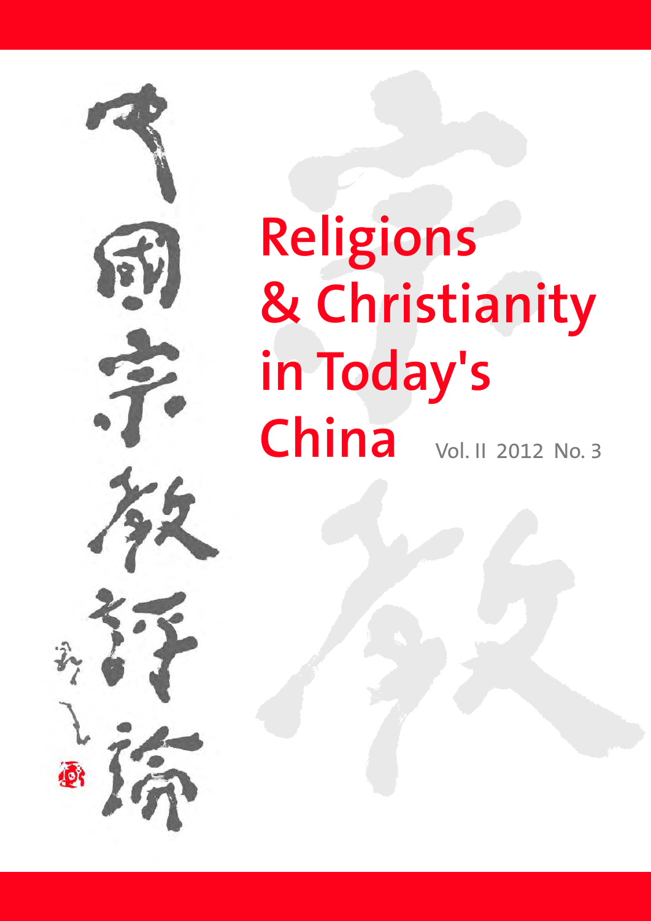中國宗教評論

# Religions & Christianity in Today's China

Vol. II 2012 No. 3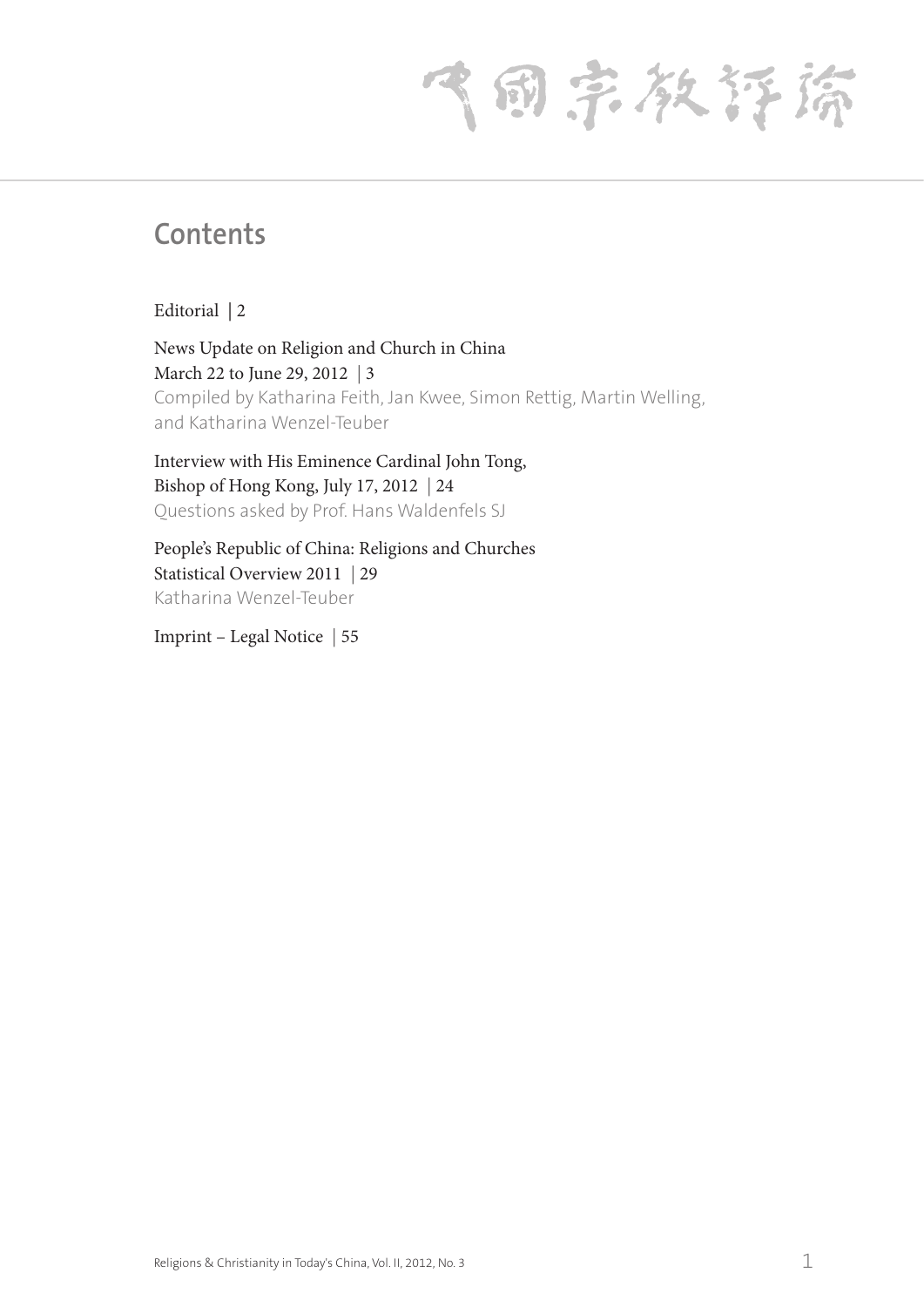中國宗教評論

# Contents

Editorial | 2

News Update on Religion and Church in China
March 22 to June 29, 2012 | 3
Compiled by Katharina Feith, Jan Kwee, Simon Rettig, Martin Welling, and Katharina Wenzel-Teuber

Interview with His Eminence Cardinal John Tong, Bishop of Hong Kong, July 17, 2012 | 24
Questions asked by Prof. Hans Waldenfels SJ

People's Republic of China: Religions and Churches Statistical Overview 2011 | 29
Katharina Wenzel-Teuber

Imprint – Legal Notice | 55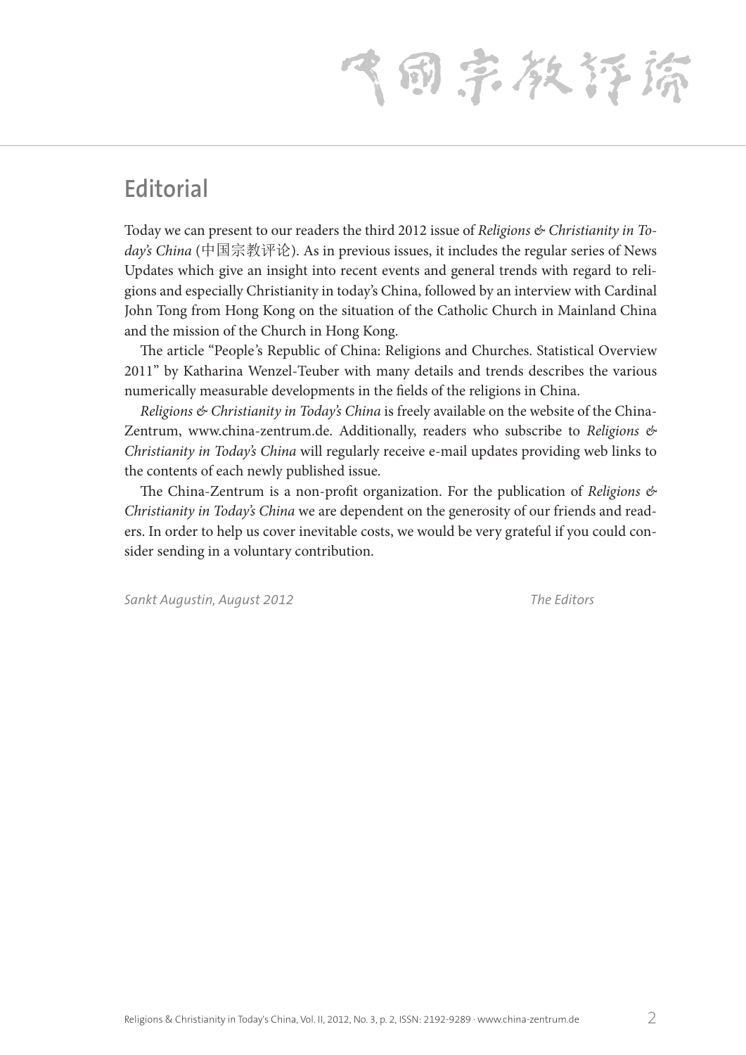## Editorial

Today we can present to our readers the third 2012 issue of *Religions & Christianity in Today's China* (中国宗教评论). As in previous issues, it includes the regular series of News Updates which give an insight into recent events and general trends with regard to religions and especially Christianity in today's China, followed by an interview with Cardinal John Tong from Hong Kong on the situation of the Catholic Church in Mainland China and the mission of the Church in Hong Kong.

The article "People's Republic of China: Religions and Churches. Statistical Overview 2011" by Katharina Wenzel-Teuber with many details and trends describes the various numerically measurable developments in the fields of the religions in China.

*Religions & Christianity in Today's China* is freely available on the website of the China-Zentrum, www.china-zentrum.de. Additionally, readers who subscribe to *Religions & Christianity in Today's China* will regularly receive e-mail updates providing web links to the contents of each newly published issue.

The China-Zentrum is a non-profit organization. For the publication of *Religions & Christianity in Today's China* we are dependent on the generosity of our friends and readers. In order to help us cover inevitable costs, we would be very grateful if you could consider sending in a voluntary contribution.

*Sankt Augustin, August 2012* *The Editors*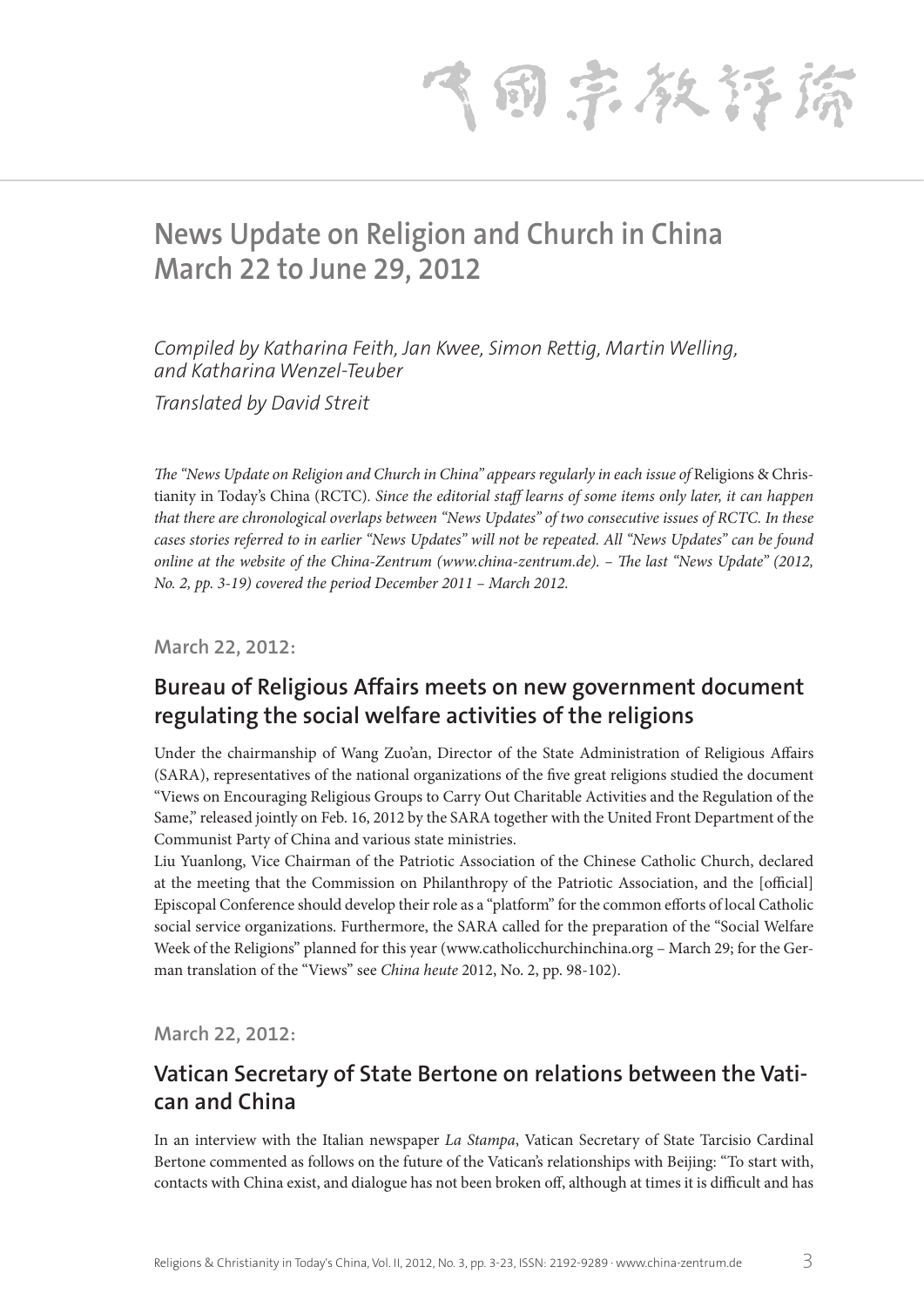# News Update on Religion and Church in China March 22 to June 29, 2012

*Compiled by Katharina Feith, Jan Kwee, Simon Rettig, Martin Welling, and Katharina Wenzel-Teuber*

*Translated by David Streit*

*The "News Update on Religion and Church in China" appears regularly in each issue of* Religions & Christianity in Today's China (RCTC). *Since the editorial staff learns of some items only later, it can happen that there are chronological overlaps between "News Updates" of two consecutive issues of RCTC. In these cases stories referred to in earlier "News Updates" will not be repeated. All "News Updates" can be found online at the website of the China-Zentrum (www.china-zentrum.de). – The last "News Update" (2012, No. 2, pp. 3-19) covered the period December 2011 – March 2012.*

**March 22, 2012:**

## Bureau of Religious Affairs meets on new government document regulating the social welfare activities of the religions

Under the chairmanship of Wang Zuo'an, Director of the State Administration of Religious Affairs (SARA), representatives of the national organizations of the five great religions studied the document "Views on Encouraging Religious Groups to Carry Out Charitable Activities and the Regulation of the Same," released jointly on Feb. 16, 2012 by the SARA together with the United Front Department of the Communist Party of China and various state ministries.

Liu Yuanlong, Vice Chairman of the Patriotic Association of the Chinese Catholic Church, declared at the meeting that the Commission on Philanthropy of the Patriotic Association, and the [official] Episcopal Conference should develop their role as a "platform" for the common efforts of local Catholic social service organizations. Furthermore, the SARA called for the preparation of the "Social Welfare Week of the Religions" planned for this year (www.catholicchurchinchina.org – March 29; for the German translation of the "Views" see *China heute* 2012, No. 2, pp. 98-102).

**March 22, 2012:**

## Vatican Secretary of State Bertone on relations between the Vatican and China

In an interview with the Italian newspaper *La Stampa*, Vatican Secretary of State Tarcisio Cardinal Bertone commented as follows on the future of the Vatican's relationships with Beijing: "To start with, contacts with China exist, and dialogue has not been broken off, although at times it is difficult and has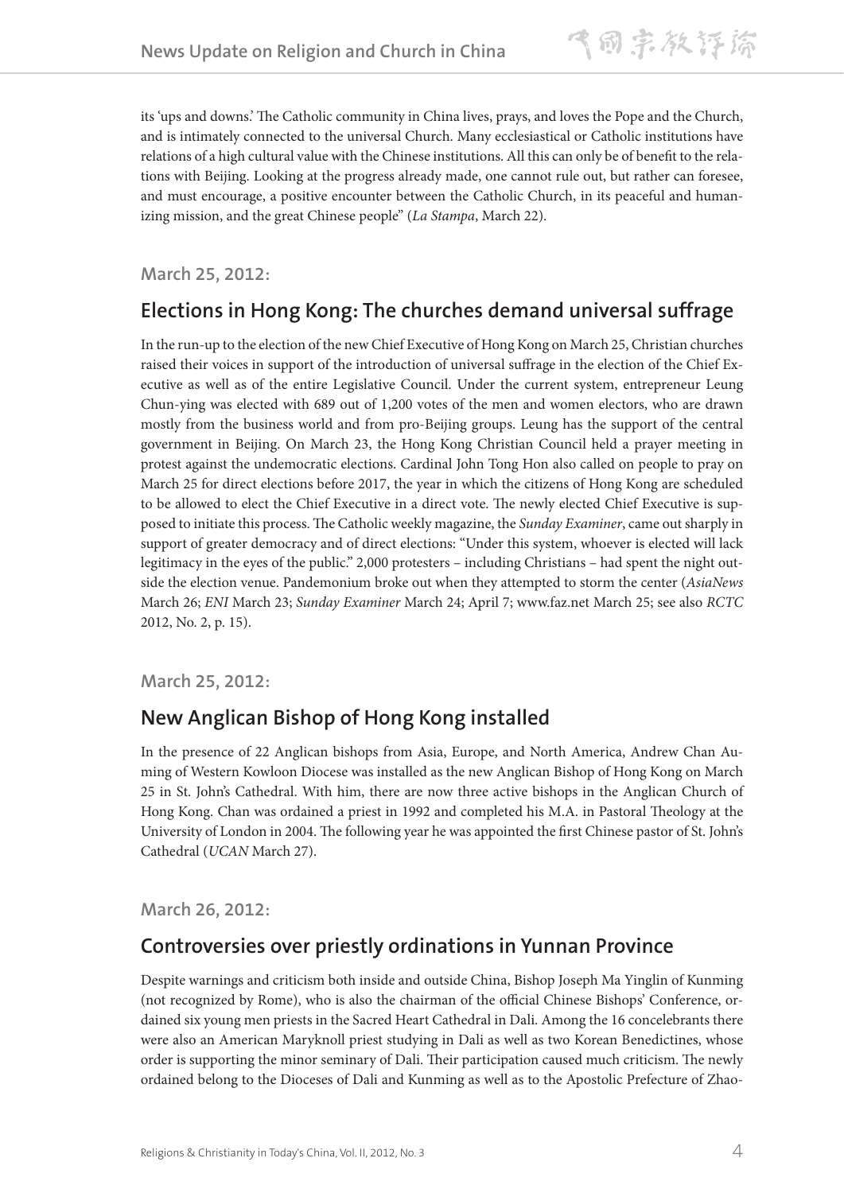its 'ups and downs.' The Catholic community in China lives, prays, and loves the Pope and the Church, and is intimately connected to the universal Church. Many ecclesiastical or Catholic institutions have relations of a high cultural value with the Chinese institutions. All this can only be of benefit to the relations with Beijing. Looking at the progress already made, one cannot rule out, but rather can foresee, and must encourage, a positive encounter between the Catholic Church, in its peaceful and humanizing mission, and the great Chinese people" (*La Stampa*, March 22).

**March 25, 2012:**

## Elections in Hong Kong: The churches demand universal suffrage

In the run-up to the election of the new Chief Executive of Hong Kong on March 25, Christian churches raised their voices in support of the introduction of universal suffrage in the election of the Chief Executive as well as of the entire Legislative Council. Under the current system, entrepreneur Leung Chun-ying was elected with 689 out of 1,200 votes of the men and women electors, who are drawn mostly from the business world and from pro-Beijing groups. Leung has the support of the central government in Beijing. On March 23, the Hong Kong Christian Council held a prayer meeting in protest against the undemocratic elections. Cardinal John Tong Hon also called on people to pray on March 25 for direct elections before 2017, the year in which the citizens of Hong Kong are scheduled to be allowed to elect the Chief Executive in a direct vote. The newly elected Chief Executive is supposed to initiate this process. The Catholic weekly magazine, the *Sunday Examiner*, came out sharply in support of greater democracy and of direct elections: "Under this system, whoever is elected will lack legitimacy in the eyes of the public." 2,000 protesters – including Christians – had spent the night outside the election venue. Pandemonium broke out when they attempted to storm the center (*AsiaNews* March 26; *ENI* March 23; *Sunday Examiner* March 24; April 7; www.faz.net March 25; see also *RCTC* 2012, No. 2, p. 15).

**March 25, 2012:**

## New Anglican Bishop of Hong Kong installed

In the presence of 22 Anglican bishops from Asia, Europe, and North America, Andrew Chan Auming of Western Kowloon Diocese was installed as the new Anglican Bishop of Hong Kong on March 25 in St. John's Cathedral. With him, there are now three active bishops in the Anglican Church of Hong Kong. Chan was ordained a priest in 1992 and completed his M.A. in Pastoral Theology at the University of London in 2004. The following year he was appointed the first Chinese pastor of St. John's Cathedral (*UCAN* March 27).

**March 26, 2012:**

## Controversies over priestly ordinations in Yunnan Province

Despite warnings and criticism both inside and outside China, Bishop Joseph Ma Yinglin of Kunming (not recognized by Rome), who is also the chairman of the official Chinese Bishops' Conference, ordained six young men priests in the Sacred Heart Cathedral in Dali. Among the 16 concelebrants there were also an American Maryknoll priest studying in Dali as well as two Korean Benedictines, whose order is supporting the minor seminary of Dali. Their participation caused much criticism. The newly ordained belong to the Dioceses of Dali and Kunming as well as to the Apostolic Prefecture of Zhao-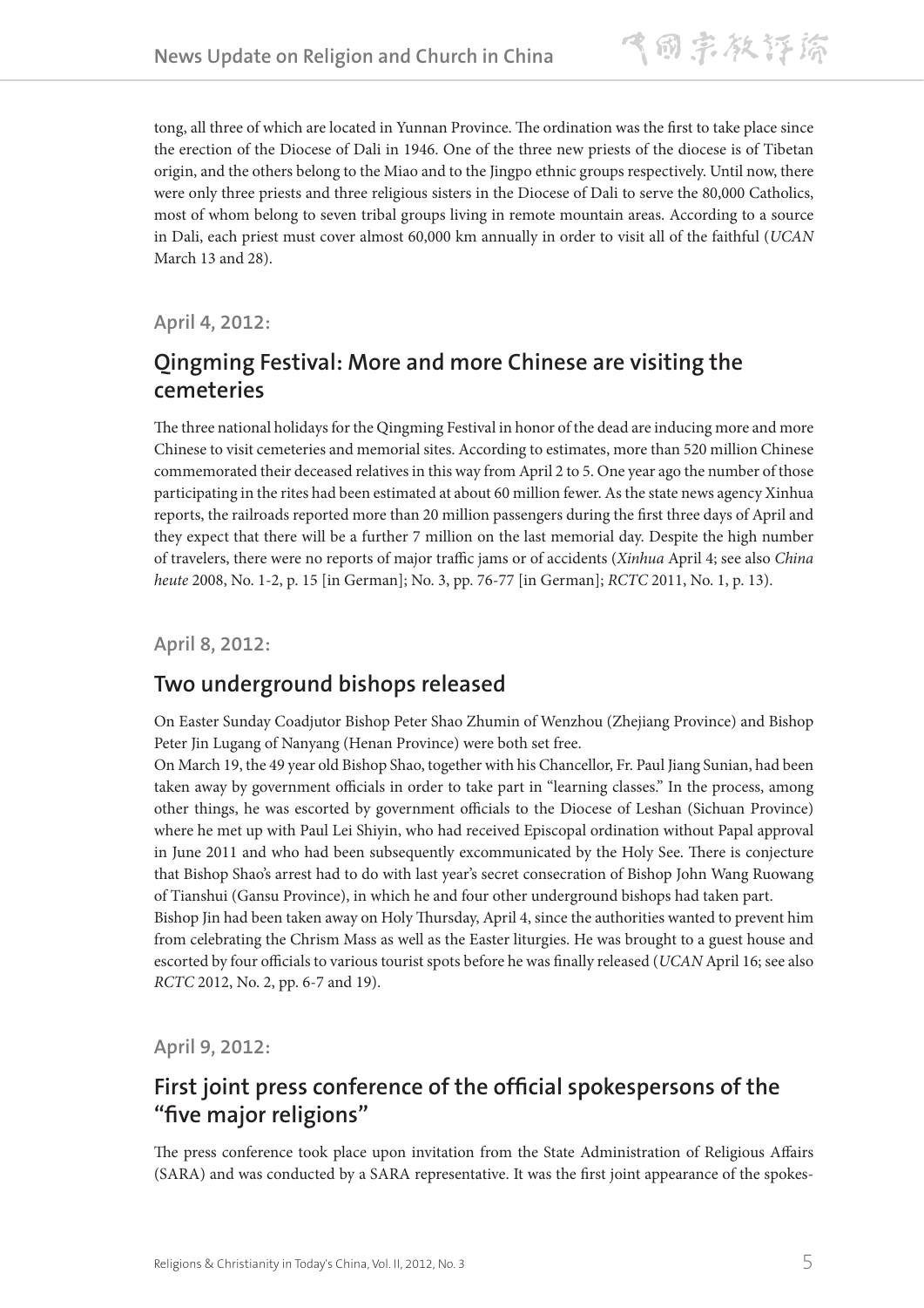tong, all three of which are located in Yunnan Province. The ordination was the first to take place since the erection of the Diocese of Dali in 1946. One of the three new priests of the diocese is of Tibetan origin, and the others belong to the Miao and to the Jingpo ethnic groups respectively. Until now, there were only three priests and three religious sisters in the Diocese of Dali to serve the 80,000 Catholics, most of whom belong to seven tribal groups living in remote mountain areas. According to a source in Dali, each priest must cover almost 60,000 km annually in order to visit all of the faithful (*UCAN* March 13 and 28).

#### April 4, 2012:

## Qingming Festival: More and more Chinese are visiting the cemeteries

The three national holidays for the Qingming Festival in honor of the dead are inducing more and more Chinese to visit cemeteries and memorial sites. According to estimates, more than 520 million Chinese commemorated their deceased relatives in this way from April 2 to 5. One year ago the number of those participating in the rites had been estimated at about 60 million fewer. As the state news agency Xinhua reports, the railroads reported more than 20 million passengers during the first three days of April and they expect that there will be a further 7 million on the last memorial day. Despite the high number of travelers, there were no reports of major traffic jams or of accidents (*Xinhua* April 4; see also *China heute* 2008, No. 1-2, p. 15 [in German]; No. 3, pp. 76-77 [in German]; *RCTC* 2011, No. 1, p. 13).

#### April 8, 2012:

## Two underground bishops released

On Easter Sunday Coadjutor Bishop Peter Shao Zhumin of Wenzhou (Zhejiang Province) and Bishop Peter Jin Lugang of Nanyang (Henan Province) were both set free.

On March 19, the 49 year old Bishop Shao, together with his Chancellor, Fr. Paul Jiang Sunian, had been taken away by government officials in order to take part in "learning classes." In the process, among other things, he was escorted by government officials to the Diocese of Leshan (Sichuan Province) where he met up with Paul Lei Shiyin, who had received Episcopal ordination without Papal approval in June 2011 and who had been subsequently excommunicated by the Holy See. There is conjecture that Bishop Shao's arrest had to do with last year's secret consecration of Bishop John Wang Ruowang of Tianshui (Gansu Province), in which he and four other underground bishops had taken part.

Bishop Jin had been taken away on Holy Thursday, April 4, since the authorities wanted to prevent him from celebrating the Chrism Mass as well as the Easter liturgies. He was brought to a guest house and escorted by four officials to various tourist spots before he was finally released (*UCAN* April 16; see also *RCTC* 2012, No. 2, pp. 6-7 and 19).

#### April 9, 2012:

## First joint press conference of the official spokespersons of the "five major religions"

The press conference took place upon invitation from the State Administration of Religious Affairs (SARA) and was conducted by a SARA representative. It was the first joint appearance of the spokes-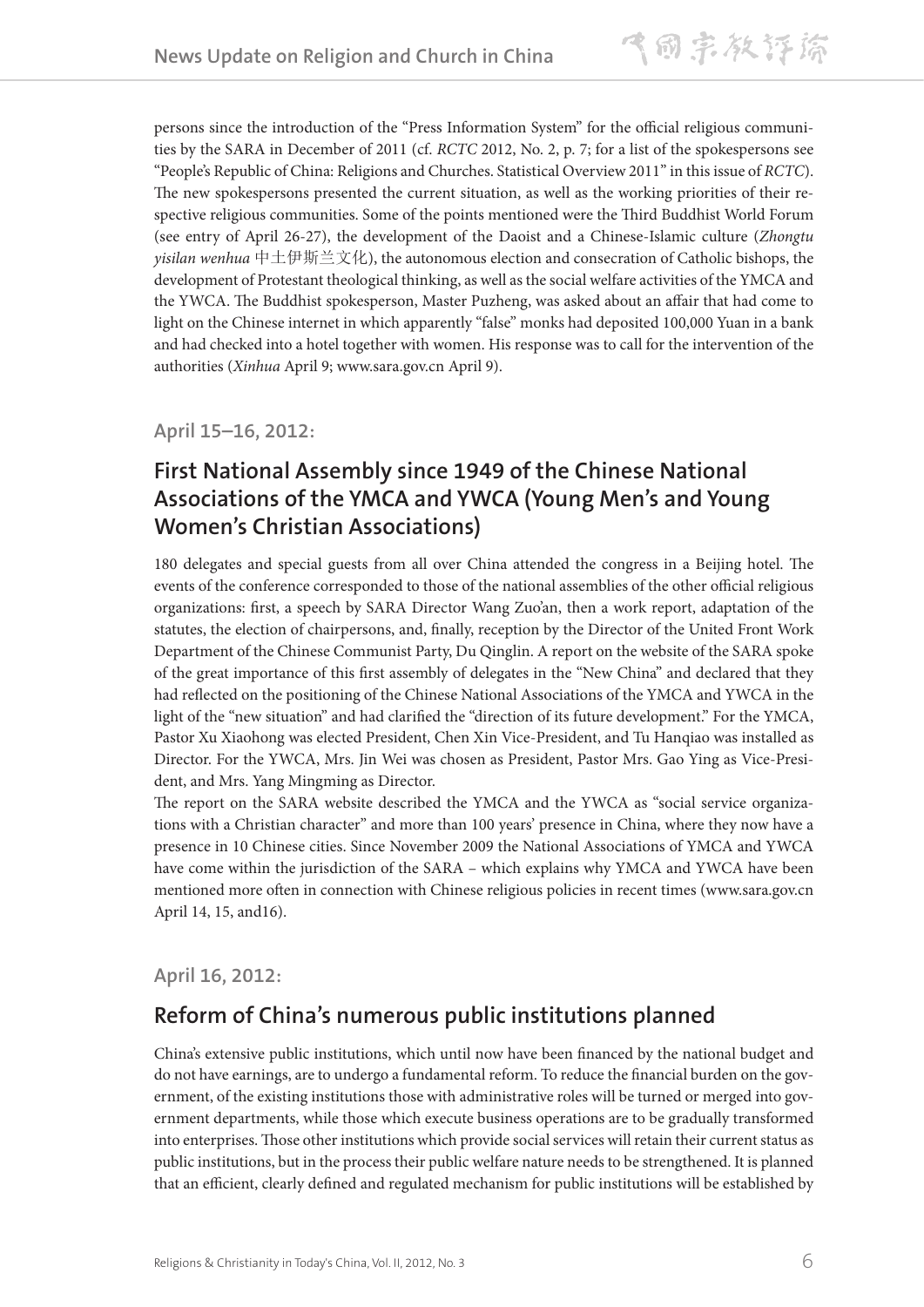persons since the introduction of the "Press Information System" for the official religious communities by the SARA in December of 2011 (cf. *RCTC* 2012, No. 2, p. 7; for a list of the spokespersons see "People's Republic of China: Religions and Churches. Statistical Overview 2011" in this issue of *RCTC*). The new spokespersons presented the current situation, as well as the working priorities of their respective religious communities. Some of the points mentioned were the Third Buddhist World Forum (see entry of April 26-27), the development of the Daoist and a Chinese-Islamic culture (*Zhongtu yisilan wenhua* 中土伊斯兰文化), the autonomous election and consecration of Catholic bishops, the development of Protestant theological thinking, as well as the social welfare activities of the YMCA and the YWCA. The Buddhist spokesperson, Master Puzheng, was asked about an affair that had come to light on the Chinese internet in which apparently "false" monks had deposited 100,000 Yuan in a bank and had checked into a hotel together with women. His response was to call for the intervention of the authorities (*Xinhua* April 9; www.sara.gov.cn April 9).

### April 15–16, 2012:

## First National Assembly since 1949 of the Chinese National Associations of the YMCA and YWCA (Young Men's and Young Women's Christian Associations)

180 delegates and special guests from all over China attended the congress in a Beijing hotel. The events of the conference corresponded to those of the national assemblies of the other official religious organizations: first, a speech by SARA Director Wang Zuo'an, then a work report, adaptation of the statutes, the election of chairpersons, and, finally, reception by the Director of the United Front Work Department of the Chinese Communist Party, Du Qinglin. A report on the website of the SARA spoke of the great importance of this first assembly of delegates in the "New China" and declared that they had reflected on the positioning of the Chinese National Associations of the YMCA and YWCA in the light of the "new situation" and had clarified the "direction of its future development." For the YMCA, Pastor Xu Xiaohong was elected President, Chen Xin Vice-President, and Tu Hanqiao was installed as Director. For the YWCA, Mrs. Jin Wei was chosen as President, Pastor Mrs. Gao Ying as Vice-President, and Mrs. Yang Mingming as Director.

The report on the SARA website described the YMCA and the YWCA as "social service organizations with a Christian character" and more than 100 years' presence in China, where they now have a presence in 10 Chinese cities. Since November 2009 the National Associations of YMCA and YWCA have come within the jurisdiction of the SARA – which explains why YMCA and YWCA have been mentioned more often in connection with Chinese religious policies in recent times (www.sara.gov.cn April 14, 15, and16).

### April 16, 2012:

## Reform of China's numerous public institutions planned

China's extensive public institutions, which until now have been financed by the national budget and do not have earnings, are to undergo a fundamental reform. To reduce the financial burden on the government, of the existing institutions those with administrative roles will be turned or merged into government departments, while those which execute business operations are to be gradually transformed into enterprises. Those other institutions which provide social services will retain their current status as public institutions, but in the process their public welfare nature needs to be strengthened. It is planned that an efficient, clearly defined and regulated mechanism for public institutions will be established by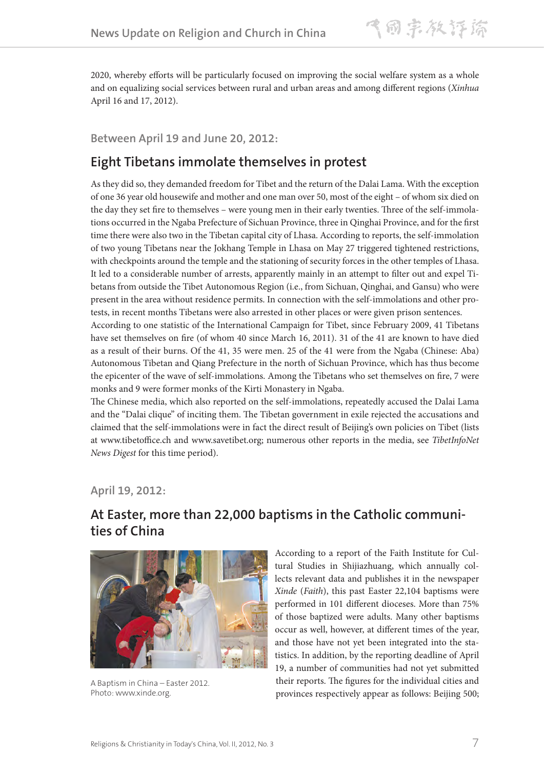2020, whereby efforts will be particularly focused on improving the social welfare system as a whole and on equalizing social services between rural and urban areas and among different regions (*Xinhua* April 16 and 17, 2012).

### Between April 19 and June 20, 2012:

## Eight Tibetans immolate themselves in protest

As they did so, they demanded freedom for Tibet and the return of the Dalai Lama. With the exception of one 36 year old housewife and mother and one man over 50, most of the eight – of whom six died on the day they set fire to themselves – were young men in their early twenties. Three of the self-immolations occurred in the Ngaba Prefecture of Sichuan Province, three in Qinghai Province, and for the first time there were also two in the Tibetan capital city of Lhasa. According to reports, the self-immolation of two young Tibetans near the Jokhang Temple in Lhasa on May 27 triggered tightened restrictions, with checkpoints around the temple and the stationing of security forces in the other temples of Lhasa. It led to a considerable number of arrests, apparently mainly in an attempt to filter out and expel Tibetans from outside the Tibet Autonomous Region (i.e., from Sichuan, Qinghai, and Gansu) who were present in the area without residence permits. In connection with the self-immolations and other protests, in recent months Tibetans were also arrested in other places or were given prison sentences.

According to one statistic of the International Campaign for Tibet, since February 2009, 41 Tibetans have set themselves on fire (of whom 40 since March 16, 2011). 31 of the 41 are known to have died as a result of their burns. Of the 41, 35 were men. 25 of the 41 were from the Ngaba (Chinese: Aba) Autonomous Tibetan and Qiang Prefecture in the north of Sichuan Province, which has thus become the epicenter of the wave of self-immolations. Among the Tibetans who set themselves on fire, 7 were monks and 9 were former monks of the Kirti Monastery in Ngaba.

The Chinese media, which also reported on the self-immolations, repeatedly accused the Dalai Lama and the "Dalai clique" of inciting them. The Tibetan government in exile rejected the accusations and claimed that the self-immolations were in fact the direct result of Beijing's own policies on Tibet (lists at www.tibetoffice.ch and www.savetibet.org; numerous other reports in the media, see *TibetInfoNet News Digest* for this time period).

### April 19, 2012:

## At Easter, more than 22,000 baptisms in the Catholic communities of China

A Baptism in China – Easter 2012. Photo: www.xinde.org.

According to a report of the Faith Institute for Cultural Studies in Shijiazhuang, which annually collects relevant data and publishes it in the newspaper *Xinde* (*Faith*), this past Easter 22,104 baptisms were performed in 101 different dioceses. More than 75% of those baptized were adults. Many other baptisms occur as well, however, at different times of the year, and those have not yet been integrated into the statistics. In addition, by the reporting deadline of April 19, a number of communities had not yet submitted their reports. The figures for the individual cities and provinces respectively appear as follows: Beijing 500;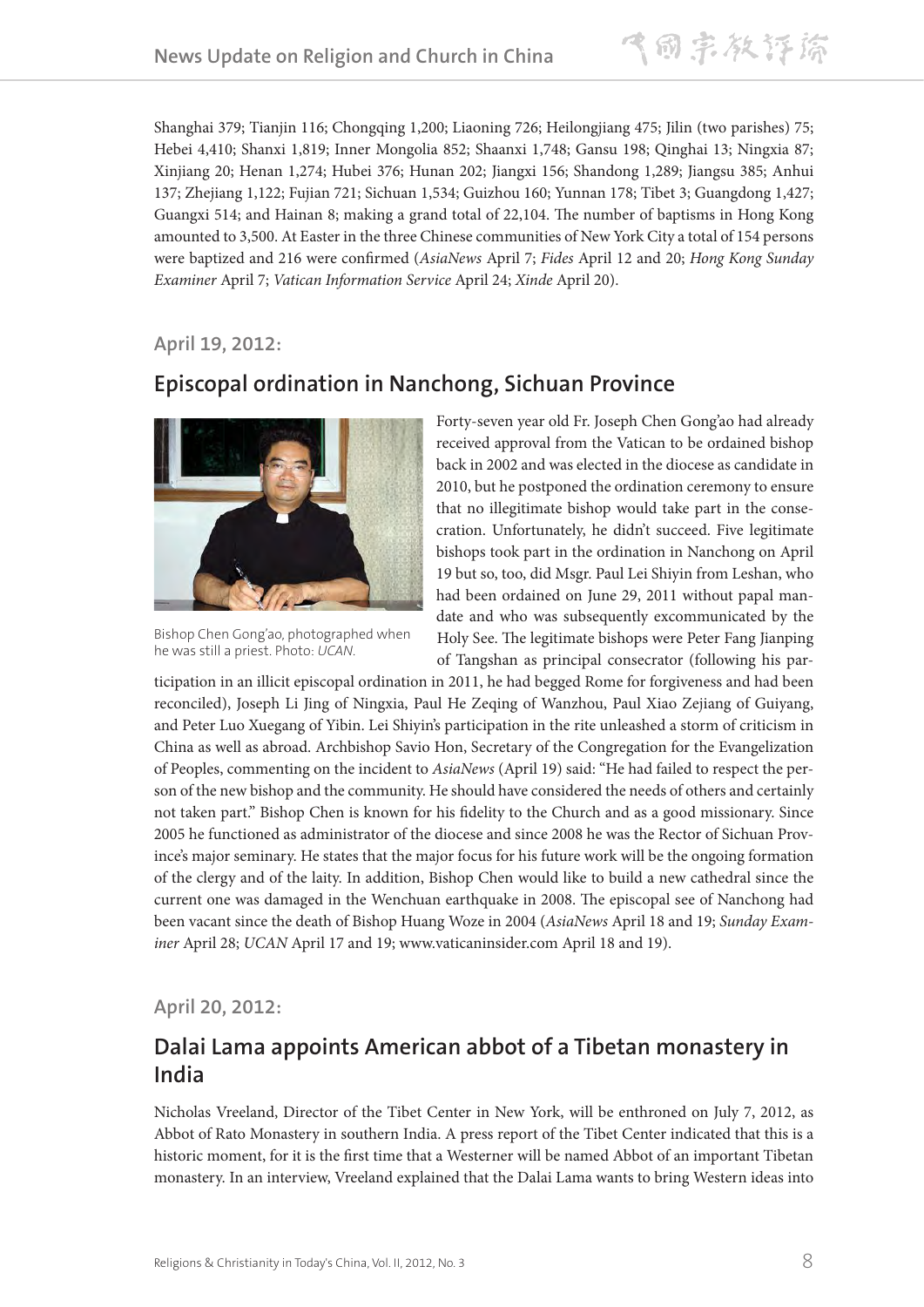Shanghai 379; Tianjin 116; Chongqing 1,200; Liaoning 726; Heilongjiang 475; Jilin (two parishes) 75; Hebei 4,410; Shanxi 1,819; Inner Mongolia 852; Shaanxi 1,748; Gansu 198; Qinghai 13; Ningxia 87; Xinjiang 20; Henan 1,274; Hubei 376; Hunan 202; Jiangxi 156; Shandong 1,289; Jiangsu 385; Anhui 137; Zhejiang 1,122; Fujian 721; Sichuan 1,534; Guizhou 160; Yunnan 178; Tibet 3; Guangdong 1,427; Guangxi 514; and Hainan 8; making a grand total of 22,104. The number of baptisms in Hong Kong amounted to 3,500. At Easter in the three Chinese communities of New York City a total of 154 persons were baptized and 216 were confirmed (*AsiaNews* April 7; *Fides* April 12 and 20; *Hong Kong Sunday Examiner* April 7; *Vatican Information Service* April 24; *Xinde* April 20).

### April 19, 2012:

## Episcopal ordination in Nanchong, Sichuan Province

Bishop Chen Gong'ao, photographed when he was still a priest. Photo: *UCAN*.

Forty-seven year old Fr. Joseph Chen Gong'ao had already received approval from the Vatican to be ordained bishop back in 2002 and was elected in the diocese as candidate in 2010, but he postponed the ordination ceremony to ensure that no illegitimate bishop would take part in the consecration. Unfortunately, he didn't succeed. Five legitimate bishops took part in the ordination in Nanchong on April 19 but so, too, did Msgr. Paul Lei Shiyin from Leshan, who had been ordained on June 29, 2011 without papal mandate and who was subsequently excommunicated by the Holy See. The legitimate bishops were Peter Fang Jianping of Tangshan as principal consecrator (following his participation in an illicit episcopal ordination in 2011, he had begged Rome for forgiveness and had been reconciled), Joseph Li Jing of Ningxia, Paul He Zeqing of Wanzhou, Paul Xiao Zejiang of Guiyang, and Peter Luo Xuegang of Yibin. Lei Shiyin's participation in the rite unleashed a storm of criticism in China as well as abroad. Archbishop Savio Hon, Secretary of the Congregation for the Evangelization of Peoples, commenting on the incident to *AsiaNews* (April 19) said: "He had failed to respect the person of the new bishop and the community. He should have considered the needs of others and certainly not taken part." Bishop Chen is known for his fidelity to the Church and as a good missionary. Since 2005 he functioned as administrator of the diocese and since 2008 he was the Rector of Sichuan Province's major seminary. He states that the major focus for his future work will be the ongoing formation of the clergy and of the laity. In addition, Bishop Chen would like to build a new cathedral since the current one was damaged in the Wenchuan earthquake in 2008. The episcopal see of Nanchong had been vacant since the death of Bishop Huang Woze in 2004 (*AsiaNews* April 18 and 19; *Sunday Examiner* April 28; *UCAN* April 17 and 19; www.vaticaninsider.com April 18 and 19).

### April 20, 2012:

## Dalai Lama appoints American abbot of a Tibetan monastery in India

Nicholas Vreeland, Director of the Tibet Center in New York, will be enthroned on July 7, 2012, as Abbot of Rato Monastery in southern India. A press report of the Tibet Center indicated that this is a historic moment, for it is the first time that a Westerner will be named Abbot of an important Tibetan monastery. In an interview, Vreeland explained that the Dalai Lama wants to bring Western ideas into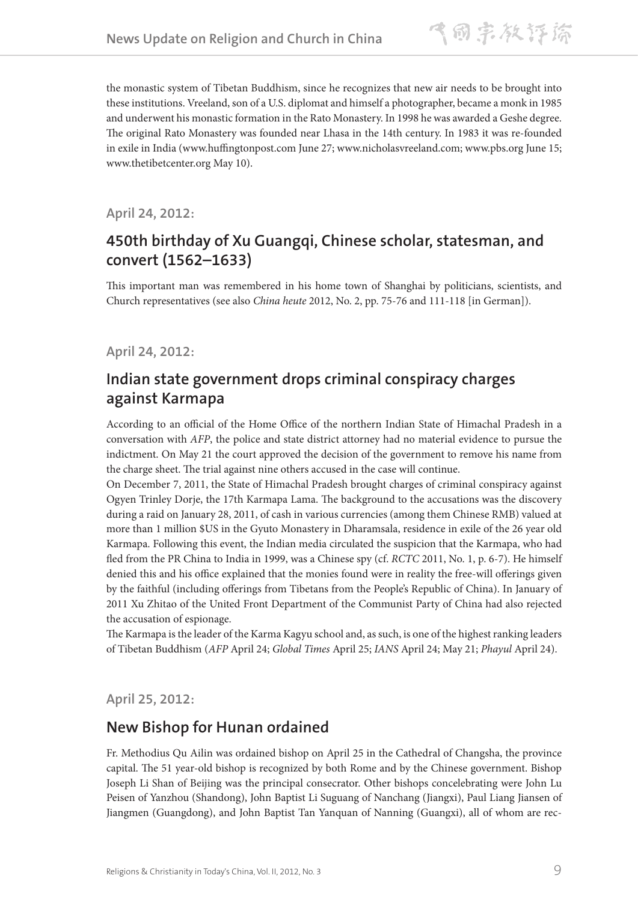the monastic system of Tibetan Buddhism, since he recognizes that new air needs to be brought into these institutions. Vreeland, son of a U.S. diplomat and himself a photographer, became a monk in 1985 and underwent his monastic formation in the Rato Monastery. In 1998 he was awarded a Geshe degree. The original Rato Monastery was founded near Lhasa in the 14th century. In 1983 it was re-founded in exile in India (www.huffingtonpost.com June 27; www.nicholasvreeland.com; www.pbs.org June 15; www.thetibetcenter.org May 10).

### April 24, 2012:

## 450th birthday of Xu Guangqi, Chinese scholar, statesman, and convert (1562–1633)

This important man was remembered in his home town of Shanghai by politicians, scientists, and Church representatives (see also *China heute* 2012, No. 2, pp. 75-76 and 111-118 [in German]).

### April 24, 2012:

## Indian state government drops criminal conspiracy charges against Karmapa

According to an official of the Home Office of the northern Indian State of Himachal Pradesh in a conversation with *AFP*, the police and state district attorney had no material evidence to pursue the indictment. On May 21 the court approved the decision of the government to remove his name from the charge sheet. The trial against nine others accused in the case will continue.

On December 7, 2011, the State of Himachal Pradesh brought charges of criminal conspiracy against Ogyen Trinley Dorje, the 17th Karmapa Lama. The background to the accusations was the discovery during a raid on January 28, 2011, of cash in various currencies (among them Chinese RMB) valued at more than 1 million $US in the Gyuto Monastery in Dharamsala, residence in exile of the 26 year old Karmapa. Following this event, the Indian media circulated the suspicion that the Karmapa, who had fled from the PR China to India in 1999, was a Chinese spy (cf. *RCTC* 2011, No. 1, p. 6-7). He himself denied this and his office explained that the monies found were in reality the free-will offerings given by the faithful (including offerings from Tibetans from the People's Republic of China). In January of 2011 Xu Zhitao of the United Front Department of the Communist Party of China had also rejected the accusation of espionage.

The Karmapa is the leader of the Karma Kagyu school and, as such, is one of the highest ranking leaders of Tibetan Buddhism (*AFP* April 24; *Global Times* April 25; *IANS* April 24; May 21; *Phayul* April 24).

### April 25, 2012:

## New Bishop for Hunan ordained

Fr. Methodius Qu Ailin was ordained bishop on April 25 in the Cathedral of Changsha, the province capital. The 51 year-old bishop is recognized by both Rome and by the Chinese government. Bishop Joseph Li Shan of Beijing was the principal consecrator. Other bishops concelebrating were John Lu Peisen of Yanzhou (Shandong), John Baptist Li Suguang of Nanchang (Jiangxi), Paul Liang Jiansen of Jiangmen (Guangdong), and John Baptist Tan Yanquan of Nanning (Guangxi), all of whom are rec-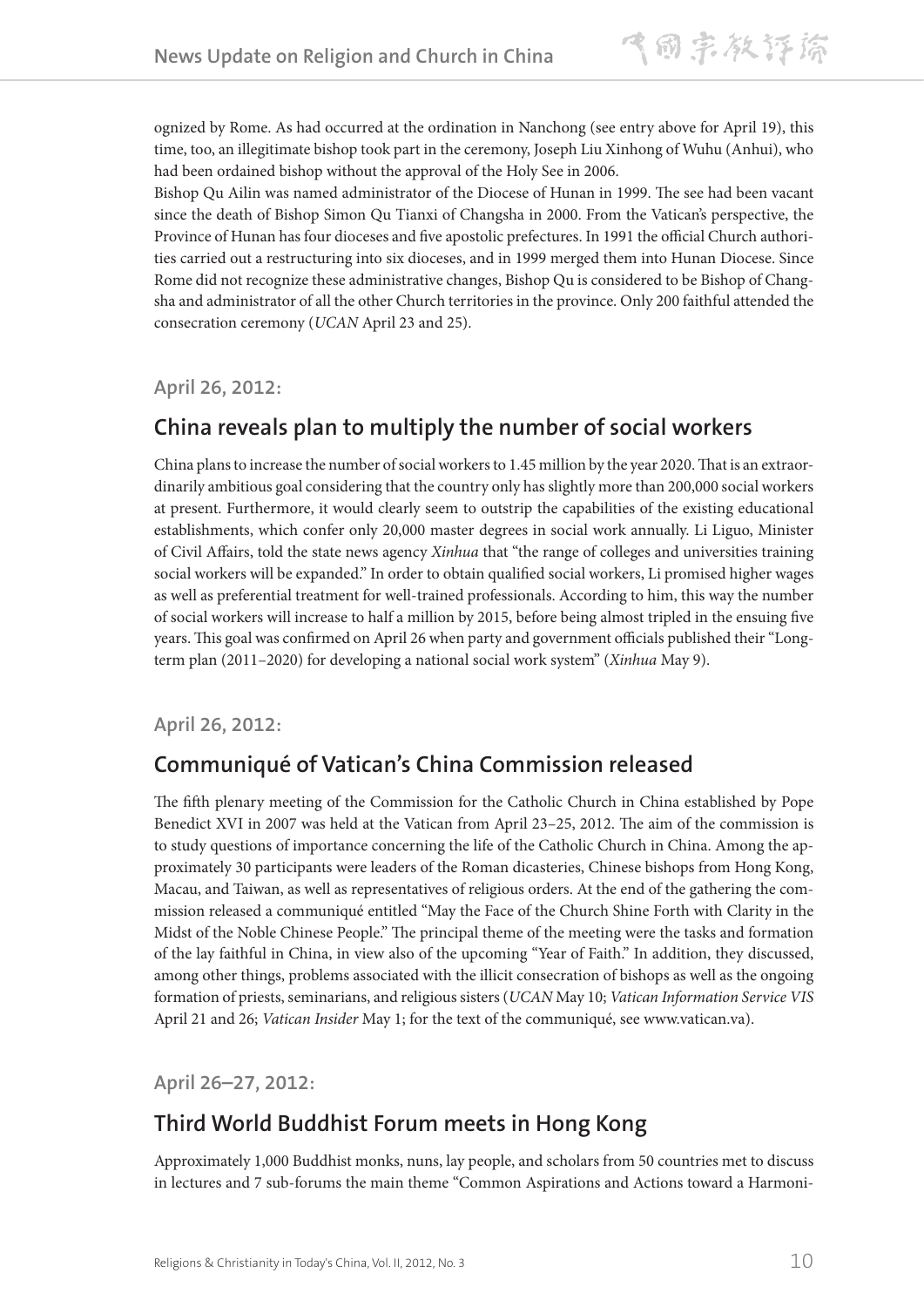ognized by Rome. As had occurred at the ordination in Nanchong (see entry above for April 19), this time, too, an illegitimate bishop took part in the ceremony, Joseph Liu Xinhong of Wuhu (Anhui), who had been ordained bishop without the approval of the Holy See in 2006.

Bishop Qu Ailin was named administrator of the Diocese of Hunan in 1999. The see had been vacant since the death of Bishop Simon Qu Tianxi of Changsha in 2000. From the Vatican's perspective, the Province of Hunan has four dioceses and five apostolic prefectures. In 1991 the official Church authorities carried out a restructuring into six dioceses, and in 1999 merged them into Hunan Diocese. Since Rome did not recognize these administrative changes, Bishop Qu is considered to be Bishop of Changsha and administrator of all the other Church territories in the province. Only 200 faithful attended the consecration ceremony (*UCAN* April 23 and 25).

### April 26, 2012:

## China reveals plan to multiply the number of social workers

China plans to increase the number of social workers to 1.45 million by the year 2020. That is an extraordinarily ambitious goal considering that the country only has slightly more than 200,000 social workers at present. Furthermore, it would clearly seem to outstrip the capabilities of the existing educational establishments, which confer only 20,000 master degrees in social work annually. Li Liguo, Minister of Civil Affairs, told the state news agency *Xinhua* that "the range of colleges and universities training social workers will be expanded." In order to obtain qualified social workers, Li promised higher wages as well as preferential treatment for well-trained professionals. According to him, this way the number of social workers will increase to half a million by 2015, before being almost tripled in the ensuing five years. This goal was confirmed on April 26 when party and government officials published their "Long-term plan (2011–2020) for developing a national social work system" (*Xinhua* May 9).

### April 26, 2012:

## Communiqué of Vatican's China Commission released

The fifth plenary meeting of the Commission for the Catholic Church in China established by Pope Benedict XVI in 2007 was held at the Vatican from April 23–25, 2012. The aim of the commission is to study questions of importance concerning the life of the Catholic Church in China. Among the approximately 30 participants were leaders of the Roman dicasteries, Chinese bishops from Hong Kong, Macau, and Taiwan, as well as representatives of religious orders. At the end of the gathering the commission released a communiqué entitled "May the Face of the Church Shine Forth with Clarity in the Midst of the Noble Chinese People." The principal theme of the meeting were the tasks and formation of the lay faithful in China, in view also of the upcoming "Year of Faith." In addition, they discussed, among other things, problems associated with the illicit consecration of bishops as well as the ongoing formation of priests, seminarians, and religious sisters (*UCAN* May 10; *Vatican Information Service VIS* April 21 and 26; *Vatican Insider* May 1; for the text of the communiqué, see www.vatican.va).

### April 26–27, 2012:

## Third World Buddhist Forum meets in Hong Kong

Approximately 1,000 Buddhist monks, nuns, lay people, and scholars from 50 countries met to discuss in lectures and 7 sub-forums the main theme "Common Aspirations and Actions toward a Harmoni-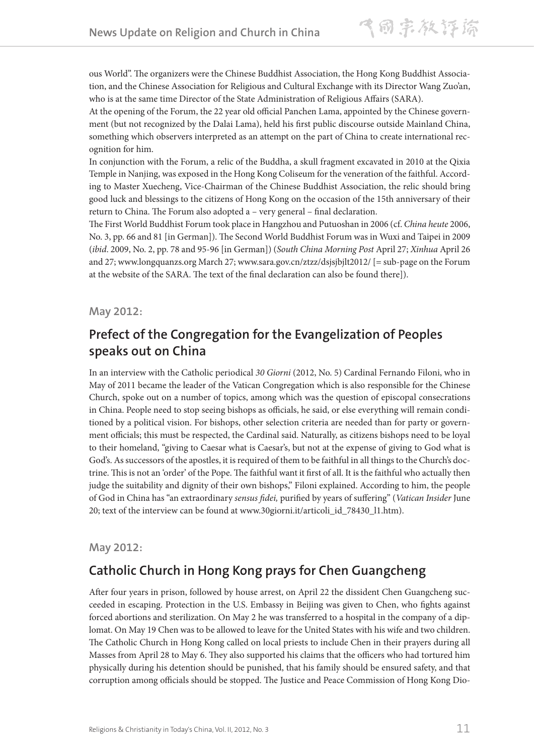ous World". The organizers were the Chinese Buddhist Association, the Hong Kong Buddhist Association, and the Chinese Association for Religious and Cultural Exchange with its Director Wang Zuo'an, who is at the same time Director of the State Administration of Religious Affairs (SARA).

At the opening of the Forum, the 22 year old official Panchen Lama, appointed by the Chinese government (but not recognized by the Dalai Lama), held his first public discourse outside Mainland China, something which observers interpreted as an attempt on the part of China to create international recognition for him.

In conjunction with the Forum, a relic of the Buddha, a skull fragment excavated in 2010 at the Qixia Temple in Nanjing, was exposed in the Hong Kong Coliseum for the veneration of the faithful. According to Master Xuecheng, Vice-Chairman of the Chinese Buddhist Association, the relic should bring good luck and blessings to the citizens of Hong Kong on the occasion of the 15th anniversary of their return to China. The Forum also adopted a – very general – final declaration.

The First World Buddhist Forum took place in Hangzhou and Putuoshan in 2006 (cf. *China heute* 2006, No. 3, pp. 66 and 81 [in German]). The Second World Buddhist Forum was in Wuxi and Taipei in 2009 (*ibid*. 2009, No. 2, pp. 78 and 95-96 [in German]) (*South China Morning Post* April 27; *Xinhua* April 26 and 27; www.longquanzs.org March 27; www.sara.gov.cn/ztzz/dsjsjbjlt2012/ [= sub-page on the Forum at the website of the SARA. The text of the final declaration can also be found there]).

**May 2012:**

## Prefect of the Congregation for the Evangelization of Peoples speaks out on China

In an interview with the Catholic periodical *30 Giorni* (2012, No. 5) Cardinal Fernando Filoni, who in May of 2011 became the leader of the Vatican Congregation which is also responsible for the Chinese Church, spoke out on a number of topics, among which was the question of episcopal consecrations in China. People need to stop seeing bishops as officials, he said, or else everything will remain conditioned by a political vision. For bishops, other selection criteria are needed than for party or government officials; this must be respected, the Cardinal said. Naturally, as citizens bishops need to be loyal to their homeland, "giving to Caesar what is Caesar's, but not at the expense of giving to God what is God's. As successors of the apostles, it is required of them to be faithful in all things to the Church's doctrine. This is not an 'order' of the Pope. The faithful want it first of all. It is the faithful who actually then judge the suitability and dignity of their own bishops," Filoni explained. According to him, the people of God in China has "an extraordinary *sensus fidei,* purified by years of suffering" (*Vatican Insider* June 20; text of the interview can be found at www.30giorni.it/articoli_id_78430_l1.htm).

**May 2012:**

## Catholic Church in Hong Kong prays for Chen Guangcheng

After four years in prison, followed by house arrest, on April 22 the dissident Chen Guangcheng succeeded in escaping. Protection in the U.S. Embassy in Beijing was given to Chen, who fights against forced abortions and sterilization. On May 2 he was transferred to a hospital in the company of a diplomat. On May 19 Chen was to be allowed to leave for the United States with his wife and two children. The Catholic Church in Hong Kong called on local priests to include Chen in their prayers during all Masses from April 28 to May 6. They also supported his claims that the officers who had tortured him physically during his detention should be punished, that his family should be ensured safety, and that corruption among officials should be stopped. The Justice and Peace Commission of Hong Kong Dio-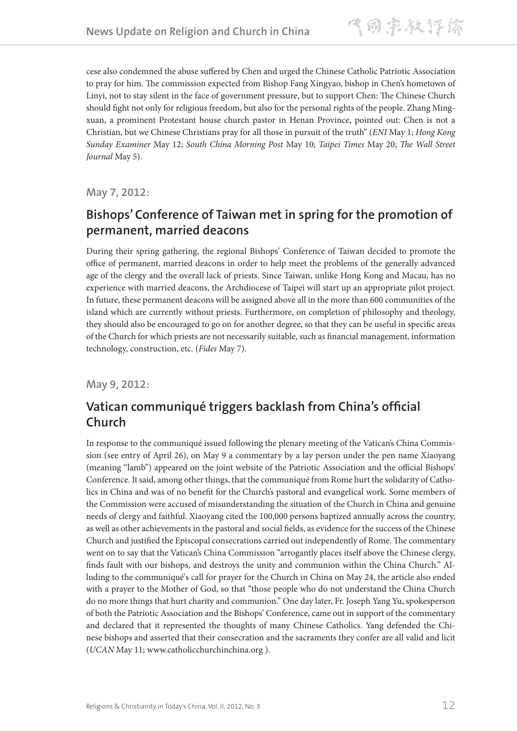cese also condemned the abuse suffered by Chen and urged the Chinese Catholic Patriotic Association to pray for him. The commission expected from Bishop Fang Xingyao, bishop in Chen's hometown of Linyi, not to stay silent in the face of government pressure, but to support Chen: The Chinese Church should fight not only for religious freedom, but also for the personal rights of the people. Zhang Mingxuan, a prominent Protestant house church pastor in Henan Province, pointed out: Chen is not a Christian, but we Chinese Christians pray for all those in pursuit of the truth" (*ENI* May 1; *Hong Kong Sunday Examiner* May 12; *South China Morning Post* May 10; *Taipei Times* May 20; *The Wall Street Journal* May 5).

### May 7, 2012:

## Bishops' Conference of Taiwan met in spring for the promotion of permanent, married deacons

During their spring gathering, the regional Bishops' Conference of Taiwan decided to promote the office of permanent, married deacons in order to help meet the problems of the generally advanced age of the clergy and the overall lack of priests. Since Taiwan, unlike Hong Kong and Macau, has no experience with married deacons, the Archdiocese of Taipei will start up an appropriate pilot project. In future, these permanent deacons will be assigned above all in the more than 600 communities of the island which are currently without priests. Furthermore, on completion of philosophy and theology, they should also be encouraged to go on for another degree, so that they can be useful in specific areas of the Church for which priests are not necessarily suitable, such as financial management, information technology, construction, etc. (*Fides* May 7).

### May 9, 2012:

## Vatican communiqué triggers backlash from China's official Church

In response to the communiqué issued following the plenary meeting of the Vatican's China Commission (see entry of April 26), on May 9 a commentary by a lay person under the pen name Xiaoyang (meaning "lamb") appeared on the joint website of the Patriotic Association and the official Bishops' Conference. It said, among other things, that the communiqué from Rome hurt the solidarity of Catholics in China and was of no benefit for the Church's pastoral and evangelical work. Some members of the Commission were accused of misunderstanding the situation of the Church in China and genuine needs of clergy and faithful. Xiaoyang cited the 100,000 persons baptized annually across the country, as well as other achievements in the pastoral and social fields, as evidence for the success of the Chinese Church and justified the Episcopal consecrations carried out independently of Rome. The commentary went on to say that the Vatican's China Commission "arrogantly places itself above the Chinese clergy, finds fault with our bishops, and destroys the unity and communion within the China Church." Alluding to the communiqué's call for prayer for the Church in China on May 24, the article also ended with a prayer to the Mother of God, so that "those people who do not understand the China Church do no more things that hurt charity and communion." One day later, Fr. Joseph Yang Yu, spokesperson of both the Patriotic Association and the Bishops' Conference, came out in support of the commentary and declared that it represented the thoughts of many Chinese Catholics. Yang defended the Chinese bishops and asserted that their consecration and the sacraments they confer are all valid and licit (*UCAN* May 11; www.catholicchurchinchina.org ).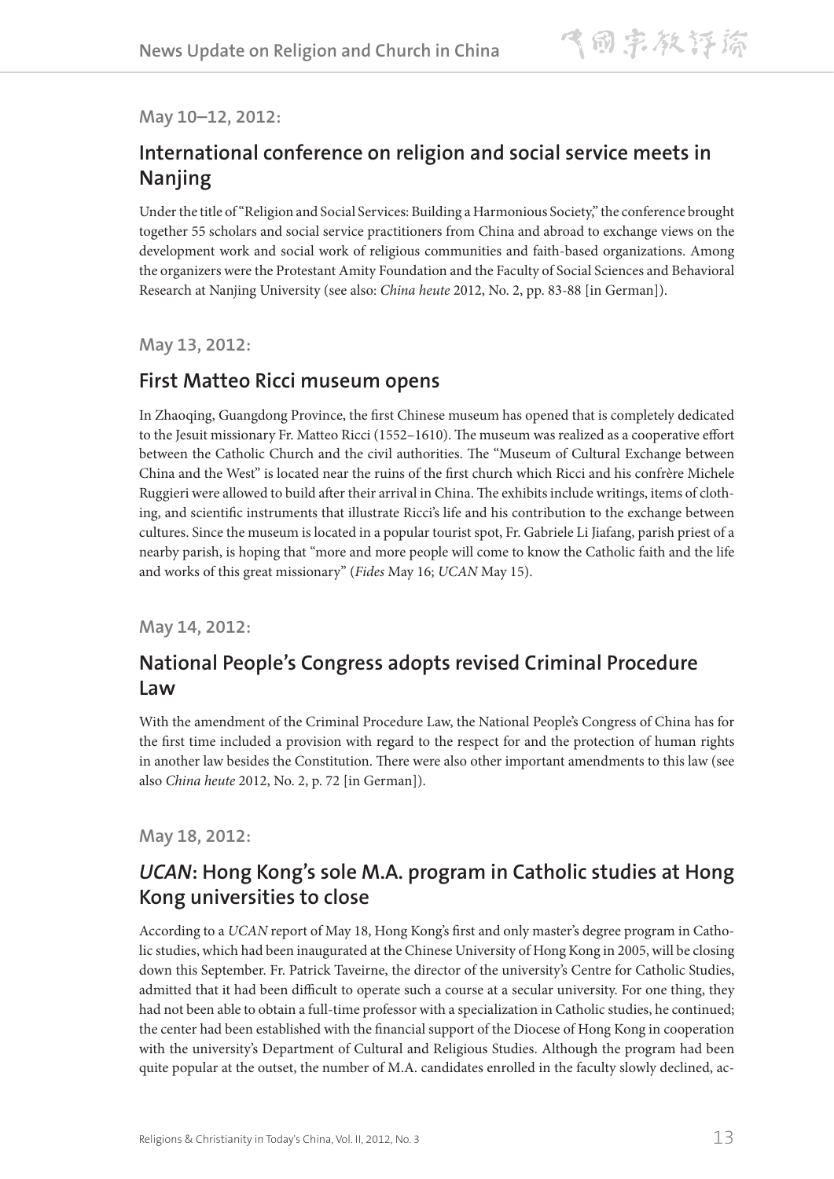**May 10–12, 2012:**

## International conference on religion and social service meets in Nanjing

Under the title of "Religion and Social Services: Building a Harmonious Society," the conference brought together 55 scholars and social service practitioners from China and abroad to exchange views on the development work and social work of religious communities and faith-based organizations. Among the organizers were the Protestant Amity Foundation and the Faculty of Social Sciences and Behavioral Research at Nanjing University (see also: *China heute* 2012, No. 2, pp. 83-88 [in German]).

**May 13, 2012:**

## First Matteo Ricci museum opens

In Zhaoqing, Guangdong Province, the first Chinese museum has opened that is completely dedicated to the Jesuit missionary Fr. Matteo Ricci (1552–1610). The museum was realized as a cooperative effort between the Catholic Church and the civil authorities. The "Museum of Cultural Exchange between China and the West" is located near the ruins of the first church which Ricci and his confrère Michele Ruggieri were allowed to build after their arrival in China. The exhibits include writings, items of clothing, and scientific instruments that illustrate Ricci's life and his contribution to the exchange between cultures. Since the museum is located in a popular tourist spot, Fr. Gabriele Li Jiafang, parish priest of a nearby parish, is hoping that "more and more people will come to know the Catholic faith and the life and works of this great missionary" (*Fides* May 16; *UCAN* May 15).

**May 14, 2012:**

## National People's Congress adopts revised Criminal Procedure Law

With the amendment of the Criminal Procedure Law, the National People's Congress of China has for the first time included a provision with regard to the respect for and the protection of human rights in another law besides the Constitution. There were also other important amendments to this law (see also *China heute* 2012, No. 2, p. 72 [in German]).

**May 18, 2012:**

## *UCAN*: Hong Kong's sole M.A. program in Catholic studies at Hong Kong universities to close

According to a *UCAN* report of May 18, Hong Kong's first and only master's degree program in Catholic studies, which had been inaugurated at the Chinese University of Hong Kong in 2005, will be closing down this September. Fr. Patrick Taveirne, the director of the university's Centre for Catholic Studies, admitted that it had been difficult to operate such a course at a secular university. For one thing, they had not been able to obtain a full-time professor with a specialization in Catholic studies, he continued; the center had been established with the financial support of the Diocese of Hong Kong in cooperation with the university's Department of Cultural and Religious Studies. Although the program had been quite popular at the outset, the number of M.A. candidates enrolled in the faculty slowly declined, ac-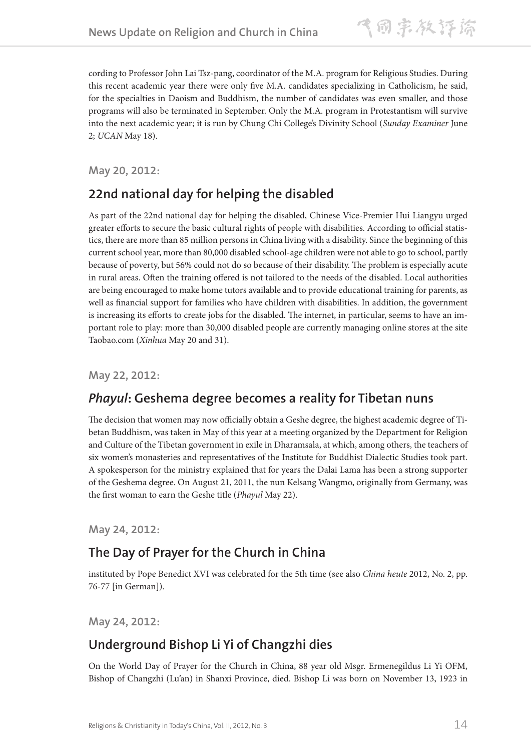cording to Professor John Lai Tsz-pang, coordinator of the M.A. program for Religious Studies. During this recent academic year there were only five M.A. candidates specializing in Catholicism, he said, for the specialties in Daoism and Buddhism, the number of candidates was even smaller, and those programs will also be terminated in September. Only the M.A. program in Protestantism will survive into the next academic year; it is run by Chung Chi College's Divinity School (*Sunday Examiner* June 2; *UCAN* May 18).

**May 20, 2012:**

## 22nd national day for helping the disabled

As part of the 22nd national day for helping the disabled, Chinese Vice-Premier Hui Liangyu urged greater efforts to secure the basic cultural rights of people with disabilities. According to official statistics, there are more than 85 million persons in China living with a disability. Since the beginning of this current school year, more than 80,000 disabled school-age children were not able to go to school, partly because of poverty, but 56% could not do so because of their disability. The problem is especially acute in rural areas. Often the training offered is not tailored to the needs of the disabled. Local authorities are being encouraged to make home tutors available and to provide educational training for parents, as well as financial support for families who have children with disabilities. In addition, the government is increasing its efforts to create jobs for the disabled. The internet, in particular, seems to have an important role to play: more than 30,000 disabled people are currently managing online stores at the site Taobao.com (*Xinhua* May 20 and 31).

**May 22, 2012:**

## *Phayul*: Geshema degree becomes a reality for Tibetan nuns

The decision that women may now officially obtain a Geshe degree, the highest academic degree of Tibetan Buddhism, was taken in May of this year at a meeting organized by the Department for Religion and Culture of the Tibetan government in exile in Dharamsala, at which, among others, the teachers of six women's monasteries and representatives of the Institute for Buddhist Dialectic Studies took part. A spokesperson for the ministry explained that for years the Dalai Lama has been a strong supporter of the Geshema degree. On August 21, 2011, the nun Kelsang Wangmo, originally from Germany, was the first woman to earn the Geshe title (*Phayul* May 22).

**May 24, 2012:**

## The Day of Prayer for the Church in China

instituted by Pope Benedict XVI was celebrated for the 5th time (see also *China heute* 2012, No. 2, pp. 76-77 [in German]).

**May 24, 2012:**

## Underground Bishop Li Yi of Changzhi dies

On the World Day of Prayer for the Church in China, 88 year old Msgr. Ermenegildus Li Yi OFM, Bishop of Changzhi (Lu'an) in Shanxi Province, died. Bishop Li was born on November 13, 1923 in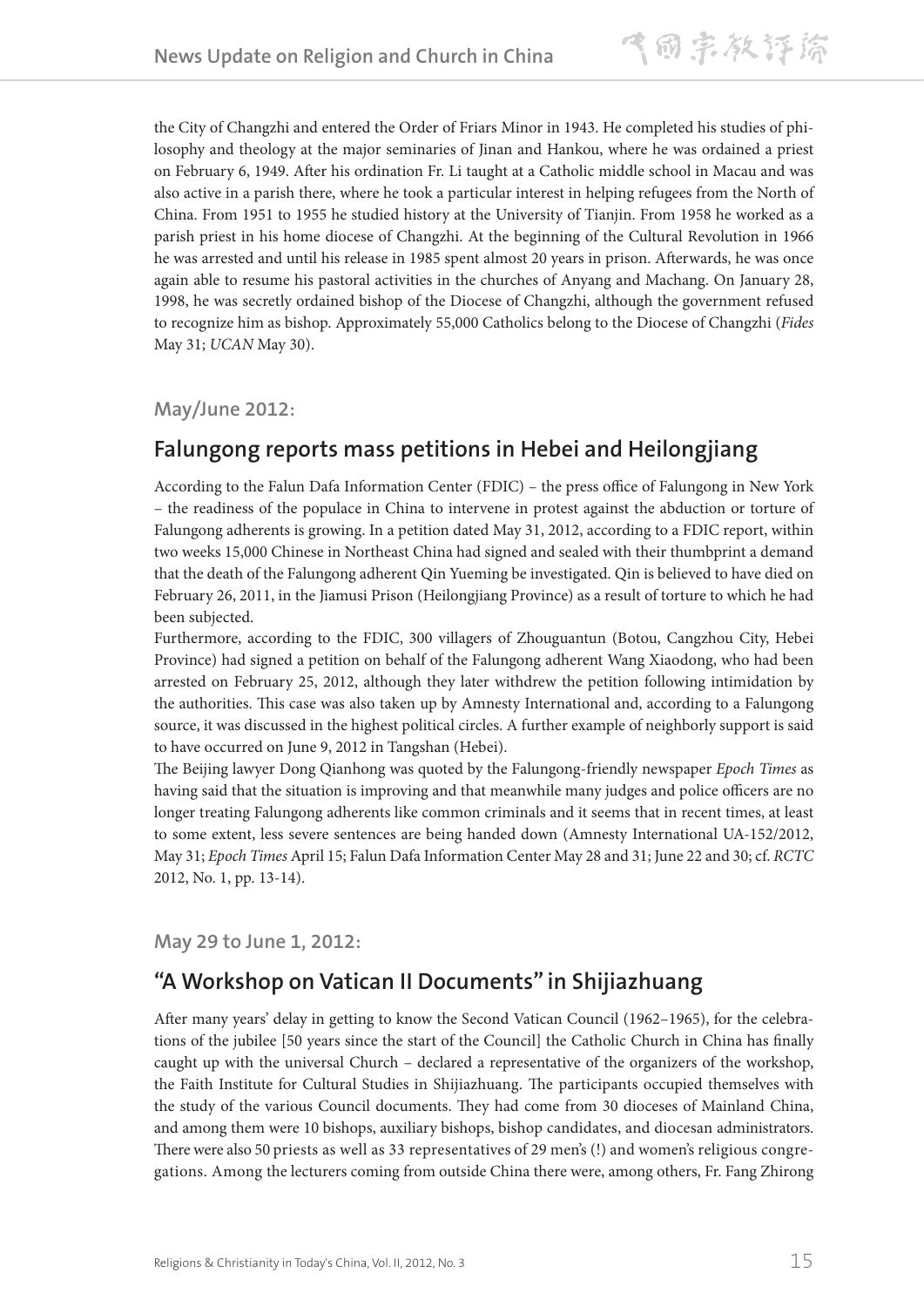the City of Changzhi and entered the Order of Friars Minor in 1943. He completed his studies of philosophy and theology at the major seminaries of Jinan and Hankou, where he was ordained a priest on February 6, 1949. After his ordination Fr. Li taught at a Catholic middle school in Macau and was also active in a parish there, where he took a particular interest in helping refugees from the North of China. From 1951 to 1955 he studied history at the University of Tianjin. From 1958 he worked as a parish priest in his home diocese of Changzhi. At the beginning of the Cultural Revolution in 1966 he was arrested and until his release in 1985 spent almost 20 years in prison. Afterwards, he was once again able to resume his pastoral activities in the churches of Anyang and Machang. On January 28, 1998, he was secretly ordained bishop of the Diocese of Changzhi, although the government refused to recognize him as bishop. Approximately 55,000 Catholics belong to the Diocese of Changzhi (*Fides* May 31; *UCAN* May 30).

**May/June 2012:**

## Falungong reports mass petitions in Hebei and Heilongjiang

According to the Falun Dafa Information Center (FDIC) – the press office of Falungong in New York – the readiness of the populace in China to intervene in protest against the abduction or torture of Falungong adherents is growing. In a petition dated May 31, 2012, according to a FDIC report, within two weeks 15,000 Chinese in Northeast China had signed and sealed with their thumbprint a demand that the death of the Falungong adherent Qin Yueming be investigated. Qin is believed to have died on February 26, 2011, in the Jiamusi Prison (Heilongjiang Province) as a result of torture to which he had been subjected.

Furthermore, according to the FDIC, 300 villagers of Zhouguantun (Botou, Cangzhou City, Hebei Province) had signed a petition on behalf of the Falungong adherent Wang Xiaodong, who had been arrested on February 25, 2012, although they later withdrew the petition following intimidation by the authorities. This case was also taken up by Amnesty International and, according to a Falungong source, it was discussed in the highest political circles. A further example of neighborly support is said to have occurred on June 9, 2012 in Tangshan (Hebei).

The Beijing lawyer Dong Qianhong was quoted by the Falungong-friendly newspaper *Epoch Times* as having said that the situation is improving and that meanwhile many judges and police officers are no longer treating Falungong adherents like common criminals and it seems that in recent times, at least to some extent, less severe sentences are being handed down (Amnesty International UA-152/2012, May 31; *Epoch Times* April 15; Falun Dafa Information Center May 28 and 31; June 22 and 30; cf. *RCTC* 2012, No. 1, pp. 13-14).

**May 29 to June 1, 2012:**

## "A Workshop on Vatican II Documents" in Shijiazhuang

After many years' delay in getting to know the Second Vatican Council (1962–1965), for the celebrations of the jubilee [50 years since the start of the Council] the Catholic Church in China has finally caught up with the universal Church – declared a representative of the organizers of the workshop, the Faith Institute for Cultural Studies in Shijiazhuang. The participants occupied themselves with the study of the various Council documents. They had come from 30 dioceses of Mainland China, and among them were 10 bishops, auxiliary bishops, bishop candidates, and diocesan administrators. There were also 50 priests as well as 33 representatives of 29 men's (!) and women's religious congregations. Among the lecturers coming from outside China there were, among others, Fr. Fang Zhirong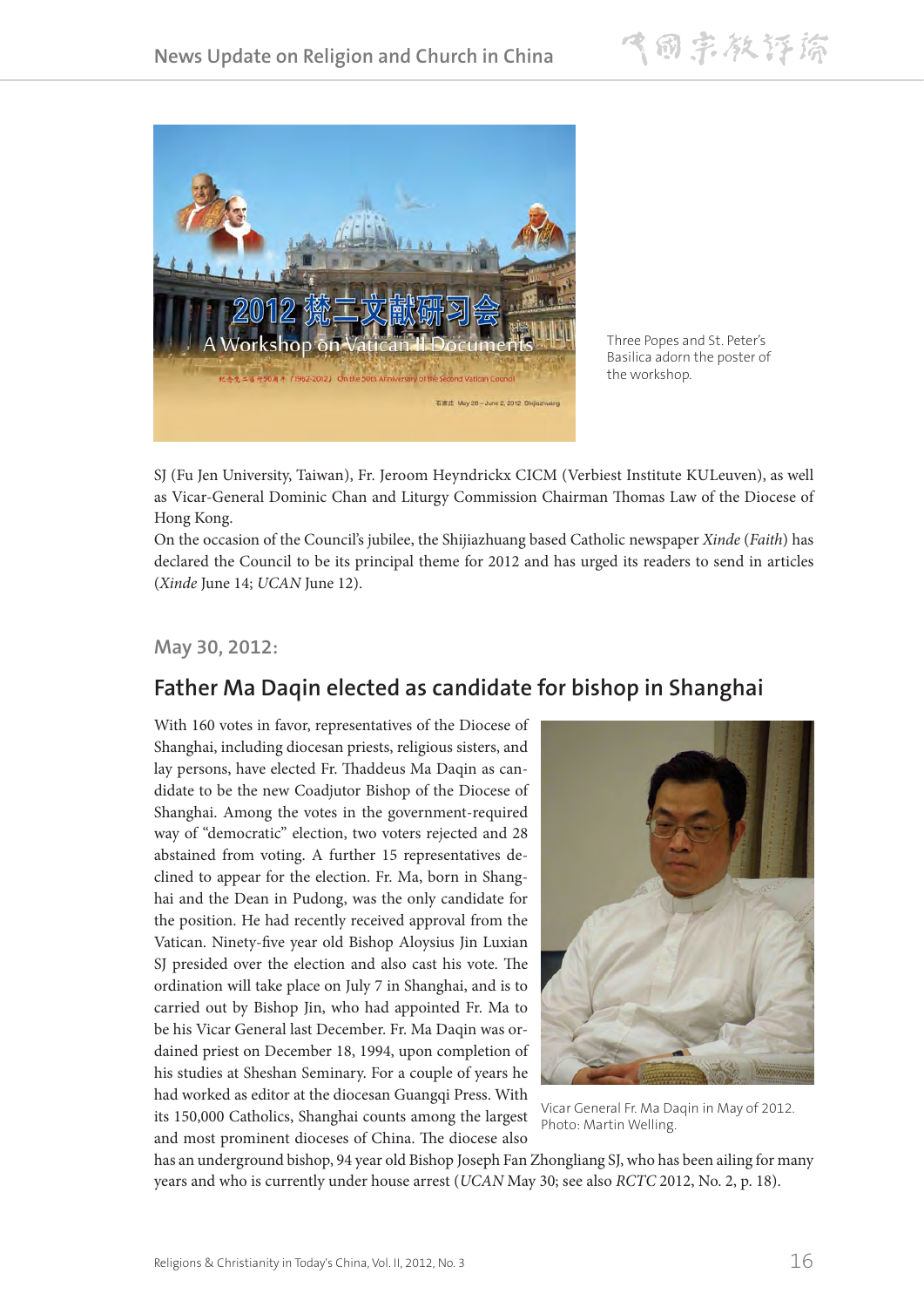Three Popes and St. Peter's Basilica adorn the poster of the workshop.

SJ (Fu Jen University, Taiwan), Fr. Jeroom Heyndrickx CICM (Verbiest Institute KULeuven), as well as Vicar-General Dominic Chan and Liturgy Commission Chairman Thomas Law of the Diocese of Hong Kong.

On the occasion of the Council's jubilee, the Shijiazhuang based Catholic newspaper *Xinde* (*Faith*) has declared the Council to be its principal theme for 2012 and has urged its readers to send in articles (*Xinde* June 14; *UCAN* June 12).

### May 30, 2012:

## Father Ma Daqin elected as candidate for bishop in Shanghai

With 160 votes in favor, representatives of the Diocese of Shanghai, including diocesan priests, religious sisters, and lay persons, have elected Fr. Thaddeus Ma Daqin as candidate to be the new Coadjutor Bishop of the Diocese of Shanghai. Among the votes in the government-required way of "democratic" election, two voters rejected and 28 abstained from voting. A further 15 representatives declined to appear for the election. Fr. Ma, born in Shanghai and the Dean in Pudong, was the only candidate for the position. He had recently received approval from the Vatican. Ninety-five year old Bishop Aloysius Jin Luxian SJ presided over the election and also cast his vote. The ordination will take place on July 7 in Shanghai, and is to carried out by Bishop Jin, who had appointed Fr. Ma to be his Vicar General last December. Fr. Ma Daqin was ordained priest on December 18, 1994, upon completion of his studies at Sheshan Seminary. For a couple of years he had worked as editor at the diocesan Guangqi Press. With its 150,000 Catholics, Shanghai counts among the largest and most prominent dioceses of China. The diocese also has an underground bishop, 94 year old Bishop Joseph Fan Zhongliang SJ, who has been ailing for many years and who is currently under house arrest (*UCAN* May 30; see also *RCTC* 2012, No. 2, p. 18).

Vicar General Fr. Ma Daqin in May of 2012. Photo: Martin Welling.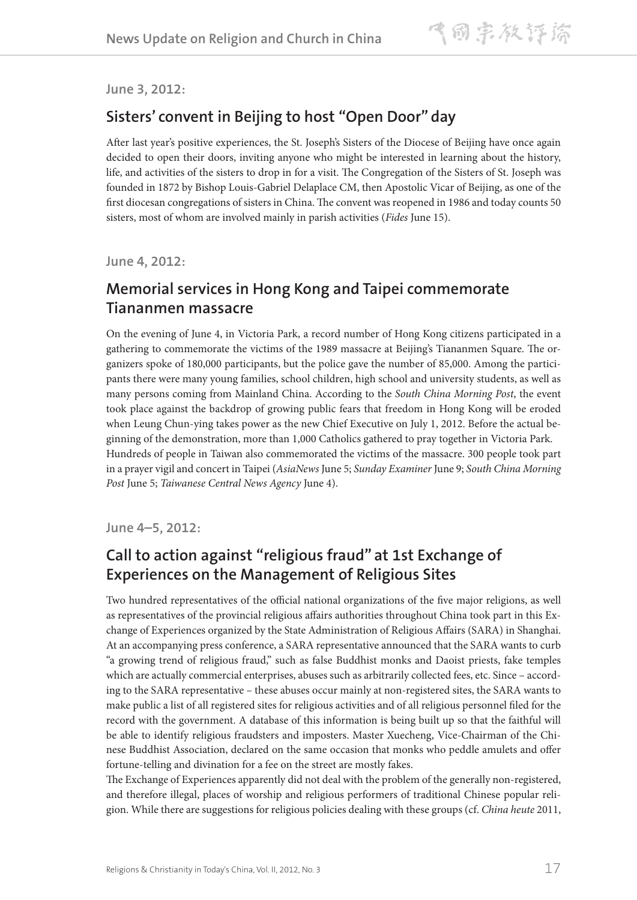June 3, 2012:

## Sisters' convent in Beijing to host "Open Door" day

After last year's positive experiences, the St. Joseph's Sisters of the Diocese of Beijing have once again decided to open their doors, inviting anyone who might be interested in learning about the history, life, and activities of the sisters to drop in for a visit. The Congregation of the Sisters of St. Joseph was founded in 1872 by Bishop Louis-Gabriel Delaplace CM, then Apostolic Vicar of Beijing, as one of the first diocesan congregations of sisters in China. The convent was reopened in 1986 and today counts 50 sisters, most of whom are involved mainly in parish activities (*Fides* June 15).

June 4, 2012:

## Memorial services in Hong Kong and Taipei commemorate Tiananmen massacre

On the evening of June 4, in Victoria Park, a record number of Hong Kong citizens participated in a gathering to commemorate the victims of the 1989 massacre at Beijing's Tiananmen Square. The organizers spoke of 180,000 participants, but the police gave the number of 85,000. Among the participants there were many young families, school children, high school and university students, as well as many persons coming from Mainland China. According to the *South China Morning Post*, the event took place against the backdrop of growing public fears that freedom in Hong Kong will be eroded when Leung Chun-ying takes power as the new Chief Executive on July 1, 2012. Before the actual beginning of the demonstration, more than 1,000 Catholics gathered to pray together in Victoria Park.
Hundreds of people in Taiwan also commemorated the victims of the massacre. 300 people took part in a prayer vigil and concert in Taipei (*AsiaNews* June 5; *Sunday Examiner* June 9; *South China Morning Post* June 5; *Taiwanese Central News Agency* June 4).

June 4–5, 2012:

## Call to action against "religious fraud" at 1st Exchange of Experiences on the Management of Religious Sites

Two hundred representatives of the official national organizations of the five major religions, as well as representatives of the provincial religious affairs authorities throughout China took part in this Exchange of Experiences organized by the State Administration of Religious Affairs (SARA) in Shanghai. At an accompanying press conference, a SARA representative announced that the SARA wants to curb "a growing trend of religious fraud," such as false Buddhist monks and Daoist priests, fake temples which are actually commercial enterprises, abuses such as arbitrarily collected fees, etc. Since – according to the SARA representative – these abuses occur mainly at non-registered sites, the SARA wants to make public a list of all registered sites for religious activities and of all religious personnel filed for the record with the government. A database of this information is being built up so that the faithful will be able to identify religious fraudsters and imposters. Master Xuecheng, Vice-Chairman of the Chinese Buddhist Association, declared on the same occasion that monks who peddle amulets and offer fortune-telling and divination for a fee on the street are mostly fakes.
The Exchange of Experiences apparently did not deal with the problem of the generally non-registered, and therefore illegal, places of worship and religious performers of traditional Chinese popular religion. While there are suggestions for religious policies dealing with these groups (cf. *China heute* 2011,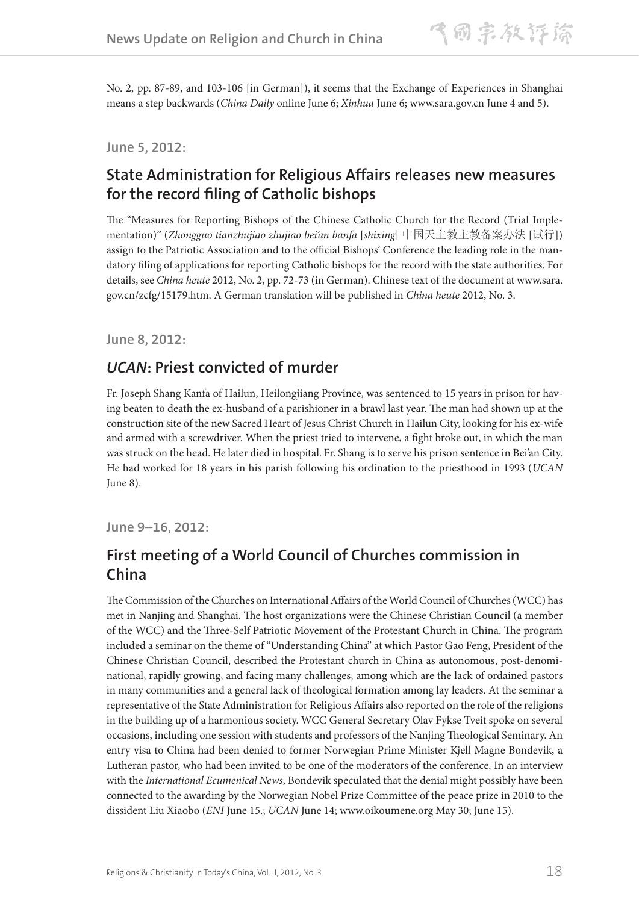No. 2, pp. 87-89, and 103-106 [in German]), it seems that the Exchange of Experiences in Shanghai means a step backwards (*China Daily* online June 6; *Xinhua* June 6; www.sara.gov.cn June 4 and 5).

**June 5, 2012:**

## State Administration for Religious Affairs releases new measures for the record filing of Catholic bishops

The "Measures for Reporting Bishops of the Chinese Catholic Church for the Record (Trial Implementation)" (*Zhongguo tianzhujiao zhujiao bei'an banfa* [*shixing*] 中国天主教主教备案办法 [试行]) assign to the Patriotic Association and to the official Bishops' Conference the leading role in the mandatory filing of applications for reporting Catholic bishops for the record with the state authorities. For details, see *China heute* 2012, No. 2, pp. 72-73 (in German). Chinese text of the document at www.sara.gov.cn/zcfg/15179.htm. A German translation will be published in *China heute* 2012, No. 3.

**June 8, 2012:**

## *UCAN*: Priest convicted of murder

Fr. Joseph Shang Kanfa of Hailun, Heilongjiang Province, was sentenced to 15 years in prison for having beaten to death the ex-husband of a parishioner in a brawl last year. The man had shown up at the construction site of the new Sacred Heart of Jesus Christ Church in Hailun City, looking for his ex-wife and armed with a screwdriver. When the priest tried to intervene, a fight broke out, in which the man was struck on the head. He later died in hospital. Fr. Shang is to serve his prison sentence in Bei'an City. He had worked for 18 years in his parish following his ordination to the priesthood in 1993 (*UCAN* June 8).

**June 9–16, 2012:**

## First meeting of a World Council of Churches commission in China

The Commission of the Churches on International Affairs of the World Council of Churches (WCC) has met in Nanjing and Shanghai. The host organizations were the Chinese Christian Council (a member of the WCC) and the Three-Self Patriotic Movement of the Protestant Church in China. The program included a seminar on the theme of "Understanding China" at which Pastor Gao Feng, President of the Chinese Christian Council, described the Protestant church in China as autonomous, post-denominational, rapidly growing, and facing many challenges, among which are the lack of ordained pastors in many communities and a general lack of theological formation among lay leaders. At the seminar a representative of the State Administration for Religious Affairs also reported on the role of the religions in the building up of a harmonious society. WCC General Secretary Olav Fykse Tveit spoke on several occasions, including one session with students and professors of the Nanjing Theological Seminary. An entry visa to China had been denied to former Norwegian Prime Minister Kjell Magne Bondevik, a Lutheran pastor, who had been invited to be one of the moderators of the conference. In an interview with the *International Ecumenical News*, Bondevik speculated that the denial might possibly have been connected to the awarding by the Norwegian Nobel Prize Committee of the peace prize in 2010 to the dissident Liu Xiaobo (*ENI* June 15.; *UCAN* June 14; www.oikoumene.org May 30; June 15).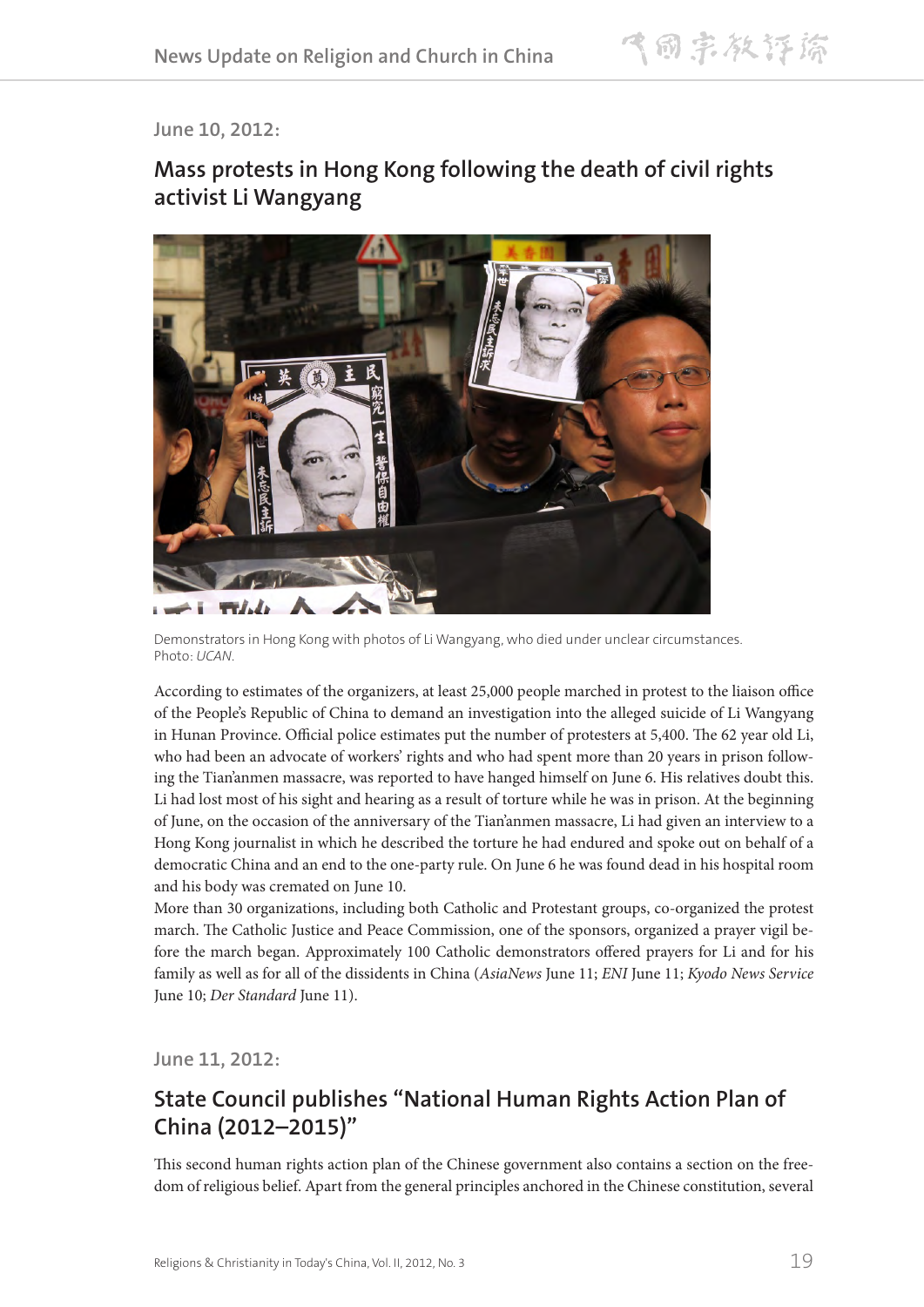June 10, 2012:

## Mass protests in Hong Kong following the death of civil rights activist Li Wangyang

Demonstrators in Hong Kong with photos of Li Wangyang, who died under unclear circumstances. Photo: *UCAN*.

According to estimates of the organizers, at least 25,000 people marched in protest to the liaison office of the People's Republic of China to demand an investigation into the alleged suicide of Li Wangyang in Hunan Province. Official police estimates put the number of protesters at 5,400. The 62 year old Li, who had been an advocate of workers' rights and who had spent more than 20 years in prison following the Tian'anmen massacre, was reported to have hanged himself on June 6. His relatives doubt this. Li had lost most of his sight and hearing as a result of torture while he was in prison. At the beginning of June, on the occasion of the anniversary of the Tian'anmen massacre, Li had given an interview to a Hong Kong journalist in which he described the torture he had endured and spoke out on behalf of a democratic China and an end to the one-party rule. On June 6 he was found dead in his hospital room and his body was cremated on June 10.

More than 30 organizations, including both Catholic and Protestant groups, co-organized the protest march. The Catholic Justice and Peace Commission, one of the sponsors, organized a prayer vigil before the march began. Approximately 100 Catholic demonstrators offered prayers for Li and for his family as well as for all of the dissidents in China (*AsiaNews* June 11; *ENI* June 11; *Kyodo News Service* June 10; *Der Standard* June 11).

June 11, 2012:

## State Council publishes "National Human Rights Action Plan of China (2012–2015)"

This second human rights action plan of the Chinese government also contains a section on the freedom of religious belief. Apart from the general principles anchored in the Chinese constitution, several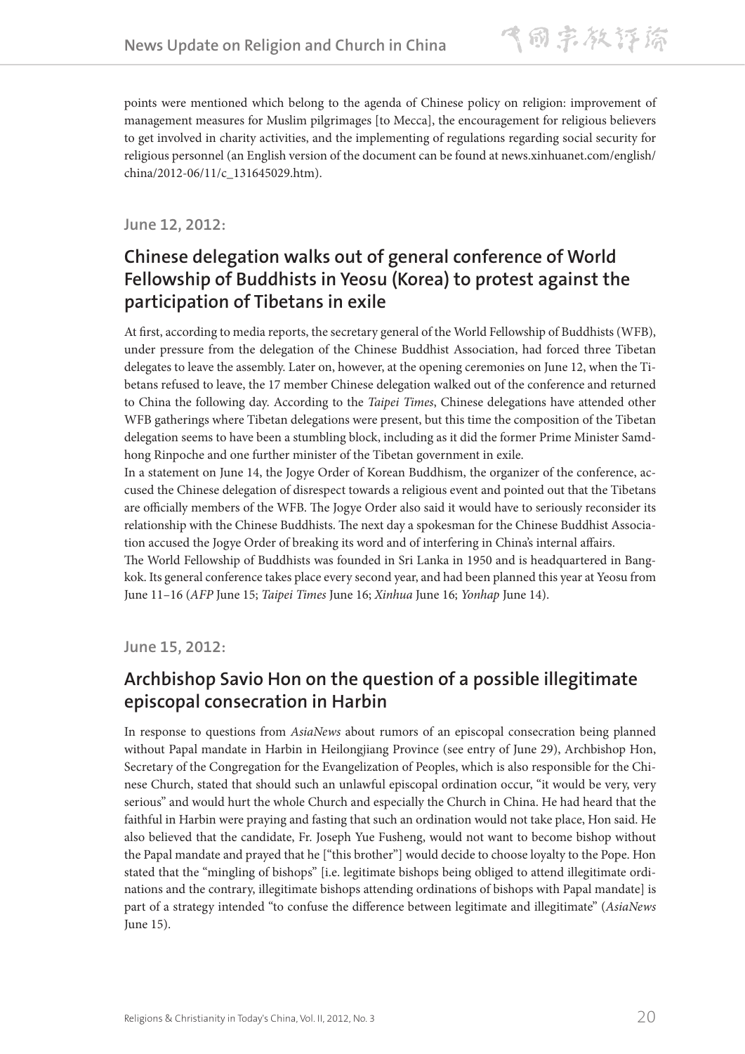points were mentioned which belong to the agenda of Chinese policy on religion: improvement of management measures for Muslim pilgrimages [to Mecca], the encouragement for religious believers to get involved in charity activities, and the implementing of regulations regarding social security for religious personnel (an English version of the document can be found at news.xinhuanet.com/english/china/2012-06/11/c_131645029.htm).

### June 12, 2012:

## Chinese delegation walks out of general conference of World Fellowship of Buddhists in Yeosu (Korea) to protest against the participation of Tibetans in exile

At first, according to media reports, the secretary general of the World Fellowship of Buddhists (WFB), under pressure from the delegation of the Chinese Buddhist Association, had forced three Tibetan delegates to leave the assembly. Later on, however, at the opening ceremonies on June 12, when the Tibetans refused to leave, the 17 member Chinese delegation walked out of the conference and returned to China the following day. According to the *Taipei Times*, Chinese delegations have attended other WFB gatherings where Tibetan delegations were present, but this time the composition of the Tibetan delegation seems to have been a stumbling block, including as it did the former Prime Minister Samdhong Rinpoche and one further minister of the Tibetan government in exile.

In a statement on June 14, the Jogye Order of Korean Buddhism, the organizer of the conference, accused the Chinese delegation of disrespect towards a religious event and pointed out that the Tibetans are officially members of the WFB. The Jogye Order also said it would have to seriously reconsider its relationship with the Chinese Buddhists. The next day a spokesman for the Chinese Buddhist Association accused the Jogye Order of breaking its word and of interfering in China's internal affairs.

The World Fellowship of Buddhists was founded in Sri Lanka in 1950 and is headquartered in Bangkok. Its general conference takes place every second year, and had been planned this year at Yeosu from June 11–16 (*AFP* June 15; *Taipei Times* June 16; *Xinhua* June 16; *Yonhap* June 14).

### June 15, 2012:

## Archbishop Savio Hon on the question of a possible illegitimate episcopal consecration in Harbin

In response to questions from *AsiaNews* about rumors of an episcopal consecration being planned without Papal mandate in Harbin in Heilongjiang Province (see entry of June 29), Archbishop Hon, Secretary of the Congregation for the Evangelization of Peoples, which is also responsible for the Chinese Church, stated that should such an unlawful episcopal ordination occur, "it would be very, very serious" and would hurt the whole Church and especially the Church in China. He had heard that the faithful in Harbin were praying and fasting that such an ordination would not take place, Hon said. He also believed that the candidate, Fr. Joseph Yue Fusheng, would not want to become bishop without the Papal mandate and prayed that he ["this brother"] would decide to choose loyalty to the Pope. Hon stated that the "mingling of bishops" [i.e. legitimate bishops being obliged to attend illegitimate ordinations and the contrary, illegitimate bishops attending ordinations of bishops with Papal mandate] is part of a strategy intended "to confuse the difference between legitimate and illegitimate" (*AsiaNews* June 15).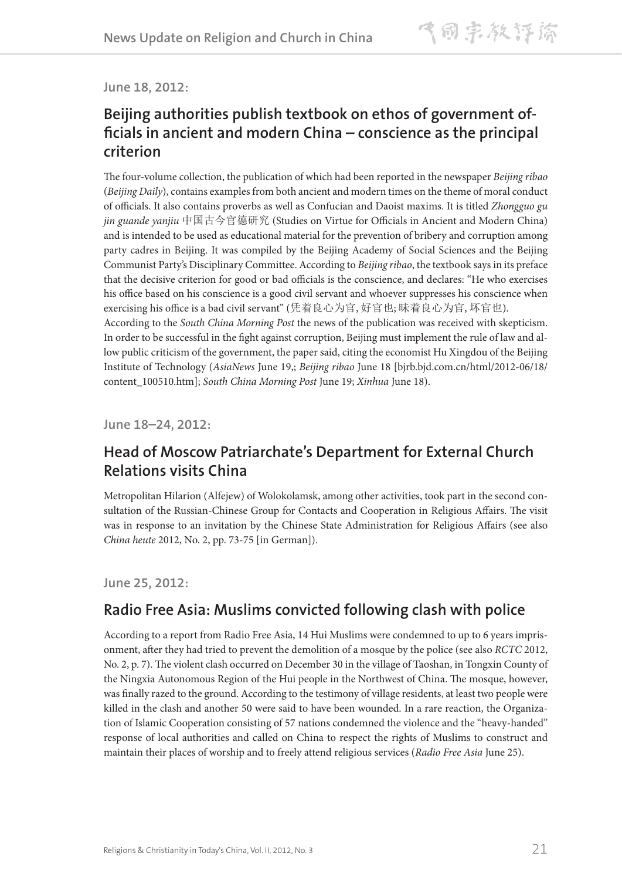**June 18, 2012:**

## Beijing authorities publish textbook on ethos of government officials in ancient and modern China – conscience as the principal criterion

The four-volume collection, the publication of which had been reported in the newspaper *Beijing ribao* (*Beijing Daily*), contains examples from both ancient and modern times on the theme of moral conduct of officials. It also contains proverbs as well as Confucian and Daoist maxims. It is titled *Zhongguo gu jin guande yanjiu* 中国古今官德研究 (Studies on Virtue for Officials in Ancient and Modern China) and is intended to be used as educational material for the prevention of bribery and corruption among party cadres in Beijing. It was compiled by the Beijing Academy of Social Sciences and the Beijing Communist Party's Disciplinary Committee. According to *Beijing ribao*, the textbook says in its preface that the decisive criterion for good or bad officials is the conscience, and declares: "He who exercises his office based on his conscience is a good civil servant and whoever suppresses his conscience when exercising his office is a bad civil servant" (凭着良心为官, 好官也; 昧着良心为官, 坏官也).

According to the *South China Morning Post* the news of the publication was received with skepticism. In order to be successful in the fight against corruption, Beijing must implement the rule of law and allow public criticism of the government, the paper said, citing the economist Hu Xingdou of the Beijing Institute of Technology (*AsiaNews* June 19,; *Beijing ribao* June 18 [bjrb.bjd.com.cn/html/2012-06/18/content_100510.htm]; *South China Morning Post* June 19; *Xinhua* June 18).

**June 18–24, 2012:**

## Head of Moscow Patriarchate's Department for External Church Relations visits China

Metropolitan Hilarion (Alfejew) of Wolokolamsk, among other activities, took part in the second consultation of the Russian-Chinese Group for Contacts and Cooperation in Religious Affairs. The visit was in response to an invitation by the Chinese State Administration for Religious Affairs (see also *China heute* 2012, No. 2, pp. 73-75 [in German]).

**June 25, 2012:**

## Radio Free Asia: Muslims convicted following clash with police

According to a report from Radio Free Asia, 14 Hui Muslims were condemned to up to 6 years imprisonment, after they had tried to prevent the demolition of a mosque by the police (see also *RCTC* 2012, No. 2, p. 7). The violent clash occurred on December 30 in the village of Taoshan, in Tongxin County of the Ningxia Autonomous Region of the Hui people in the Northwest of China. The mosque, however, was finally razed to the ground. According to the testimony of village residents, at least two people were killed in the clash and another 50 were said to have been wounded. In a rare reaction, the Organization of Islamic Cooperation consisting of 57 nations condemned the violence and the "heavy-handed" response of local authorities and called on China to respect the rights of Muslims to construct and maintain their places of worship and to freely attend religious services (*Radio Free Asia* June 25).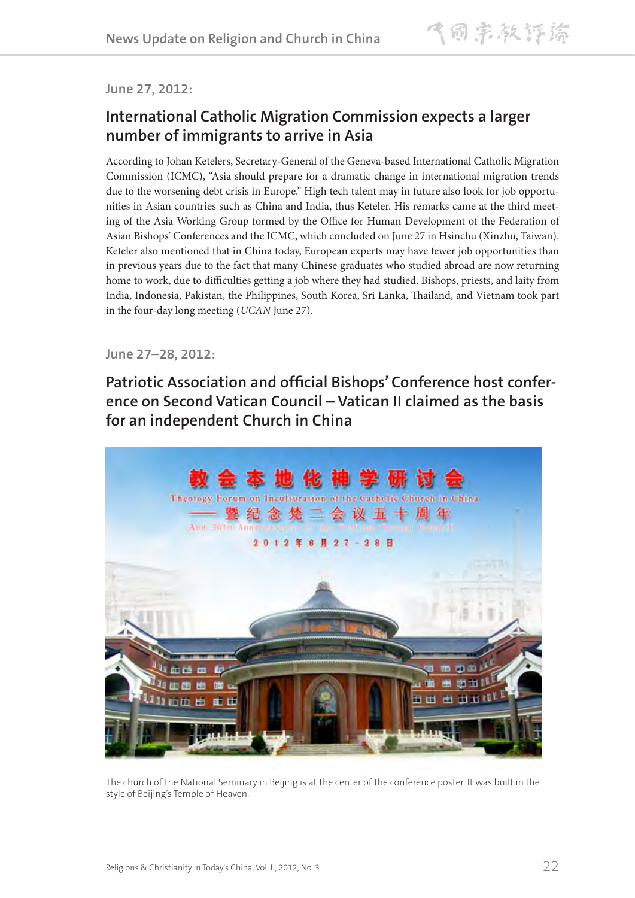June 27, 2012:

## International Catholic Migration Commission expects a larger number of immigrants to arrive in Asia

According to Johan Ketelers, Secretary-General of the Geneva-based International Catholic Migration Commission (ICMC), "Asia should prepare for a dramatic change in international migration trends due to the worsening debt crisis in Europe." High tech talent may in future also look for job opportunities in Asian countries such as China and India, thus Keteler. His remarks came at the third meeting of the Asia Working Group formed by the Office for Human Development of the Federation of Asian Bishops' Conferences and the ICMC, which concluded on June 27 in Hsinchu (Xinzhu, Taiwan). Keteler also mentioned that in China today, European experts may have fewer job opportunities than in previous years due to the fact that many Chinese graduates who studied abroad are now returning home to work, due to difficulties getting a job where they had studied. Bishops, priests, and laity from India, Indonesia, Pakistan, the Philippines, South Korea, Sri Lanka, Thailand, and Vietnam took part in the four-day long meeting (*UCAN* June 27).

June 27–28, 2012:

## Patriotic Association and official Bishops' Conference host conference on Second Vatican Council – Vatican II claimed as the basis for an independent Church in China

The church of the National Seminary in Beijing is at the center of the conference poster. It was built in the style of Beijing's Temple of Heaven.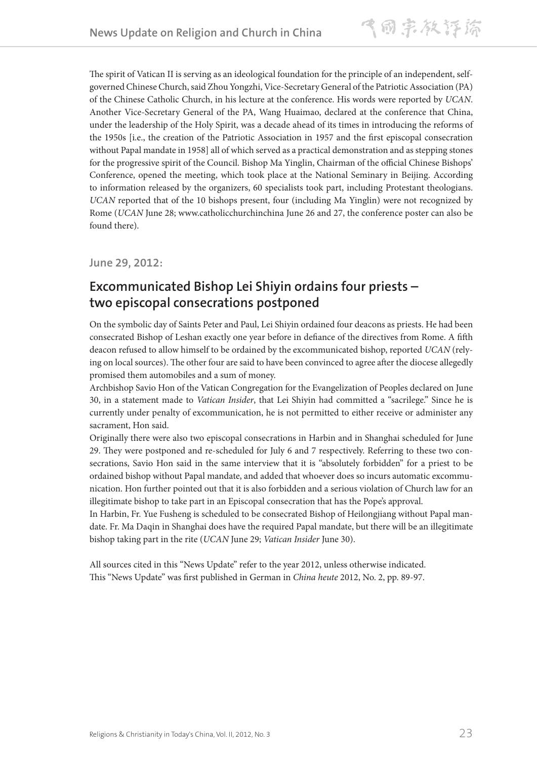The spirit of Vatican II is serving as an ideological foundation for the principle of an independent, self-governed Chinese Church, said Zhou Yongzhi, Vice-Secretary General of the Patriotic Association (PA) of the Chinese Catholic Church, in his lecture at the conference. His words were reported by *UCAN*. Another Vice-Secretary General of the PA, Wang Huaimao, declared at the conference that China, under the leadership of the Holy Spirit, was a decade ahead of its times in introducing the reforms of the 1950s [i.e., the creation of the Patriotic Association in 1957 and the first episcopal consecration without Papal mandate in 1958] all of which served as a practical demonstration and as stepping stones for the progressive spirit of the Council. Bishop Ma Yinglin, Chairman of the official Chinese Bishops' Conference, opened the meeting, which took place at the National Seminary in Beijing. According to information released by the organizers, 60 specialists took part, including Protestant theologians. *UCAN* reported that of the 10 bishops present, four (including Ma Yinglin) were not recognized by Rome (*UCAN* June 28; www.catholicchurchinchina June 26 and 27, the conference poster can also be found there).

### June 29, 2012:

## Excommunicated Bishop Lei Shiyin ordains four priests – two episcopal consecrations postponed

On the symbolic day of Saints Peter and Paul, Lei Shiyin ordained four deacons as priests. He had been consecrated Bishop of Leshan exactly one year before in defiance of the directives from Rome. A fifth deacon refused to allow himself to be ordained by the excommunicated bishop, reported *UCAN* (relying on local sources). The other four are said to have been convinced to agree after the diocese allegedly promised them automobiles and a sum of money.

Archbishop Savio Hon of the Vatican Congregation for the Evangelization of Peoples declared on June 30, in a statement made to *Vatican Insider*, that Lei Shiyin had committed a "sacrilege." Since he is currently under penalty of excommunication, he is not permitted to either receive or administer any sacrament, Hon said.

Originally there were also two episcopal consecrations in Harbin and in Shanghai scheduled for June 29. They were postponed and re-scheduled for July 6 and 7 respectively. Referring to these two consecrations, Savio Hon said in the same interview that it is "absolutely forbidden" for a priest to be ordained bishop without Papal mandate, and added that whoever does so incurs automatic excommunication. Hon further pointed out that it is also forbidden and a serious violation of Church law for an illegitimate bishop to take part in an Episcopal consecration that has the Pope's approval.

In Harbin, Fr. Yue Fusheng is scheduled to be consecrated Bishop of Heilongjiang without Papal mandate. Fr. Ma Daqin in Shanghai does have the required Papal mandate, but there will be an illegitimate bishop taking part in the rite (*UCAN* June 29; *Vatican Insider* June 30).

All sources cited in this "News Update" refer to the year 2012, unless otherwise indicated.
This "News Update" was first published in German in *China heute* 2012, No. 2, pp. 89-97.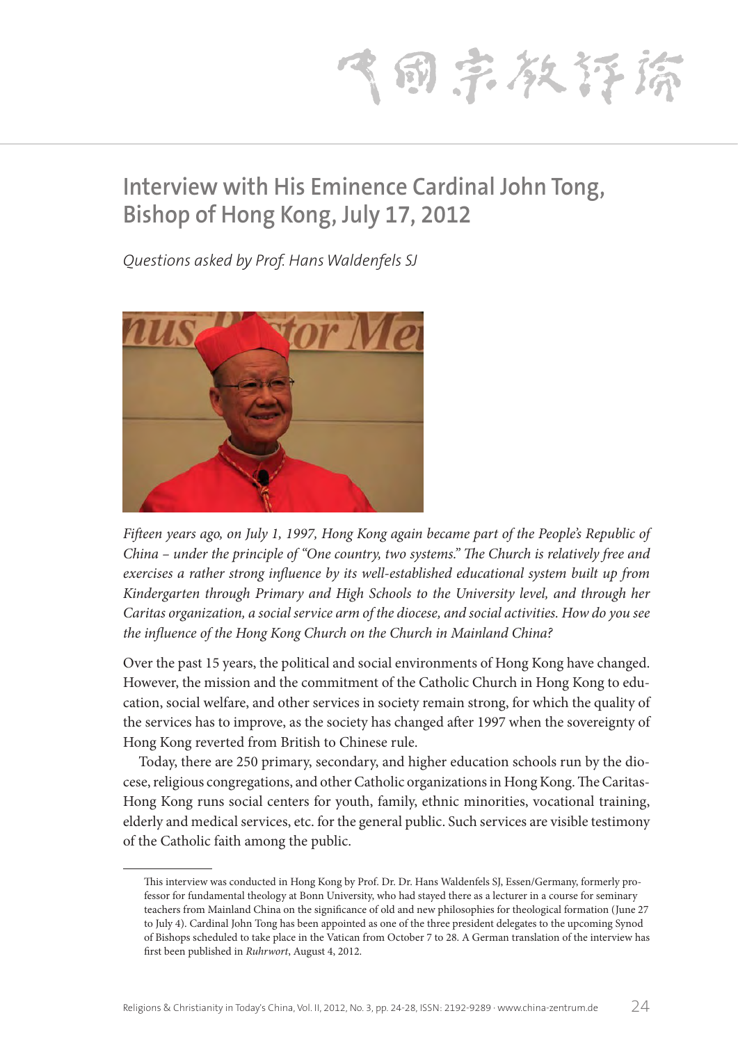# Interview with His Eminence Cardinal John Tong, Bishop of Hong Kong, July 17, 2012

*Questions asked by Prof. Hans Waldenfels SJ*

*Fifteen years ago, on July 1, 1997, Hong Kong again became part of the People's Republic of China – under the principle of "One country, two systems." The Church is relatively free and exercises a rather strong influence by its well-established educational system built up from Kindergarten through Primary and High Schools to the University level, and through her Caritas organization, a social service arm of the diocese, and social activities. How do you see the influence of the Hong Kong Church on the Church in Mainland China?*

Over the past 15 years, the political and social environments of Hong Kong have changed. However, the mission and the commitment of the Catholic Church in Hong Kong to education, social welfare, and other services in society remain strong, for which the quality of the services has to improve, as the society has changed after 1997 when the sovereignty of Hong Kong reverted from British to Chinese rule.

Today, there are 250 primary, secondary, and higher education schools run by the diocese, religious congregations, and other Catholic organizations in Hong Kong. The Caritas-Hong Kong runs social centers for youth, family, ethnic minorities, vocational training, elderly and medical services, etc. for the general public. Such services are visible testimony of the Catholic faith among the public.

---

This interview was conducted in Hong Kong by Prof. Dr. Dr. Hans Waldenfels SJ, Essen/Germany, formerly professor for fundamental theology at Bonn University, who had stayed there as a lecturer in a course for seminary teachers from Mainland China on the significance of old and new philosophies for theological formation (June 27 to July 4). Cardinal John Tong has been appointed as one of the three president delegates to the upcoming Synod of Bishops scheduled to take place in the Vatican from October 7 to 28. A German translation of the interview has first been published in *Ruhrwort*, August 4, 2012.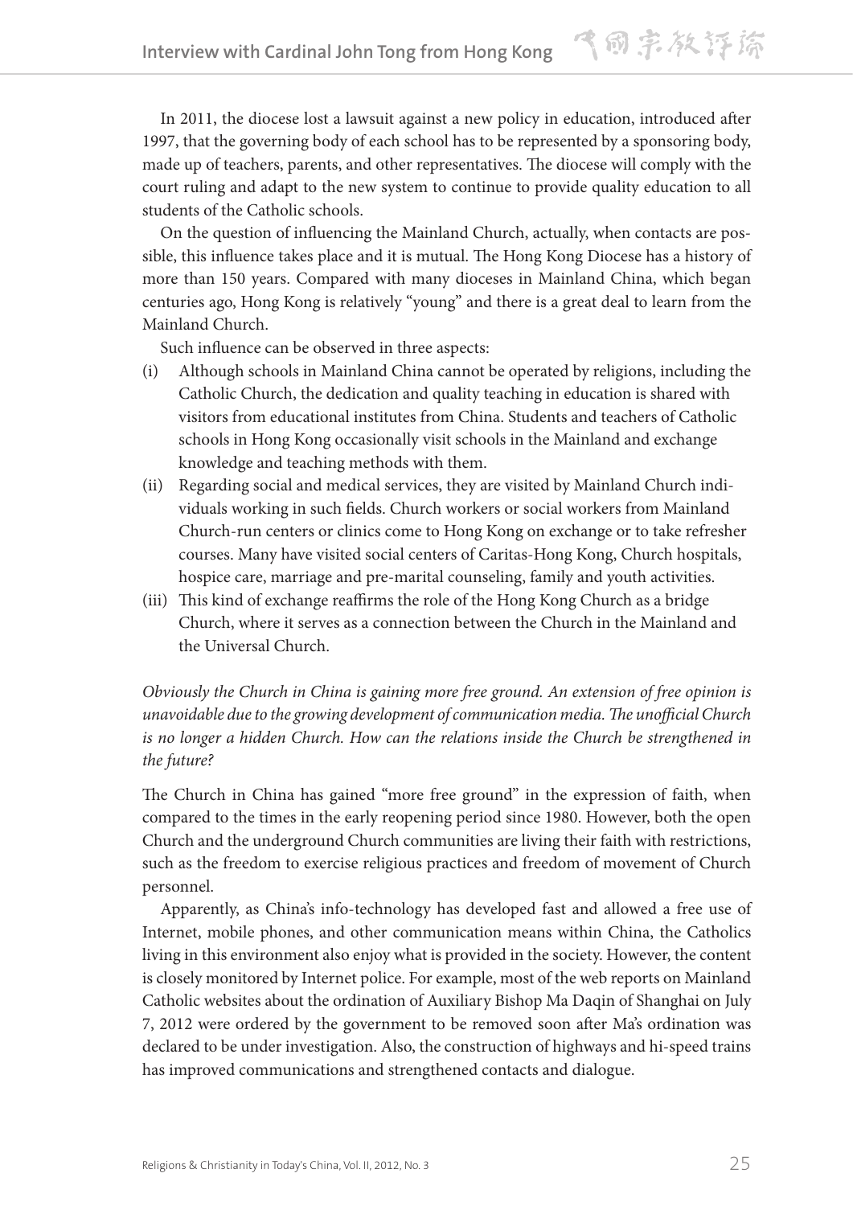In 2011, the diocese lost a lawsuit against a new policy in education, introduced after 1997, that the governing body of each school has to be represented by a sponsoring body, made up of teachers, parents, and other representatives. The diocese will comply with the court ruling and adapt to the new system to continue to provide quality education to all students of the Catholic schools.

On the question of influencing the Mainland Church, actually, when contacts are possible, this influence takes place and it is mutual. The Hong Kong Diocese has a history of more than 150 years. Compared with many dioceses in Mainland China, which began centuries ago, Hong Kong is relatively "young" and there is a great deal to learn from the Mainland Church.

Such influence can be observed in three aspects:

(i) Although schools in Mainland China cannot be operated by religions, including the Catholic Church, the dedication and quality teaching in education is shared with visitors from educational institutes from China. Students and teachers of Catholic schools in Hong Kong occasionally visit schools in the Mainland and exchange knowledge and teaching methods with them.

(ii) Regarding social and medical services, they are visited by Mainland Church individuals working in such fields. Church workers or social workers from Mainland Church-run centers or clinics come to Hong Kong on exchange or to take refresher courses. Many have visited social centers of Caritas-Hong Kong, Church hospitals, hospice care, marriage and pre-marital counseling, family and youth activities.

(iii) This kind of exchange reaffirms the role of the Hong Kong Church as a bridge Church, where it serves as a connection between the Church in the Mainland and the Universal Church.

*Obviously the Church in China is gaining more free ground. An extension of free opinion is unavoidable due to the growing development of communication media. The unofficial Church is no longer a hidden Church. How can the relations inside the Church be strengthened in the future?*

The Church in China has gained "more free ground" in the expression of faith, when compared to the times in the early reopening period since 1980. However, both the open Church and the underground Church communities are living their faith with restrictions, such as the freedom to exercise religious practices and freedom of movement of Church personnel.

Apparently, as China's info-technology has developed fast and allowed a free use of Internet, mobile phones, and other communication means within China, the Catholics living in this environment also enjoy what is provided in the society. However, the content is closely monitored by Internet police. For example, most of the web reports on Mainland Catholic websites about the ordination of Auxiliary Bishop Ma Daqin of Shanghai on July 7, 2012 were ordered by the government to be removed soon after Ma's ordination was declared to be under investigation. Also, the construction of highways and hi-speed trains has improved communications and strengthened contacts and dialogue.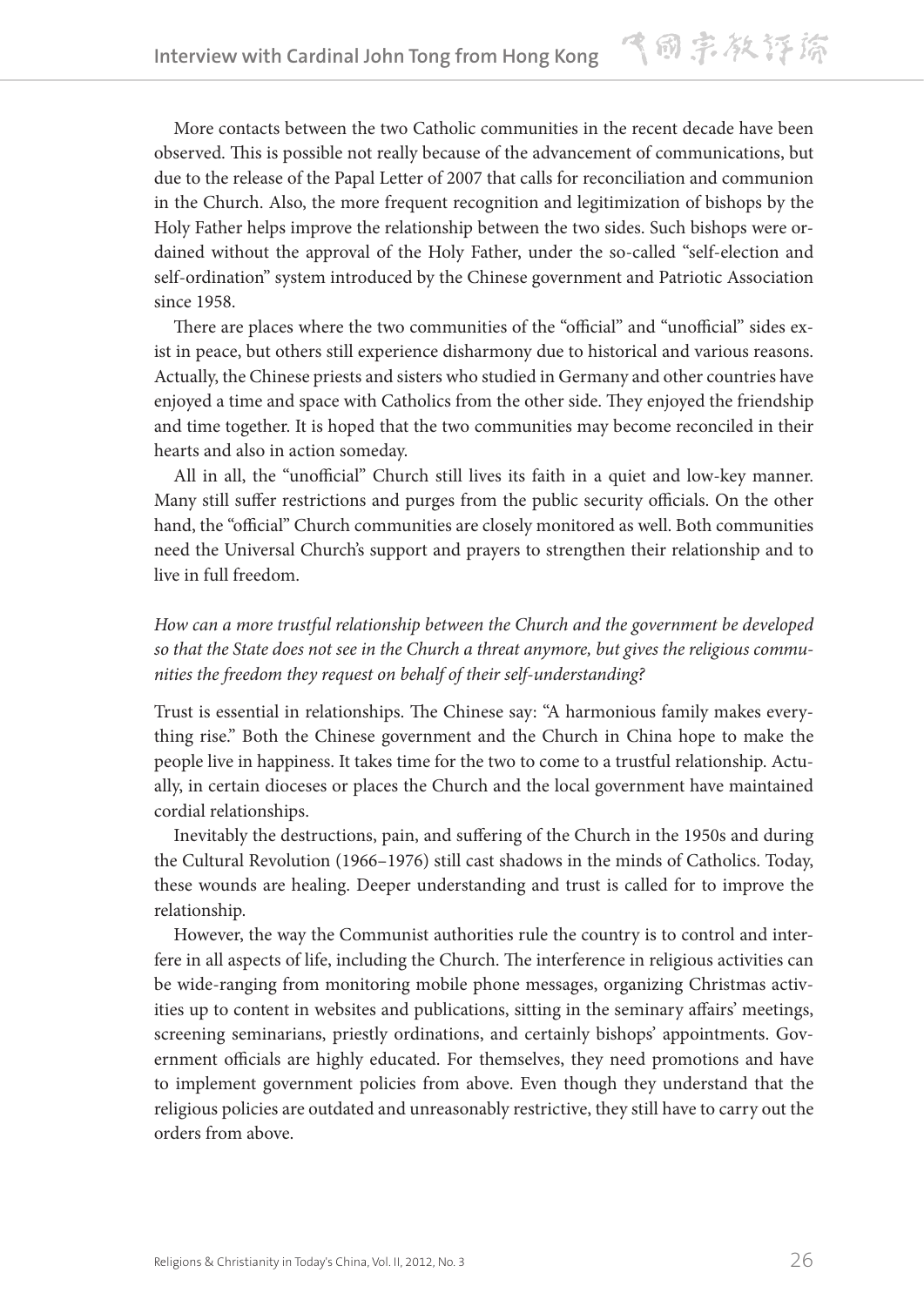More contacts between the two Catholic communities in the recent decade have been observed. This is possible not really because of the advancement of communications, but due to the release of the Papal Letter of 2007 that calls for reconciliation and communion in the Church. Also, the more frequent recognition and legitimization of bishops by the Holy Father helps improve the relationship between the two sides. Such bishops were ordained without the approval of the Holy Father, under the so-called "self-election and self-ordination" system introduced by the Chinese government and Patriotic Association since 1958.

There are places where the two communities of the "official" and "unofficial" sides exist in peace, but others still experience disharmony due to historical and various reasons. Actually, the Chinese priests and sisters who studied in Germany and other countries have enjoyed a time and space with Catholics from the other side. They enjoyed the friendship and time together. It is hoped that the two communities may become reconciled in their hearts and also in action someday.

All in all, the "unofficial" Church still lives its faith in a quiet and low-key manner. Many still suffer restrictions and purges from the public security officials. On the other hand, the "official" Church communities are closely monitored as well. Both communities need the Universal Church's support and prayers to strengthen their relationship and to live in full freedom.

*How can a more trustful relationship between the Church and the government be developed so that the State does not see in the Church a threat anymore, but gives the religious communities the freedom they request on behalf of their self-understanding?*

Trust is essential in relationships. The Chinese say: "A harmonious family makes everything rise." Both the Chinese government and the Church in China hope to make the people live in happiness. It takes time for the two to come to a trustful relationship. Actually, in certain dioceses or places the Church and the local government have maintained cordial relationships.

Inevitably the destructions, pain, and suffering of the Church in the 1950s and during the Cultural Revolution (1966–1976) still cast shadows in the minds of Catholics. Today, these wounds are healing. Deeper understanding and trust is called for to improve the relationship.

However, the way the Communist authorities rule the country is to control and interfere in all aspects of life, including the Church. The interference in religious activities can be wide-ranging from monitoring mobile phone messages, organizing Christmas activities up to content in websites and publications, sitting in the seminary affairs' meetings, screening seminarians, priestly ordinations, and certainly bishops' appointments. Government officials are highly educated. For themselves, they need promotions and have to implement government policies from above. Even though they understand that the religious policies are outdated and unreasonably restrictive, they still have to carry out the orders from above.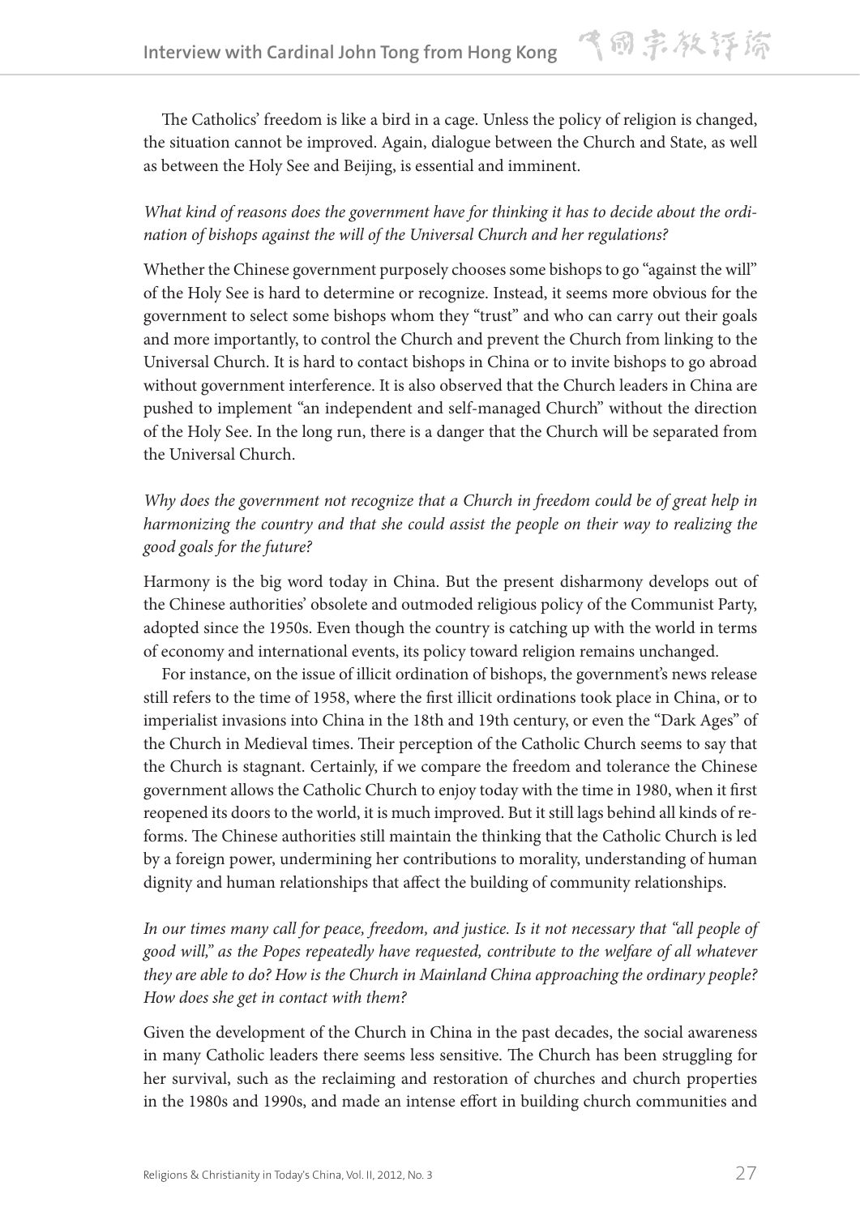The Catholics' freedom is like a bird in a cage. Unless the policy of religion is changed, the situation cannot be improved. Again, dialogue between the Church and State, as well as between the Holy See and Beijing, is essential and imminent.

*What kind of reasons does the government have for thinking it has to decide about the ordination of bishops against the will of the Universal Church and her regulations?*

Whether the Chinese government purposely chooses some bishops to go "against the will" of the Holy See is hard to determine or recognize. Instead, it seems more obvious for the government to select some bishops whom they "trust" and who can carry out their goals and more importantly, to control the Church and prevent the Church from linking to the Universal Church. It is hard to contact bishops in China or to invite bishops to go abroad without government interference. It is also observed that the Church leaders in China are pushed to implement "an independent and self-managed Church" without the direction of the Holy See. In the long run, there is a danger that the Church will be separated from the Universal Church.

*Why does the government not recognize that a Church in freedom could be of great help in harmonizing the country and that she could assist the people on their way to realizing the good goals for the future?*

Harmony is the big word today in China. But the present disharmony develops out of the Chinese authorities' obsolete and outmoded religious policy of the Communist Party, adopted since the 1950s. Even though the country is catching up with the world in terms of economy and international events, its policy toward religion remains unchanged.

For instance, on the issue of illicit ordination of bishops, the government's news release still refers to the time of 1958, where the first illicit ordinations took place in China, or to imperialist invasions into China in the 18th and 19th century, or even the "Dark Ages" of the Church in Medieval times. Their perception of the Catholic Church seems to say that the Church is stagnant. Certainly, if we compare the freedom and tolerance the Chinese government allows the Catholic Church to enjoy today with the time in 1980, when it first reopened its doors to the world, it is much improved. But it still lags behind all kinds of reforms. The Chinese authorities still maintain the thinking that the Catholic Church is led by a foreign power, undermining her contributions to morality, understanding of human dignity and human relationships that affect the building of community relationships.

*In our times many call for peace, freedom, and justice. Is it not necessary that "all people of good will," as the Popes repeatedly have requested, contribute to the welfare of all whatever they are able to do? How is the Church in Mainland China approaching the ordinary people? How does she get in contact with them?*

Given the development of the Church in China in the past decades, the social awareness in many Catholic leaders there seems less sensitive. The Church has been struggling for her survival, such as the reclaiming and restoration of churches and church properties in the 1980s and 1990s, and made an intense effort in building church communities and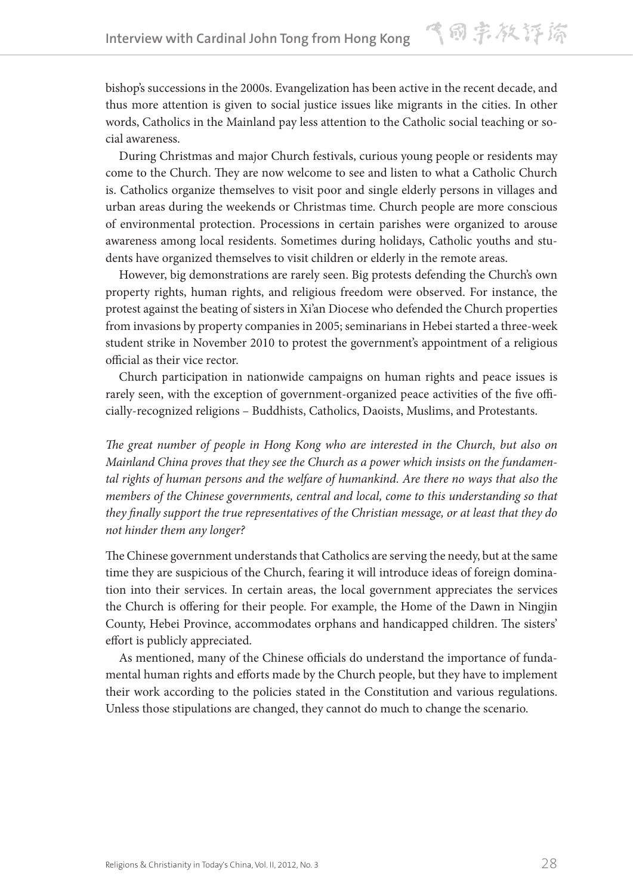bishop's successions in the 2000s. Evangelization has been active in the recent decade, and thus more attention is given to social justice issues like migrants in the cities. In other words, Catholics in the Mainland pay less attention to the Catholic social teaching or social awareness.

During Christmas and major Church festivals, curious young people or residents may come to the Church. They are now welcome to see and listen to what a Catholic Church is. Catholics organize themselves to visit poor and single elderly persons in villages and urban areas during the weekends or Christmas time. Church people are more conscious of environmental protection. Processions in certain parishes were organized to arouse awareness among local residents. Sometimes during holidays, Catholic youths and students have organized themselves to visit children or elderly in the remote areas.

However, big demonstrations are rarely seen. Big protests defending the Church's own property rights, human rights, and religious freedom were observed. For instance, the protest against the beating of sisters in Xi'an Diocese who defended the Church properties from invasions by property companies in 2005; seminarians in Hebei started a three-week student strike in November 2010 to protest the government's appointment of a religious official as their vice rector.

Church participation in nationwide campaigns on human rights and peace issues is rarely seen, with the exception of government-organized peace activities of the five officially-recognized religions – Buddhists, Catholics, Daoists, Muslims, and Protestants.

*The great number of people in Hong Kong who are interested in the Church, but also on Mainland China proves that they see the Church as a power which insists on the fundamental rights of human persons and the welfare of humankind. Are there no ways that also the members of the Chinese governments, central and local, come to this understanding so that they finally support the true representatives of the Christian message, or at least that they do not hinder them any longer?*

The Chinese government understands that Catholics are serving the needy, but at the same time they are suspicious of the Church, fearing it will introduce ideas of foreign domination into their services. In certain areas, the local government appreciates the services the Church is offering for their people. For example, the Home of the Dawn in Ningjin County, Hebei Province, accommodates orphans and handicapped children. The sisters' effort is publicly appreciated.

As mentioned, many of the Chinese officials do understand the importance of fundamental human rights and efforts made by the Church people, but they have to implement their work according to the policies stated in the Constitution and various regulations. Unless those stipulations are changed, they cannot do much to change the scenario.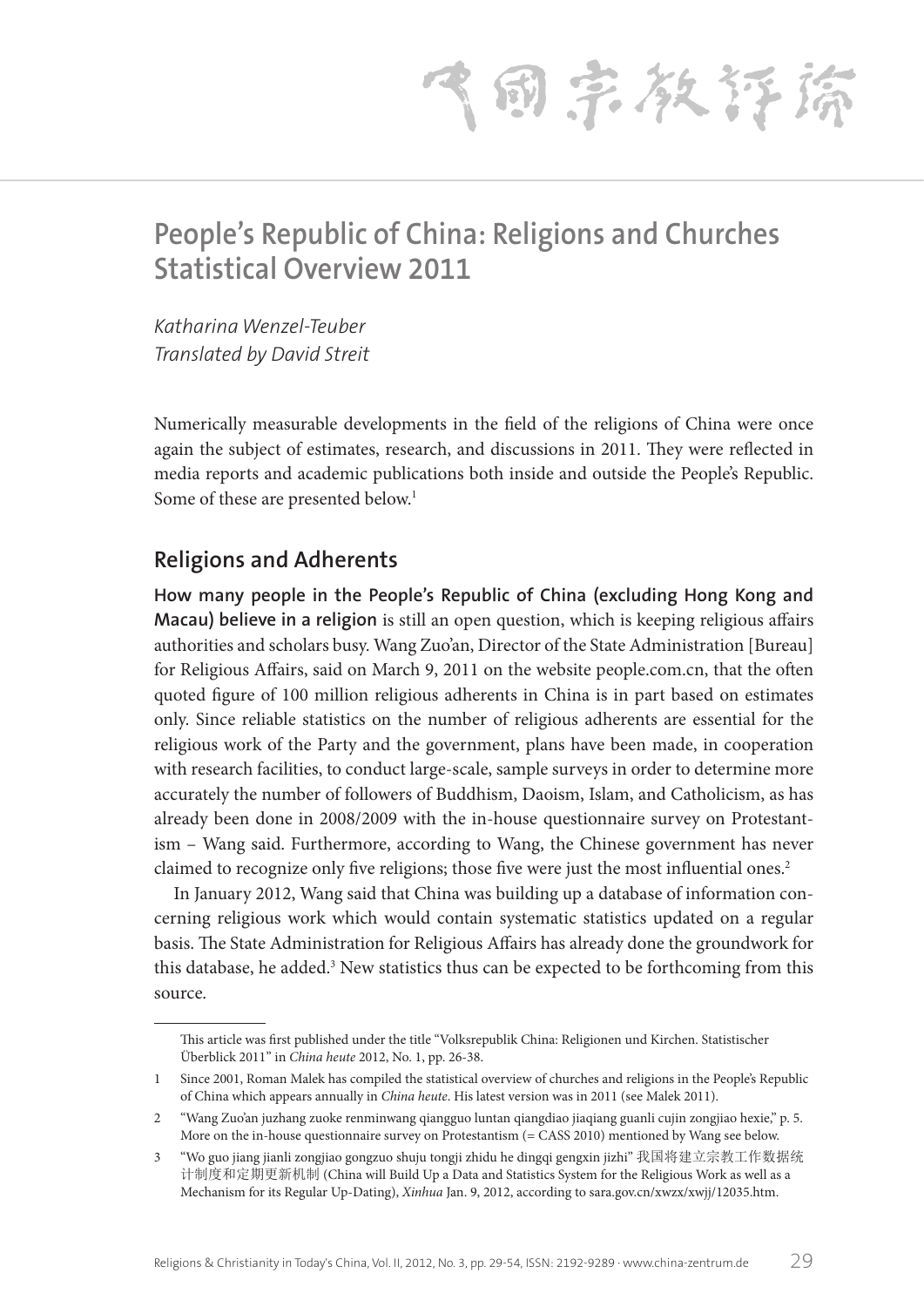# People's Republic of China: Religions and Churches Statistical Overview 2011

*Katharina Wenzel-Teuber*
*Translated by David Streit*

Numerically measurable developments in the field of the religions of China were once again the subject of estimates, research, and discussions in 2011. They were reflected in media reports and academic publications both inside and outside the People's Republic. Some of these are presented below.[1]

## Religions and Adherents

**How many people in the People's Republic of China (excluding Hong Kong and Macau) believe in a religion** is still an open question, which is keeping religious affairs authorities and scholars busy. Wang Zuo'an, Director of the State Administration [Bureau] for Religious Affairs, said on March 9, 2011 on the website people.com.cn, that the often quoted figure of 100 million religious adherents in China is in part based on estimates only. Since reliable statistics on the number of religious adherents are essential for the religious work of the Party and the government, plans have been made, in cooperation with research facilities, to conduct large-scale, sample surveys in order to determine more accurately the number of followers of Buddhism, Daoism, Islam, and Catholicism, as has already been done in 2008/2009 with the in-house questionnaire survey on Protestantism – Wang said. Furthermore, according to Wang, the Chinese government has never claimed to recognize only five religions; those five were just the most influential ones.[2]

In January 2012, Wang said that China was building up a database of information concerning religious work which would contain systematic statistics updated on a regular basis. The State Administration for Religious Affairs has already done the groundwork for this database, he added.[3] New statistics thus can be expected to be forthcoming from this source.

---

This article was first published under the title "Volksrepublik China: Religionen und Kirchen. Statistischer Überblick 2011" in *China heute* 2012, No. 1, pp. 26-38.

1 Since 2001, Roman Malek has compiled the statistical overview of churches and religions in the People's Republic of China which appears annually in *China heute*. His latest version was in 2011 (see Malek 2011).

2 "Wang Zuo'an juzhang zuoke renminwang qiangguo luntan qiangdiao jiaqiang guanli cujin zongjiao hexie," p. 5. More on the in-house questionnaire survey on Protestantism (= CASS 2010) mentioned by Wang see below.

3 "Wo guo jiang jianli zongjiao gongzuo shuju tongji zhidu he dingqi gengxin jizhi" 我国将建立宗教工作数据统计制度和定期更新机制 (China will Build Up a Data and Statistics System for the Religious Work as well as a Mechanism for its Regular Up-Dating), *Xinhua* Jan. 9, 2012, according to sara.gov.cn/xwzx/xwjj/12035.htm.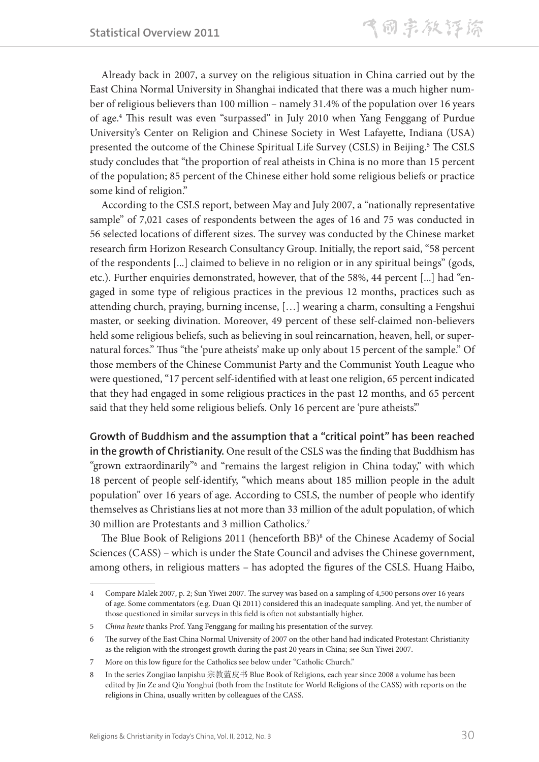Already back in 2007, a survey on the religious situation in China carried out by the East China Normal University in Shanghai indicated that there was a much higher number of religious believers than 100 million – namely 31.4% of the population over 16 years of age.[4] This result was even "surpassed" in July 2010 when Yang Fenggang of Purdue University's Center on Religion and Chinese Society in West Lafayette, Indiana (USA) presented the outcome of the Chinese Spiritual Life Survey (CSLS) in Beijing.[5] The CSLS study concludes that "the proportion of real atheists in China is no more than 15 percent of the population; 85 percent of the Chinese either hold some religious beliefs or practice some kind of religion."

According to the CSLS report, between May and July 2007, a "nationally representative sample" of 7,021 cases of respondents between the ages of 16 and 75 was conducted in 56 selected locations of different sizes. The survey was conducted by the Chinese market research firm Horizon Research Consultancy Group. Initially, the report said, "58 percent of the respondents [...] claimed to believe in no religion or in any spiritual beings" (gods, etc.). Further enquiries demonstrated, however, that of the 58%, 44 percent [...] had "engaged in some type of religious practices in the previous 12 months, practices such as attending church, praying, burning incense, […] wearing a charm, consulting a Fengshui master, or seeking divination. Moreover, 49 percent of these self-claimed non-believers held some religious beliefs, such as believing in soul reincarnation, heaven, hell, or supernatural forces." Thus "the 'pure atheists' make up only about 15 percent of the sample." Of those members of the Chinese Communist Party and the Communist Youth League who were questioned, "17 percent self-identified with at least one religion, 65 percent indicated that they had engaged in some religious practices in the past 12 months, and 65 percent said that they held some religious beliefs. Only 16 percent are 'pure atheists'."

**Growth of Buddhism and the assumption that a "critical point" has been reached in the growth of Christianity.** One result of the CSLS was the finding that Buddhism has "grown extraordinarily"[6] and "remains the largest religion in China today," with which 18 percent of people self-identify, "which means about 185 million people in the adult population" over 16 years of age. According to CSLS, the number of people who identify themselves as Christians lies at not more than 33 million of the adult population, of which 30 million are Protestants and 3 million Catholics.[7]

The Blue Book of Religions 2011 (henceforth BB)[8] of the Chinese Academy of Social Sciences (CASS) – which is under the State Council and advises the Chinese government, among others, in religious matters – has adopted the figures of the CSLS. Huang Haibo,

---

4 Compare Malek 2007, p. 2; Sun Yiwei 2007. The survey was based on a sampling of 4,500 persons over 16 years of age. Some commentators (e.g. Duan Qi 2011) considered this an inadequate sampling. And yet, the number of those questioned in similar surveys in this field is often not substantially higher.

5 *China heute* thanks Prof. Yang Fenggang for mailing his presentation of the survey.

6 The survey of the East China Normal University of 2007 on the other hand had indicated Protestant Christianity as the religion with the strongest growth during the past 20 years in China; see Sun Yiwei 2007.

7 More on this low figure for the Catholics see below under "Catholic Church."

8 In the series Zongjiao lanpishu 宗教蓝皮书 Blue Book of Religions, each year since 2008 a volume has been edited by Jin Ze and Qiu Yonghui (both from the Institute for World Religions of the CASS) with reports on the religions in China, usually written by colleagues of the CASS.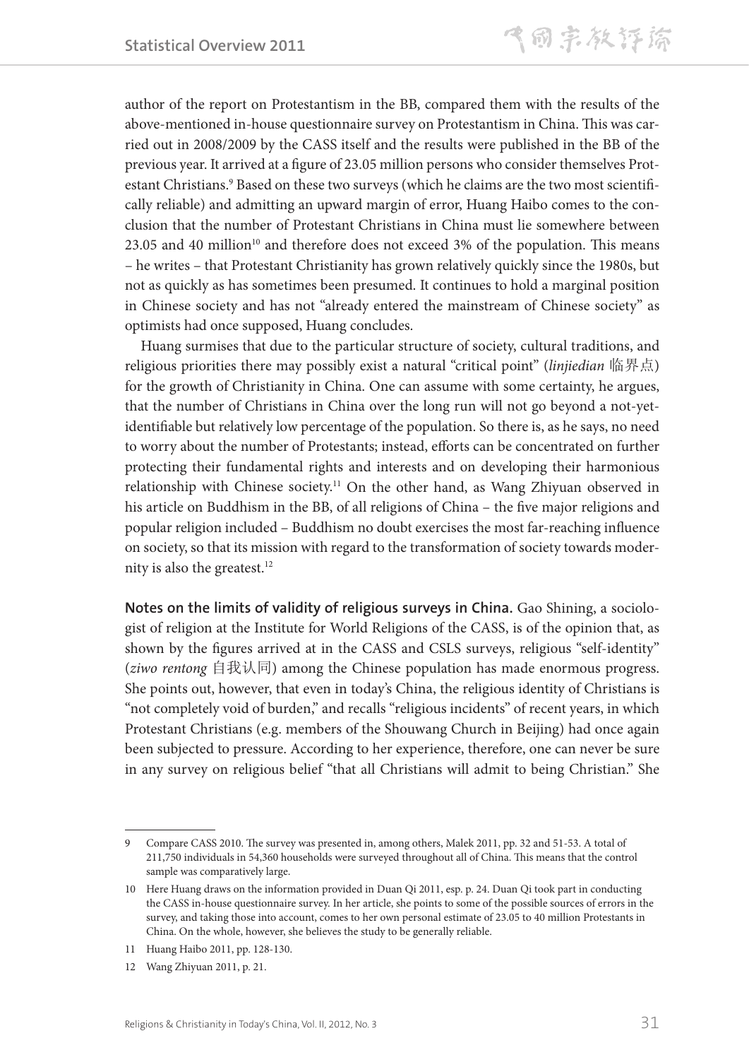author of the report on Protestantism in the BB, compared them with the results of the above-mentioned in-house questionnaire survey on Protestantism in China. This was carried out in 2008/2009 by the CASS itself and the results were published in the BB of the previous year. It arrived at a figure of 23.05 million persons who consider themselves Protestant Christians.[9] Based on these two surveys (which he claims are the two most scientifically reliable) and admitting an upward margin of error, Huang Haibo comes to the conclusion that the number of Protestant Christians in China must lie somewhere between 23.05 and 40 million[10] and therefore does not exceed 3% of the population. This means – he writes – that Protestant Christianity has grown relatively quickly since the 1980s, but not as quickly as has sometimes been presumed. It continues to hold a marginal position in Chinese society and has not "already entered the mainstream of Chinese society" as optimists had once supposed, Huang concludes.

Huang surmises that due to the particular structure of society, cultural traditions, and religious priorities there may possibly exist a natural "critical point" (*linjiedian* 临界点) for the growth of Christianity in China. One can assume with some certainty, he argues, that the number of Christians in China over the long run will not go beyond a not-yet-identifiable but relatively low percentage of the population. So there is, as he says, no need to worry about the number of Protestants; instead, efforts can be concentrated on further protecting their fundamental rights and interests and on developing their harmonious relationship with Chinese society.[11] On the other hand, as Wang Zhiyuan observed in his article on Buddhism in the BB, of all religions of China – the five major religions and popular religion included – Buddhism no doubt exercises the most far-reaching influence on society, so that its mission with regard to the transformation of society towards modernity is also the greatest.[12]

**Notes on the limits of validity of religious surveys in China.** Gao Shining, a sociologist of religion at the Institute for World Religions of the CASS, is of the opinion that, as shown by the figures arrived at in the CASS and CSLS surveys, religious "self-identity" (*ziwo rentong* 自我认同) among the Chinese population has made enormous progress. She points out, however, that even in today's China, the religious identity of Christians is "not completely void of burden," and recalls "religious incidents" of recent years, in which Protestant Christians (e.g. members of the Shouwang Church in Beijing) had once again been subjected to pressure. According to her experience, therefore, one can never be sure in any survey on religious belief "that all Christians will admit to being Christian." She

---

9 Compare CASS 2010. The survey was presented in, among others, Malek 2011, pp. 32 and 51-53. A total of 211,750 individuals in 54,360 households were surveyed throughout all of China. This means that the control sample was comparatively large.

10 Here Huang draws on the information provided in Duan Qi 2011, esp. p. 24. Duan Qi took part in conducting the CASS in-house questionnaire survey. In her article, she points to some of the possible sources of errors in the survey, and taking those into account, comes to her own personal estimate of 23.05 to 40 million Protestants in China. On the whole, however, she believes the study to be generally reliable.

11 Huang Haibo 2011, pp. 128-130.

12 Wang Zhiyuan 2011, p. 21.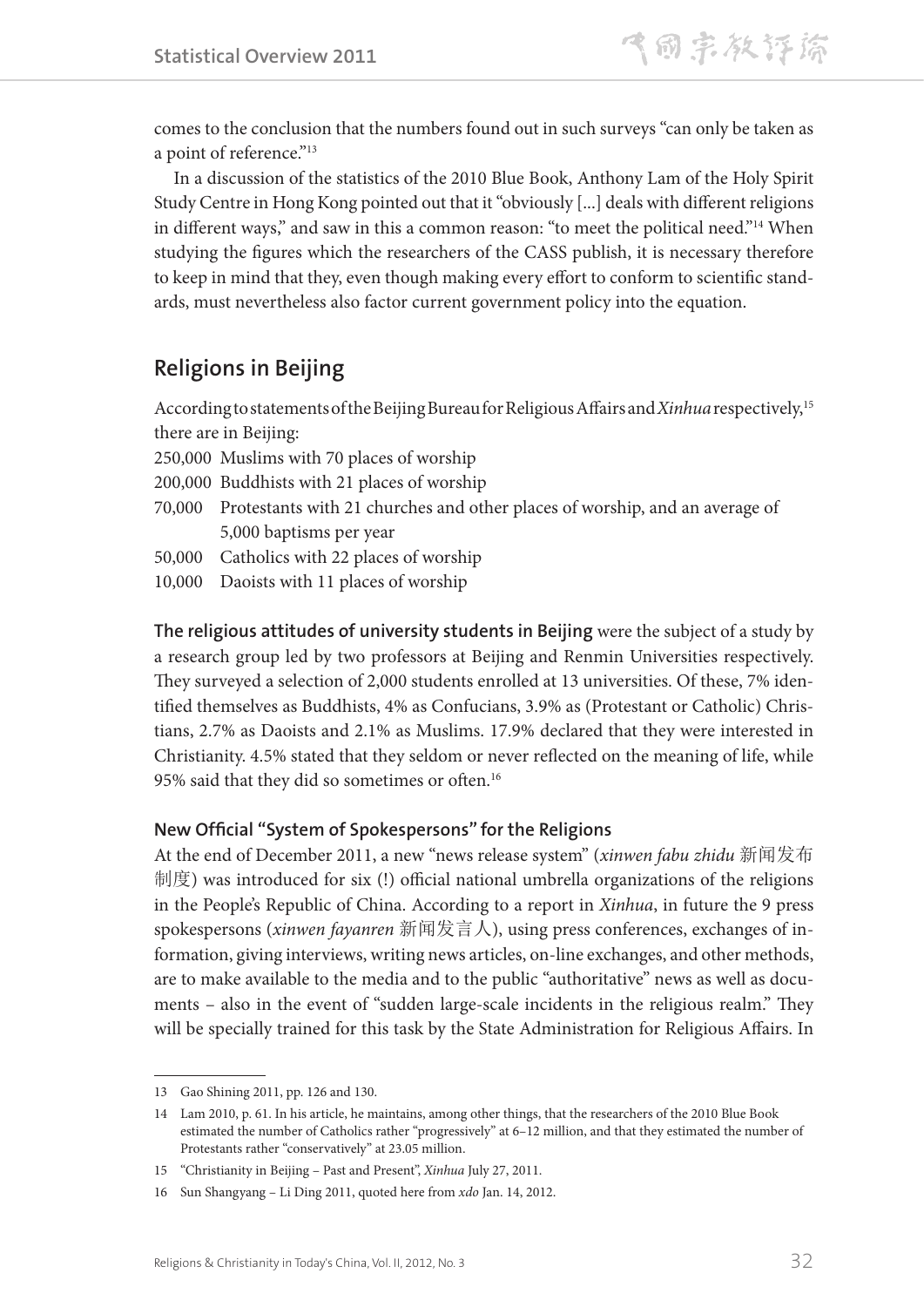comes to the conclusion that the numbers found out in such surveys "can only be taken as a point of reference."[13]

In a discussion of the statistics of the 2010 Blue Book, Anthony Lam of the Holy Spirit Study Centre in Hong Kong pointed out that it "obviously [...] deals with different religions in different ways," and saw in this a common reason: "to meet the political need."[14] When studying the figures which the researchers of the CASS publish, it is necessary therefore to keep in mind that they, even though making every effort to conform to scientific standards, must nevertheless also factor current government policy into the equation.

## Religions in Beijing

According to statements of the Beijing Bureau for Religious Affairs and *Xinhua* respectively,[15] there are in Beijing:

- 250,000 Muslims with 70 places of worship
- 200,000 Buddhists with 21 places of worship
- 70,000 Protestants with 21 churches and other places of worship, and an average of 5,000 baptisms per year
- 50,000 Catholics with 22 places of worship
- 10,000 Daoists with 11 places of worship

**The religious attitudes of university students in Beijing** were the subject of a study by a research group led by two professors at Beijing and Renmin Universities respectively. They surveyed a selection of 2,000 students enrolled at 13 universities. Of these, 7% identified themselves as Buddhists, 4% as Confucians, 3.9% as (Protestant or Catholic) Christians, 2.7% as Daoists and 2.1% as Muslims. 17.9% declared that they were interested in Christianity. 4.5% stated that they seldom or never reflected on the meaning of life, while 95% said that they did so sometimes or often.[16]

### New Official "System of Spokespersons" for the Religions

At the end of December 2011, a new "news release system" (*xinwen fabu zhidu* 新闻发布制度) was introduced for six (!) official national umbrella organizations of the religions in the People's Republic of China. According to a report in *Xinhua*, in future the 9 press spokespersons (*xinwen fayanren* 新闻发言人), using press conferences, exchanges of information, giving interviews, writing news articles, on-line exchanges, and other methods, are to make available to the media and to the public "authoritative" news as well as documents – also in the event of "sudden large-scale incidents in the religious realm." They will be specially trained for this task by the State Administration for Religious Affairs. In

---

13 Gao Shining 2011, pp. 126 and 130.

14 Lam 2010, p. 61. In his article, he maintains, among other things, that the researchers of the 2010 Blue Book estimated the number of Catholics rather "progressively" at 6–12 million, and that they estimated the number of Protestants rather "conservatively" at 23.05 million.

15 "Christianity in Beijing – Past and Present", *Xinhua* July 27, 2011.

16 Sun Shangyang – Li Ding 2011, quoted here from *xdo* Jan. 14, 2012.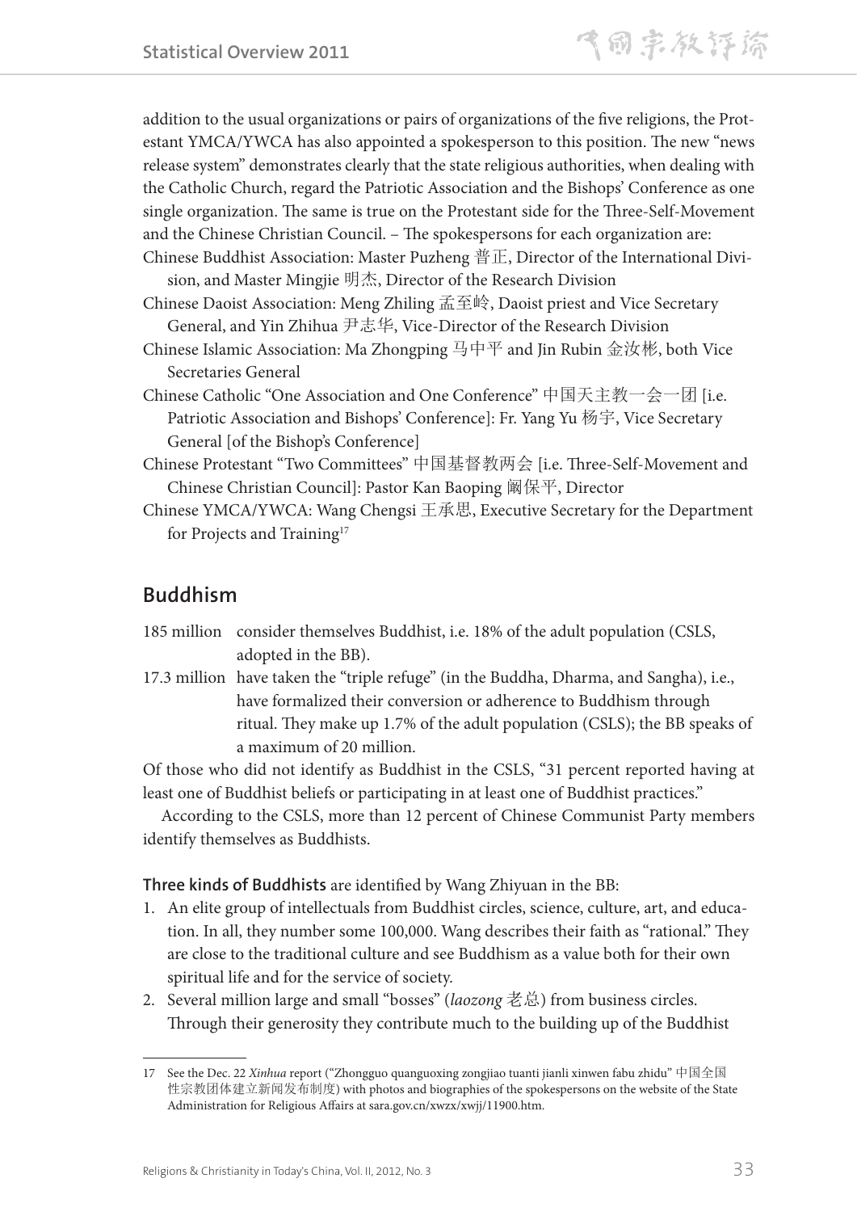addition to the usual organizations or pairs of organizations of the five religions, the Protestant YMCA/YWCA has also appointed a spokesperson to this position. The new "news release system" demonstrates clearly that the state religious authorities, when dealing with the Catholic Church, regard the Patriotic Association and the Bishops' Conference as one single organization. The same is true on the Protestant side for the Three-Self-Movement and the Chinese Christian Council. – The spokespersons for each organization are:

Chinese Buddhist Association: Master Puzheng 普正, Director of the International Division, and Master Mingjie 明杰, Director of the Research Division

Chinese Daoist Association: Meng Zhiling 孟至岭, Daoist priest and Vice Secretary General, and Yin Zhihua 尹志华, Vice-Director of the Research Division

Chinese Islamic Association: Ma Zhongping 马中平 and Jin Rubin 金汝彬, both Vice Secretaries General

Chinese Catholic "One Association and One Conference" 中国天主教一会一团 [i.e. Patriotic Association and Bishops' Conference]: Fr. Yang Yu 杨宇, Vice Secretary General [of the Bishop's Conference]

Chinese Protestant "Two Committees" 中国基督教两会 [i.e. Three-Self-Movement and Chinese Christian Council]: Pastor Kan Baoping 阚保平, Director

Chinese YMCA/YWCA: Wang Chengsi 王承思, Executive Secretary for the Department for Projects and Training[17]

## Buddhism

185 million consider themselves Buddhist, i.e. 18% of the adult population (CSLS, adopted in the BB).

17.3 million have taken the "triple refuge" (in the Buddha, Dharma, and Sangha), i.e., have formalized their conversion or adherence to Buddhism through ritual. They make up 1.7% of the adult population (CSLS); the BB speaks of a maximum of 20 million.

Of those who did not identify as Buddhist in the CSLS, "31 percent reported having at least one of Buddhist beliefs or participating in at least one of Buddhist practices."

According to the CSLS, more than 12 percent of Chinese Communist Party members identify themselves as Buddhists.

**Three kinds of Buddhists** are identified by Wang Zhiyuan in the BB:

1. An elite group of intellectuals from Buddhist circles, science, culture, art, and education. In all, they number some 100,000. Wang describes their faith as "rational." They are close to the traditional culture and see Buddhism as a value both for their own spiritual life and for the service of society.
2. Several million large and small "bosses" (*laozong* 老总) from business circles. Through their generosity they contribute much to the building up of the Buddhist

---

17 See the Dec. 22 *Xinhua* report ("Zhongguo quanguoxing zongjiao tuanti jianli xinwen fabu zhidu" 中国全国性宗教团体建立新闻发布制度) with photos and biographies of the spokespersons on the website of the State Administration for Religious Affairs at sara.gov.cn/xwzx/xwjj/11900.htm.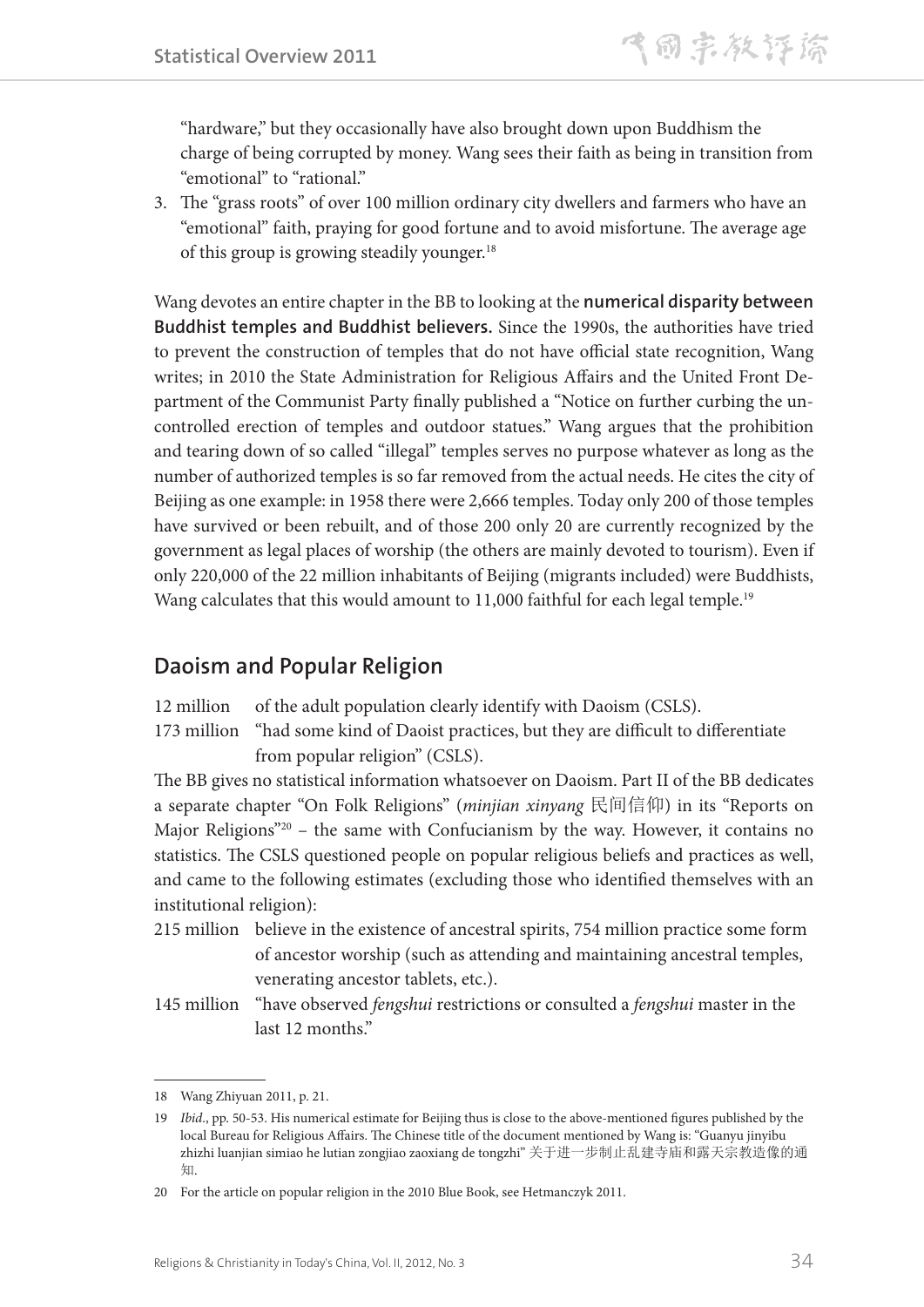"hardware," but they occasionally have also brought down upon Buddhism the charge of being corrupted by money. Wang sees their faith as being in transition from "emotional" to "rational."

3. The "grass roots" of over 100 million ordinary city dwellers and farmers who have an "emotional" faith, praying for good fortune and to avoid misfortune. The average age of this group is growing steadily younger.[18]

Wang devotes an entire chapter in the BB to looking at the **numerical disparity between Buddhist temples and Buddhist believers.** Since the 1990s, the authorities have tried to prevent the construction of temples that do not have official state recognition, Wang writes; in 2010 the State Administration for Religious Affairs and the United Front Department of the Communist Party finally published a "Notice on further curbing the uncontrolled erection of temples and outdoor statues." Wang argues that the prohibition and tearing down of so called "illegal" temples serves no purpose whatever as long as the number of authorized temples is so far removed from the actual needs. He cites the city of Beijing as one example: in 1958 there were 2,666 temples. Today only 200 of those temples have survived or been rebuilt, and of those 200 only 20 are currently recognized by the government as legal places of worship (the others are mainly devoted to tourism). Even if only 220,000 of the 22 million inhabitants of Beijing (migrants included) were Buddhists, Wang calculates that this would amount to 11,000 faithful for each legal temple.[19]

## Daoism and Popular Religion

12 million of the adult population clearly identify with Daoism (CSLS).

173 million "had some kind of Daoist practices, but they are difficult to differentiate from popular religion" (CSLS).

The BB gives no statistical information whatsoever on Daoism. Part II of the BB dedicates a separate chapter "On Folk Religions" (*minjian xinyang* 民间信仰) in its "Reports on Major Religions"[20] – the same with Confucianism by the way. However, it contains no statistics. The CSLS questioned people on popular religious beliefs and practices as well, and came to the following estimates (excluding those who identified themselves with an institutional religion):

215 million believe in the existence of ancestral spirits, 754 million practice some form of ancestor worship (such as attending and maintaining ancestral temples, venerating ancestor tablets, etc.).

145 million "have observed *fengshui* restrictions or consulted a *fengshui* master in the last 12 months."

---

18 Wang Zhiyuan 2011, p. 21.

19 *Ibid*., pp. 50-53. His numerical estimate for Beijing thus is close to the above-mentioned figures published by the local Bureau for Religious Affairs. The Chinese title of the document mentioned by Wang is: "Guanyu jinyibu zhizhi luanjian simiao he lutian zongjiao zaoxiang de tongzhi" 关于进一步制止乱建寺庙和露天宗教造像的通知.

20 For the article on popular religion in the 2010 Blue Book, see Hetmanczyk 2011.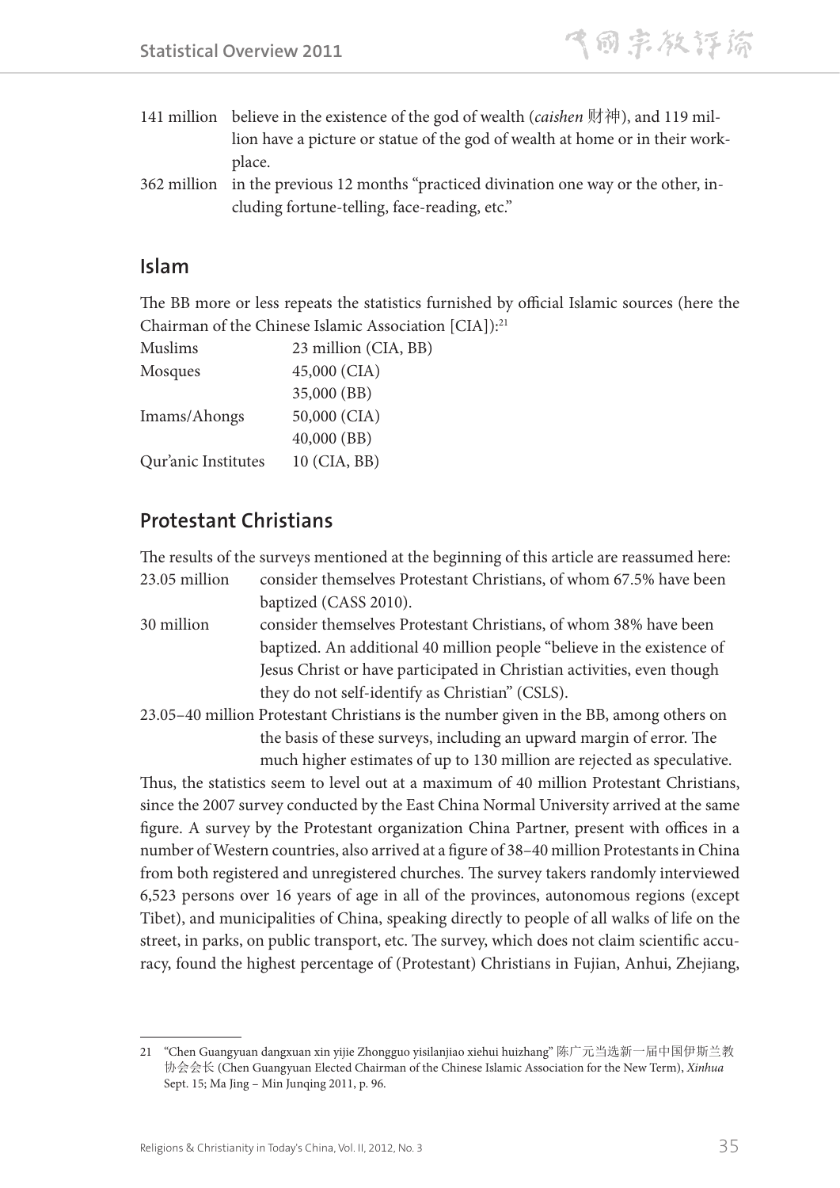| | |
|---|---|
| 141 million | believe in the existence of the god of wealth (*caishen* 财神), and 119 million have a picture or statue of the god of wealth at home or in their workplace. |
| 362 million | in the previous 12 months "practiced divination one way or the other, including fortune-telling, face-reading, etc." |

## Islam

The BB more or less repeats the statistics furnished by official Islamic sources (here the Chairman of the Chinese Islamic Association [CIA]):[21]

| | |
|---|---|
| Muslims | 23 million (CIA, BB) |
| Mosques | 45,000 (CIA) |
| | 35,000 (BB) |
| Imams/Ahongs | 50,000 (CIA) |
| | 40,000 (BB) |
| Qur'anic Institutes | 10 (CIA, BB) |

## Protestant Christians

The results of the surveys mentioned at the beginning of this article are reassumed here:

| | |
|---|---|
| 23.05 million | consider themselves Protestant Christians, of whom 67.5% have been baptized (CASS 2010). |
| 30 million | consider themselves Protestant Christians, of whom 38% have been baptized. An additional 40 million people "believe in the existence of Jesus Christ or have participated in Christian activities, even though they do not self-identify as Christian" (CSLS). |
| 23.05–40 million | Protestant Christians is the number given in the BB, among others on the basis of these surveys, including an upward margin of error. The much higher estimates of up to 130 million are rejected as speculative. |

Thus, the statistics seem to level out at a maximum of 40 million Protestant Christians, since the 2007 survey conducted by the East China Normal University arrived at the same figure. A survey by the Protestant organization China Partner, present with offices in a number of Western countries, also arrived at a figure of 38–40 million Protestants in China from both registered and unregistered churches. The survey takers randomly interviewed 6,523 persons over 16 years of age in all of the provinces, autonomous regions (except Tibet), and municipalities of China, speaking directly to people of all walks of life on the street, in parks, on public transport, etc. The survey, which does not claim scientific accuracy, found the highest percentage of (Protestant) Christians in Fujian, Anhui, Zhejiang,

---

21 "Chen Guangyuan dangxuan xin yijie Zhongguo yisilanjiao xiehui huizhang" 陈广元当选新一届中国伊斯兰教协会会长 (Chen Guangyuan Elected Chairman of the Chinese Islamic Association for the New Term), *Xinhua* Sept. 15; Ma Jing – Min Junqing 2011, p. 96.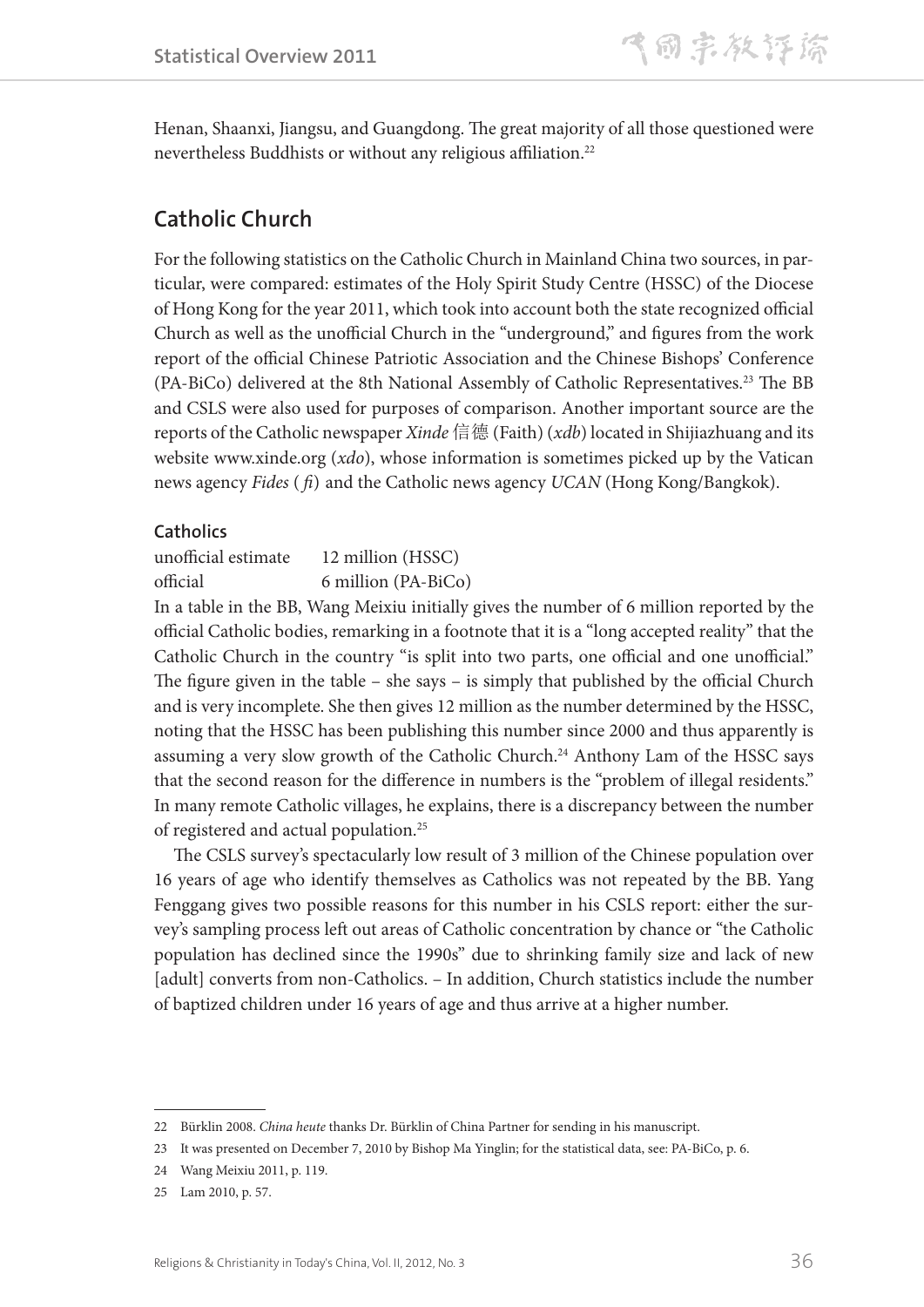Henan, Shaanxi, Jiangsu, and Guangdong. The great majority of all those questioned were nevertheless Buddhists or without any religious affiliation.[22]

## Catholic Church

For the following statistics on the Catholic Church in Mainland China two sources, in particular, were compared: estimates of the Holy Spirit Study Centre (HSSC) of the Diocese of Hong Kong for the year 2011, which took into account both the state recognized official Church as well as the unofficial Church in the "underground," and figures from the work report of the official Chinese Patriotic Association and the Chinese Bishops' Conference (PA-BiCo) delivered at the 8th National Assembly of Catholic Representatives.[23] The BB and CSLS were also used for purposes of comparison. Another important source are the reports of the Catholic newspaper *Xinde* 信德 (Faith) (*xdb*) located in Shijiazhuang and its website www.xinde.org (*xdo*), whose information is sometimes picked up by the Vatican news agency *Fides* (*fi*) and the Catholic news agency *UCAN* (Hong Kong/Bangkok).

### Catholics

unofficial estimate 12 million (HSSC)
official 6 million (PA-BiCo)

In a table in the BB, Wang Meixiu initially gives the number of 6 million reported by the official Catholic bodies, remarking in a footnote that it is a "long accepted reality" that the Catholic Church in the country "is split into two parts, one official and one unofficial." The figure given in the table – she says – is simply that published by the official Church and is very incomplete. She then gives 12 million as the number determined by the HSSC, noting that the HSSC has been publishing this number since 2000 and thus apparently is assuming a very slow growth of the Catholic Church.[24] Anthony Lam of the HSSC says that the second reason for the difference in numbers is the "problem of illegal residents." In many remote Catholic villages, he explains, there is a discrepancy between the number of registered and actual population.[25]

The CSLS survey's spectacularly low result of 3 million of the Chinese population over 16 years of age who identify themselves as Catholics was not repeated by the BB. Yang Fenggang gives two possible reasons for this number in his CSLS report: either the survey's sampling process left out areas of Catholic concentration by chance or "the Catholic population has declined since the 1990s" due to shrinking family size and lack of new [adult] converts from non-Catholics. – In addition, Church statistics include the number of baptized children under 16 years of age and thus arrive at a higher number.

---

22 Bürklin 2008. *China heute* thanks Dr. Bürklin of China Partner for sending in his manuscript.

23 It was presented on December 7, 2010 by Bishop Ma Yinglin; for the statistical data, see: PA-BiCo, p. 6.

24 Wang Meixiu 2011, p. 119.

25 Lam 2010, p. 57.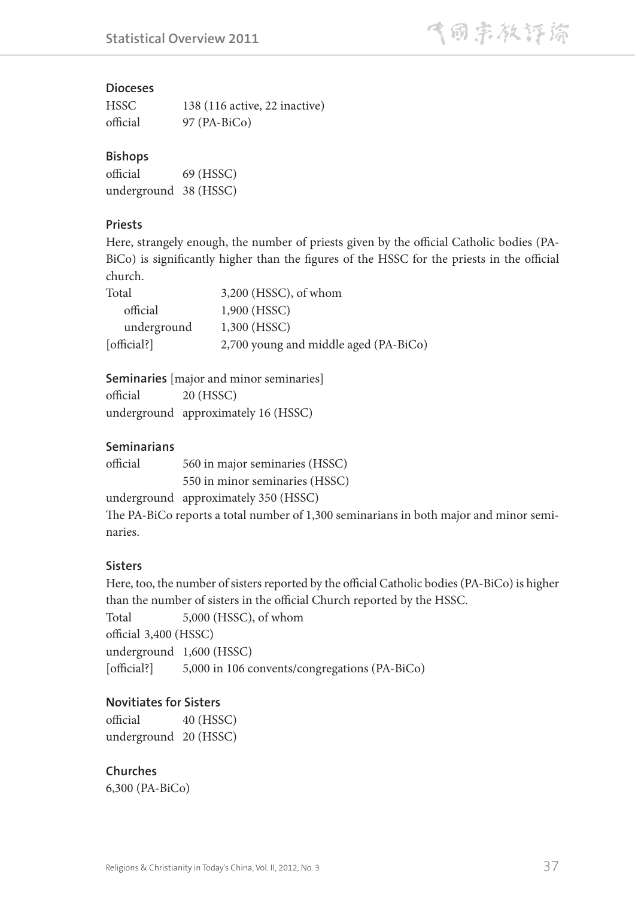### Dioceses

| | |
|---|---|
| HSSC | 138 (116 active, 22 inactive) |
| official | 97 (PA-BiCo) |

### Bishops

| | |
|---|---|
| official | 69 (HSSC) |
| underground | 38 (HSSC) |

### Priests

Here, strangely enough, the number of priests given by the official Catholic bodies (PA-BiCo) is significantly higher than the figures of the HSSC for the priests in the official church.

| | |
|---|---|
| Total | 3,200 (HSSC), of whom |
| official | 1,900 (HSSC) |
| underground | 1,300 (HSSC) |
| [official?] | 2,700 young and middle aged (PA-BiCo) |

### Seminaries [major and minor seminaries]

| | |
|---|---|
| official | 20 (HSSC) |
| underground | approximately 16 (HSSC) |

### Seminarians

| | |
|---|---|
| official | 560 in major seminaries (HSSC) |
| | 550 in minor seminaries (HSSC) |
| underground | approximately 350 (HSSC) |

The PA-BiCo reports a total number of 1,300 seminarians in both major and minor seminaries.

### Sisters

Here, too, the number of sisters reported by the official Catholic bodies (PA-BiCo) is higher than the number of sisters in the official Church reported by the HSSC.

| | |
|---|---|
| Total | 5,000 (HSSC), of whom |
| official | 3,400 (HSSC) |
| underground | 1,600 (HSSC) |
| [official?] | 5,000 in 106 convents/congregations (PA-BiCo) |

### Novitiates for Sisters

| | |
|---|---|
| official | 40 (HSSC) |
| underground | 20 (HSSC) |

### Churches

6,300 (PA-BiCo)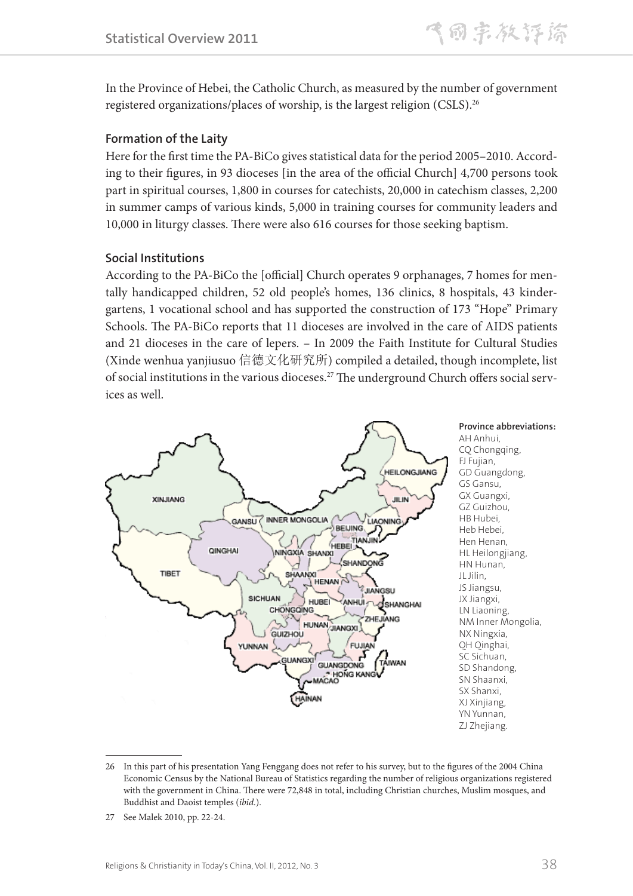In the Province of Hebei, the Catholic Church, as measured by the number of government registered organizations/places of worship, is the largest religion (CSLS).[26]

### Formation of the Laity

Here for the first time the PA-BiCo gives statistical data for the period 2005–2010. According to their figures, in 93 dioceses [in the area of the official Church] 4,700 persons took part in spiritual courses, 1,800 in courses for catechists, 20,000 in catechism classes, 2,200 in summer camps of various kinds, 5,000 in training courses for community leaders and 10,000 in liturgy classes. There were also 616 courses for those seeking baptism.

### Social Institutions

According to the PA-BiCo the [official] Church operates 9 orphanages, 7 homes for mentally handicapped children, 52 old people's homes, 136 clinics, 8 hospitals, 43 kindergartens, 1 vocational school and has supported the construction of 173 "Hope" Primary Schools. The PA-BiCo reports that 11 dioceses are involved in the care of AIDS patients and 21 dioceses in the care of lepers. – In 2009 the Faith Institute for Cultural Studies (Xinde wenhua yanjiusuo 信德文化研究所) compiled a detailed, though incomplete, list of social institutions in the various dioceses.[27] The underground Church offers social services as well.

**Province abbreviations:**
AH Anhui,
CQ Chongqing,
FJ Fujian,
GD Guangdong,
GS Gansu,
GX Guangxi,
GZ Guizhou,
HB Hubei,
Heb Hebei,
Hen Henan,
HL Heilongjiang,
HN Hunan,
JL Jilin,
JS Jiangsu,
JX Jiangxi,
LN Liaoning,
NM Inner Mongolia,
NX Ningxia,
QH Qinghai,
SC Sichuan,
SD Shandong,
SN Shaanxi,
SX Shanxi,
XJ Xinjiang,
YN Yunnan,
ZJ Zhejiang.

---

26 In this part of his presentation Yang Fenggang does not refer to his survey, but to the figures of the 2004 China Economic Census by the National Bureau of Statistics regarding the number of religious organizations registered with the government in China. There were 72,848 in total, including Christian churches, Muslim mosques, and Buddhist and Daoist temples (*ibid.*).

27 See Malek 2010, pp. 22-24.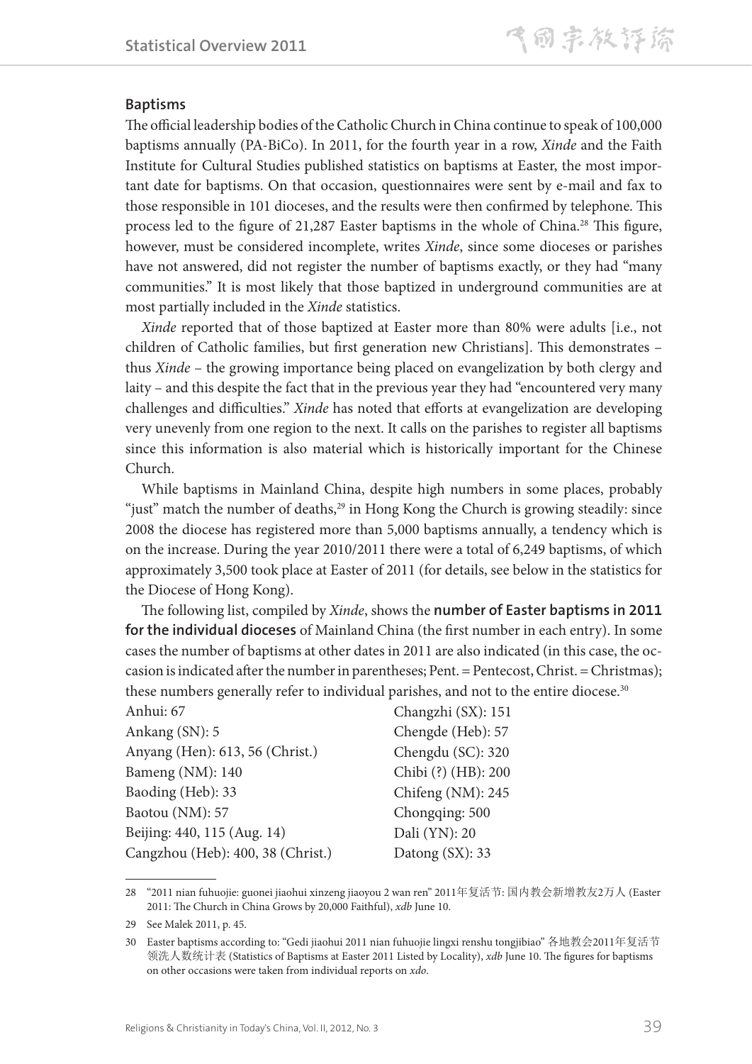### Baptisms

The official leadership bodies of the Catholic Church in China continue to speak of 100,000 baptisms annually (PA-BiCo). In 2011, for the fourth year in a row, *Xinde* and the Faith Institute for Cultural Studies published statistics on baptisms at Easter, the most important date for baptisms. On that occasion, questionnaires were sent by e-mail and fax to those responsible in 101 dioceses, and the results were then confirmed by telephone. This process led to the figure of 21,287 Easter baptisms in the whole of China.[28] This figure, however, must be considered incomplete, writes *Xinde*, since some dioceses or parishes have not answered, did not register the number of baptisms exactly, or they had "many communities." It is most likely that those baptized in underground communities are at most partially included in the *Xinde* statistics.

*Xinde* reported that of those baptized at Easter more than 80% were adults [i.e., not children of Catholic families, but first generation new Christians]. This demonstrates – thus *Xinde* – the growing importance being placed on evangelization by both clergy and laity – and this despite the fact that in the previous year they had "encountered very many challenges and difficulties." *Xinde* has noted that efforts at evangelization are developing very unevenly from one region to the next. It calls on the parishes to register all baptisms since this information is also material which is historically important for the Chinese Church.

While baptisms in Mainland China, despite high numbers in some places, probably "just" match the number of deaths,[29] in Hong Kong the Church is growing steadily: since 2008 the diocese has registered more than 5,000 baptisms annually, a tendency which is on the increase. During the year 2010/2011 there were a total of 6,249 baptisms, of which approximately 3,500 took place at Easter of 2011 (for details, see below in the statistics for the Diocese of Hong Kong).

The following list, compiled by *Xinde*, shows the **number of Easter baptisms in 2011 for the individual dioceses** of Mainland China (the first number in each entry). In some cases the number of baptisms at other dates in 2011 are also indicated (in this case, the occasion is indicated after the number in parentheses; Pent. = Pentecost, Christ. = Christmas); these numbers generally refer to individual parishes, and not to the entire diocese.[30]

Anhui: 67
Ankang (SN): 5
Anyang (Hen): 613, 56 (Christ.)
Bameng (NM): 140
Baoding (Heb): 33
Baotou (NM): 57
Beijing: 440, 115 (Aug. 14)
Cangzhou (Heb): 400, 38 (Christ.)
Changzhi (SX): 151
Chengde (Heb): 57
Chengdu (SC): 320
Chibi (?) (HB): 200
Chifeng (NM): 245
Chongqing: 500
Dali (YN): 20
Datong (SX): 33

---

28 "2011 nian fuhuojie: guonei jiaohui xinzeng jiaoyou 2 wan ren" 2011年复活节: 国内教会新增教友2万人 (Easter 2011: The Church in China Grows by 20,000 Faithful), *xdb* June 10.

29 See Malek 2011, p. 45.

30 Easter baptisms according to: "Gedi jiaohui 2011 nian fuhuojie lingxi renshu tongjibiao" 各地教会2011年复活节领洗人数统计表 (Statistics of Baptisms at Easter 2011 Listed by Locality), *xdb* June 10. The figures for baptisms on other occasions were taken from individual reports on *xdo*.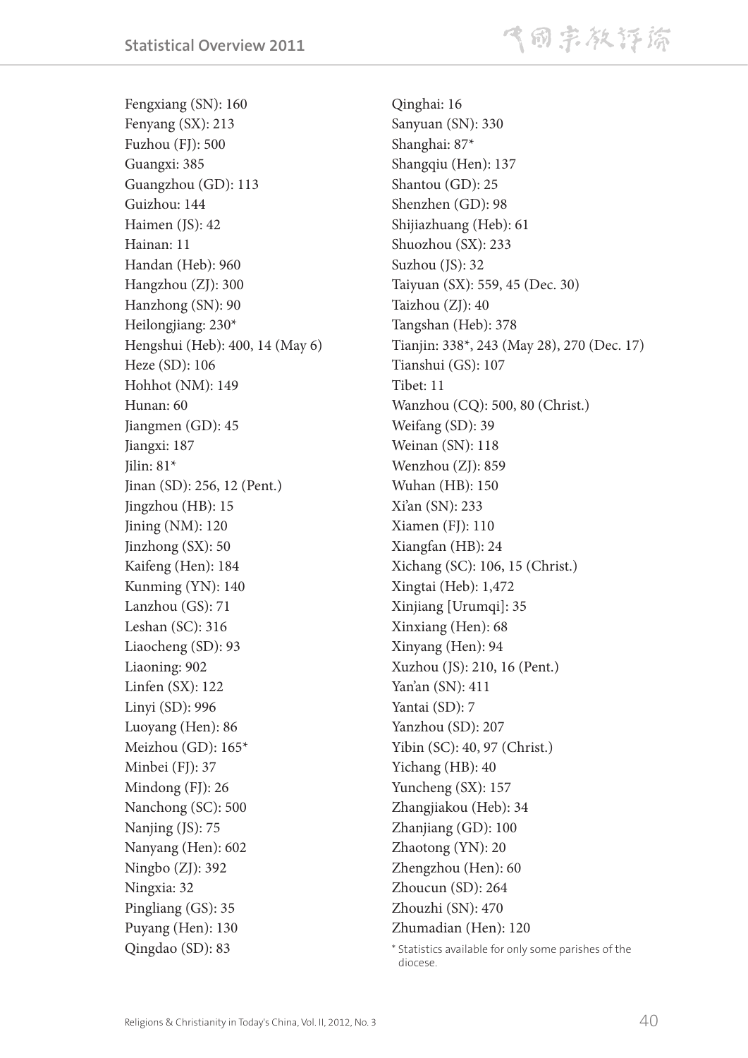Fengxiang (SN): 160
Fenyang (SX): 213
Fuzhou (FJ): 500
Guangxi: 385
Guangzhou (GD): 113
Guizhou: 144
Haimen (JS): 42
Hainan: 11
Handan (Heb): 960
Hangzhou (ZJ): 300
Hanzhong (SN): 90
Heilongjiang: 230*
Hengshui (Heb): 400, 14 (May 6)
Heze (SD): 106
Hohhot (NM): 149
Hunan: 60
Jiangmen (GD): 45
Jiangxi: 187
Jilin: 81*
Jinan (SD): 256, 12 (Pent.)
Jingzhou (HB): 15
Jining (NM): 120
Jinzhong (SX): 50
Kaifeng (Hen): 184
Kunming (YN): 140
Lanzhou (GS): 71
Leshan (SC): 316
Liaocheng (SD): 93
Liaoning: 902
Linfen (SX): 122
Linyi (SD): 996
Luoyang (Hen): 86
Meizhou (GD): 165*
Minbei (FJ): 37
Mindong (FJ): 26
Nanchong (SC): 500
Nanjing (JS): 75
Nanyang (Hen): 602
Ningbo (ZJ): 392
Ningxia: 32
Pingliang (GS): 35
Puyang (Hen): 130
Qingdao (SD): 83
Qinghai: 16
Sanyuan (SN): 330
Shanghai: 87*
Shangqiu (Hen): 137
Shantou (GD): 25
Shenzhen (GD): 98
Shijiazhuang (Heb): 61
Shuozhou (SX): 233
Suzhou (JS): 32
Taiyuan (SX): 559, 45 (Dec. 30)
Taizhou (ZJ): 40
Tangshan (Heb): 378
Tianjin: 338*, 243 (May 28), 270 (Dec. 17)
Tianshui (GS): 107
Tibet: 11
Wanzhou (CQ): 500, 80 (Christ.)
Weifang (SD): 39
Weinan (SN): 118
Wenzhou (ZJ): 859
Wuhan (HB): 150
Xi'an (SN): 233
Xiamen (FJ): 110
Xiangfan (HB): 24
Xichang (SC): 106, 15 (Christ.)
Xingtai (Heb): 1,472
Xinjiang [Urumqi]: 35
Xinxiang (Hen): 68
Xinyang (Hen): 94
Xuzhou (JS): 210, 16 (Pent.)
Yan'an (SN): 411
Yantai (SD): 7
Yanzhou (SD): 207
Yibin (SC): 40, 97 (Christ.)
Yichang (HB): 40
Yuncheng (SX): 157
Zhangjiakou (Heb): 34
Zhanjiang (GD): 100
Zhaotong (YN): 20
Zhengzhou (Hen): 60
Zhoucun (SD): 264
Zhouzhi (SN): 470
Zhumadian (Hen): 120

* Statistics available for only some parishes of the diocese.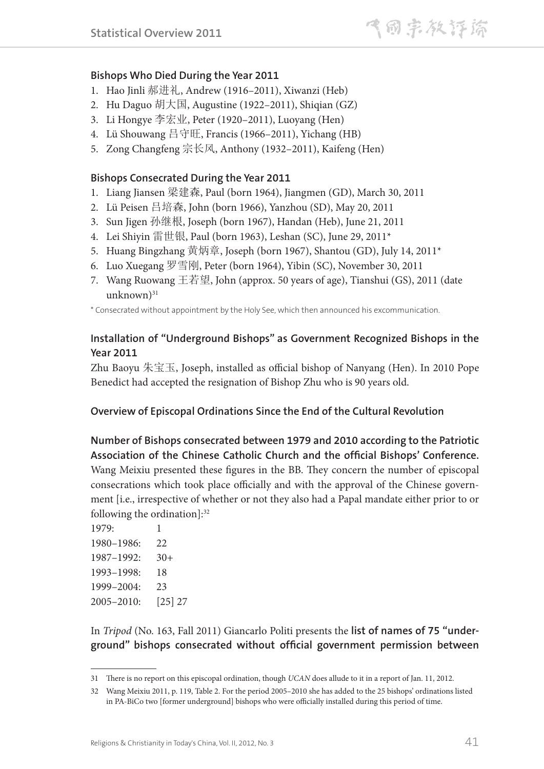### Bishops Who Died During the Year 2011

1. Hao Jinli 郝进礼, Andrew (1916–2011), Xiwanzi (Heb)
2. Hu Daguo 胡大国, Augustine (1922–2011), Shiqian (GZ)
3. Li Hongye 李宏业, Peter (1920–2011), Luoyang (Hen)
4. Lü Shouwang 吕守旺, Francis (1966–2011), Yichang (HB)
5. Zong Changfeng 宗长风, Anthony (1932–2011), Kaifeng (Hen)

### Bishops Consecrated During the Year 2011

1. Liang Jiansen 梁建森, Paul (born 1964), Jiangmen (GD), March 30, 2011
2. Lü Peisen 吕培森, John (born 1966), Yanzhou (SD), May 20, 2011
3. Sun Jigen 孙继根, Joseph (born 1967), Handan (Heb), June 21, 2011
4. Lei Shiyin 雷世银, Paul (born 1963), Leshan (SC), June 29, 2011*
5. Huang Bingzhang 黄炳章, Joseph (born 1967), Shantou (GD), July 14, 2011*
6. Luo Xuegang 罗雪刚, Peter (born 1964), Yibin (SC), November 30, 2011
7. Wang Ruowang 王若望, John (approx. 50 years of age), Tianshui (GS), 2011 (date unknown)[31]

* Consecrated without appointment by the Holy See, which then announced his excommunication.

### Installation of "Underground Bishops" as Government Recognized Bishops in the Year 2011

Zhu Baoyu 朱宝玉, Joseph, installed as official bishop of Nanyang (Hen). In 2010 Pope Benedict had accepted the resignation of Bishop Zhu who is 90 years old.

### Overview of Episcopal Ordinations Since the End of the Cultural Revolution

**Number of Bishops consecrated between 1979 and 2010 according to the Patriotic Association of the Chinese Catholic Church and the official Bishops' Conference.** Wang Meixiu presented these figures in the BB. They concern the number of episcopal consecrations which took place officially and with the approval of the Chinese government [i.e., irrespective of whether or not they also had a Papal mandate either prior to or following the ordination]:[32]

| | |
|---|---|
| 1979: | 1 |
| 1980–1986: | 22 |
| 1987–1992: | 30+ |
| 1993–1998: | 18 |
| 1999–2004: | 23 |
| 2005–2010: | [25] 27 |

In *Tripod* (No. 163, Fall 2011) Giancarlo Politi presents the **list of names of 75 "underground" bishops consecrated without official government permission between**

---

31 There is no report on this episcopal ordination, though *UCAN* does allude to it in a report of Jan. 11, 2012.

32 Wang Meixiu 2011, p. 119, Table 2. For the period 2005–2010 she has added to the 25 bishops' ordinations listed in PA-BiCo two [former underground] bishops who were officially installed during this period of time.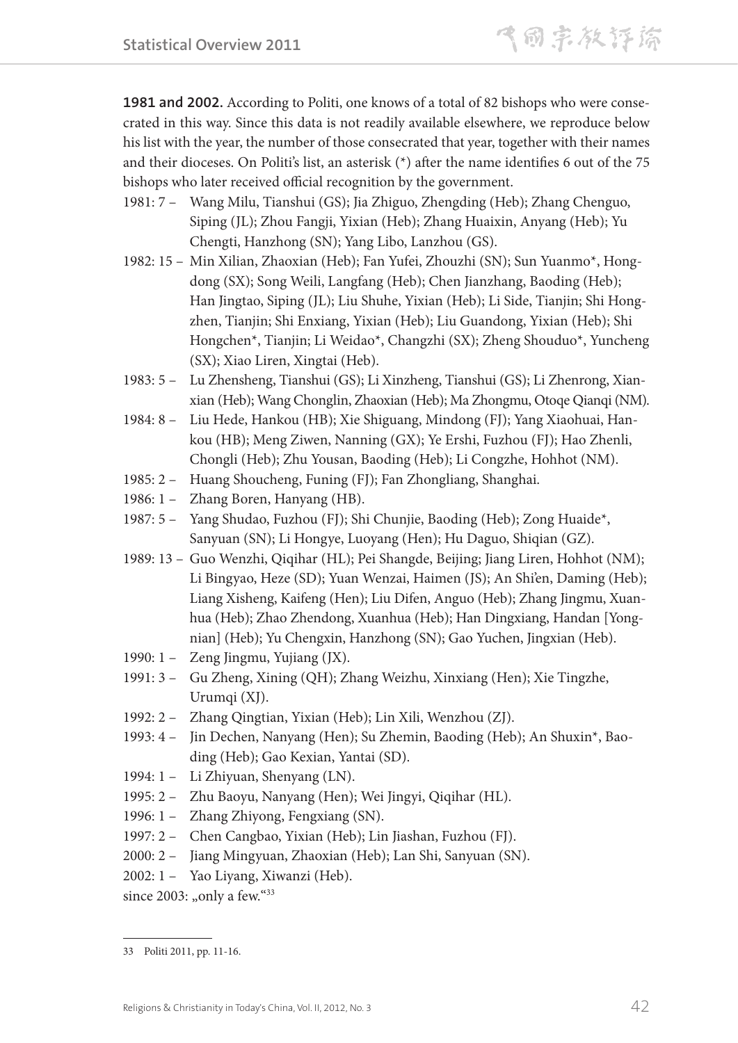**1981 and 2002.** According to Politi, one knows of a total of 82 bishops who were consecrated in this way. Since this data is not readily available elsewhere, we reproduce below his list with the year, the number of those consecrated that year, together with their names and their dioceses. On Politi's list, an asterisk (*) after the name identifies 6 out of the 75 bishops who later received official recognition by the government.

1981: 7 – Wang Milu, Tianshui (GS); Jia Zhiguo, Zhengding (Heb); Zhang Chenguo, Siping (JL); Zhou Fangji, Yixian (Heb); Zhang Huaixin, Anyang (Heb); Yu Chengti, Hanzhong (SN); Yang Libo, Lanzhou (GS).

1982: 15 – Min Xilian, Zhaoxian (Heb); Fan Yufei, Zhouzhi (SN); Sun Yuanmo*, Hongdong (SX); Song Weili, Langfang (Heb); Chen Jianzhang, Baoding (Heb); Han Jingtao, Siping (JL); Liu Shuhe, Yixian (Heb); Li Side, Tianjin; Shi Hongzhen, Tianjin; Shi Enxiang, Yixian (Heb); Liu Guandong, Yixian (Heb); Shi Hongchen*, Tianjin; Li Weidao*, Changzhi (SX); Zheng Shouduo*, Yuncheng (SX); Xiao Liren, Xingtai (Heb).

1983: 5 – Lu Zhensheng, Tianshui (GS); Li Xinzheng, Tianshui (GS); Li Zhenrong, Xianxian (Heb); Wang Chonglin, Zhaoxian (Heb); Ma Zhongmu, Otoqe Qianqi (NM).

1984: 8 – Liu Hede, Hankou (HB); Xie Shiguang, Mindong (FJ); Yang Xiaohuai, Hankou (HB); Meng Ziwen, Nanning (GX); Ye Ershi, Fuzhou (FJ); Hao Zhenli, Chongli (Heb); Zhu Yousan, Baoding (Heb); Li Congzhe, Hohhot (NM).

1985: 2 – Huang Shoucheng, Funing (FJ); Fan Zhongliang, Shanghai.

1986: 1 – Zhang Boren, Hanyang (HB).

1987: 5 – Yang Shudao, Fuzhou (FJ); Shi Chunjie, Baoding (Heb); Zong Huaide*, Sanyuan (SN); Li Hongye, Luoyang (Hen); Hu Daguo, Shiqian (GZ).

1989: 13 – Guo Wenzhi, Qiqihar (HL); Pei Shangde, Beijing; Jiang Liren, Hohhot (NM); Li Bingyao, Heze (SD); Yuan Wenzai, Haimen (JS); An Shi'en, Daming (Heb); Liang Xisheng, Kaifeng (Hen); Liu Difen, Anguo (Heb); Zhang Jingmu, Xuanhua (Heb); Zhao Zhendong, Xuanhua (Heb); Han Dingxiang, Handan [Yongnian] (Heb); Yu Chengxin, Hanzhong (SN); Gao Yuchen, Jingxian (Heb).

1990: 1 – Zeng Jingmu, Yujiang (JX).

1991: 3 – Gu Zheng, Xining (QH); Zhang Weizhu, Xinxiang (Hen); Xie Tingzhe, Urumqi (XJ).

1992: 2 – Zhang Qingtian, Yixian (Heb); Lin Xili, Wenzhou (ZJ).

1993: 4 – Jin Dechen, Nanyang (Hen); Su Zhemin, Baoding (Heb); An Shuxin*, Baoding (Heb); Gao Kexian, Yantai (SD).

1994: 1 – Li Zhiyuan, Shenyang (LN).

1995: 2 – Zhu Baoyu, Nanyang (Hen); Wei Jingyi, Qiqihar (HL).

1996: 1 – Zhang Zhiyong, Fengxiang (SN).

1997: 2 – Chen Cangbao, Yixian (Heb); Lin Jiashan, Fuzhou (FJ).

2000: 2 – Jiang Mingyuan, Zhaoxian (Heb); Lan Shi, Sanyuan (SN).

2002: 1 – Yao Liyang, Xiwanzi (Heb).

since 2003: „only a few."[33]

---

33 Politi 2011, pp. 11-16.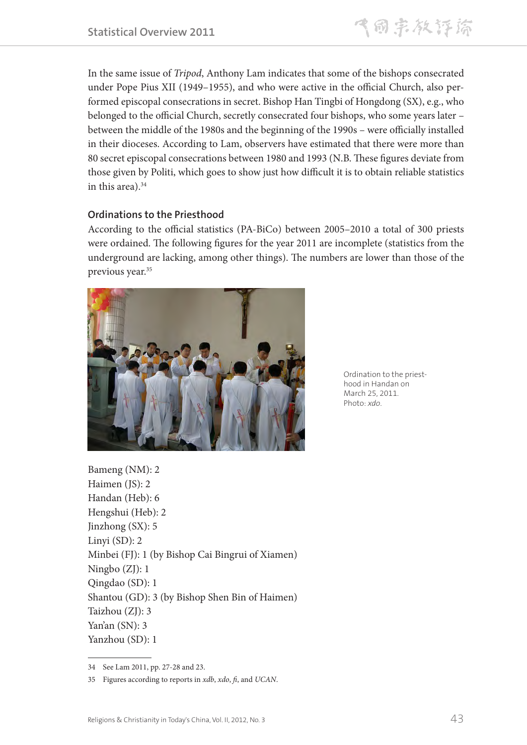In the same issue of *Tripod*, Anthony Lam indicates that some of the bishops consecrated under Pope Pius XII (1949–1955), and who were active in the official Church, also performed episcopal consecrations in secret. Bishop Han Tingbi of Hongdong (SX), e.g., who belonged to the official Church, secretly consecrated four bishops, who some years later – between the middle of the 1980s and the beginning of the 1990s – were officially installed in their dioceses. According to Lam, observers have estimated that there were more than 80 secret episcopal consecrations between 1980 and 1993 (N.B. These figures deviate from those given by Politi, which goes to show just how difficult it is to obtain reliable statistics in this area).[34]

### Ordinations to the Priesthood

According to the official statistics (PA-BiCo) between 2005–2010 a total of 300 priests were ordained. The following figures for the year 2011 are incomplete (statistics from the underground are lacking, among other things). The numbers are lower than those of the previous year.[35]

Ordination to the priesthood in Handan on March 25, 2011. Photo: *xdo*.

Bameng (NM): 2
Haimen (JS): 2
Handan (Heb): 6
Hengshui (Heb): 2
Jinzhong (SX): 5
Linyi (SD): 2
Minbei (FJ): 1 (by Bishop Cai Bingrui of Xiamen)
Ningbo (ZJ): 1
Qingdao (SD): 1
Shantou (GD): 3 (by Bishop Shen Bin of Haimen)
Taizhou (ZJ): 3
Yan'an (SN): 3
Yanzhou (SD): 1

---

34 See Lam 2011, pp. 27-28 and 23.

35 Figures according to reports in *xdb*, *xdo*, *fi*, and *UCAN*.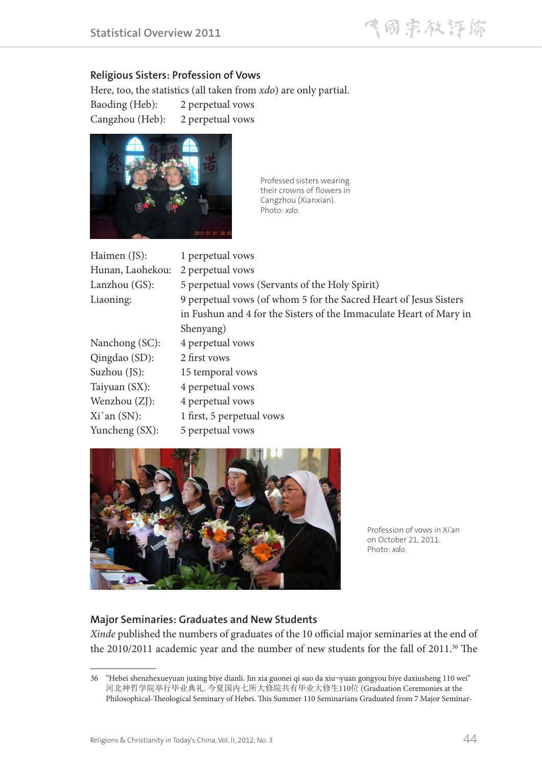### Religious Sisters: Profession of Vows

Here, too, the statistics (all taken from *xdo*) are only partial.

Baoding (Heb): 2 perpetual vows
Cangzhou (Heb): 2 perpetual vows

Professed sisters wearing their crowns of flowers in Cangzhou (Xianxian). Photo: *xdo.*

Haimen (JS): 1 perpetual vows
Hunan, Laohekou: 2 perpetual vows
Lanzhou (GS): 5 perpetual vows (Servants of the Holy Spirit)
Liaoning: 9 perpetual vows (of whom 5 for the Sacred Heart of Jesus Sisters in Fushun and 4 for the Sisters of the Immaculate Heart of Mary in Shenyang)
Nanchong (SC): 4 perpetual vows
Qingdao (SD): 2 first vows
Suzhou (JS): 15 temporal vows
Taiyuan (SX): 4 perpetual vows
Wenzhou (ZJ): 4 perpetual vows
Xi'an (SN): 1 first, 5 perpetual vows
Yuncheng (SX): 5 perpetual vows

Profession of vows in Xi'an on October 21, 2011. Photo: *xdo.*

### Major Seminaries: Graduates and New Students

*Xinde* published the numbers of graduates of the 10 official major seminaries at the end of the 2010/2011 academic year and the number of new students for the fall of 2011.[36] The

---

36 "Hebei shenzhexueyuan juxing biye dianli. Jin xia guonei qi suo da xiu¬yuan gongyou biye daxiusheng 110 wei" 河北神哲学院举行毕业典礼. 今夏国内七所大修院共有毕业大修生110位 (Graduation Ceremonies at the Philosophical-Theological Seminary of Hebei. This Summer 110 Seminarians Graduated from 7 Major Seminar-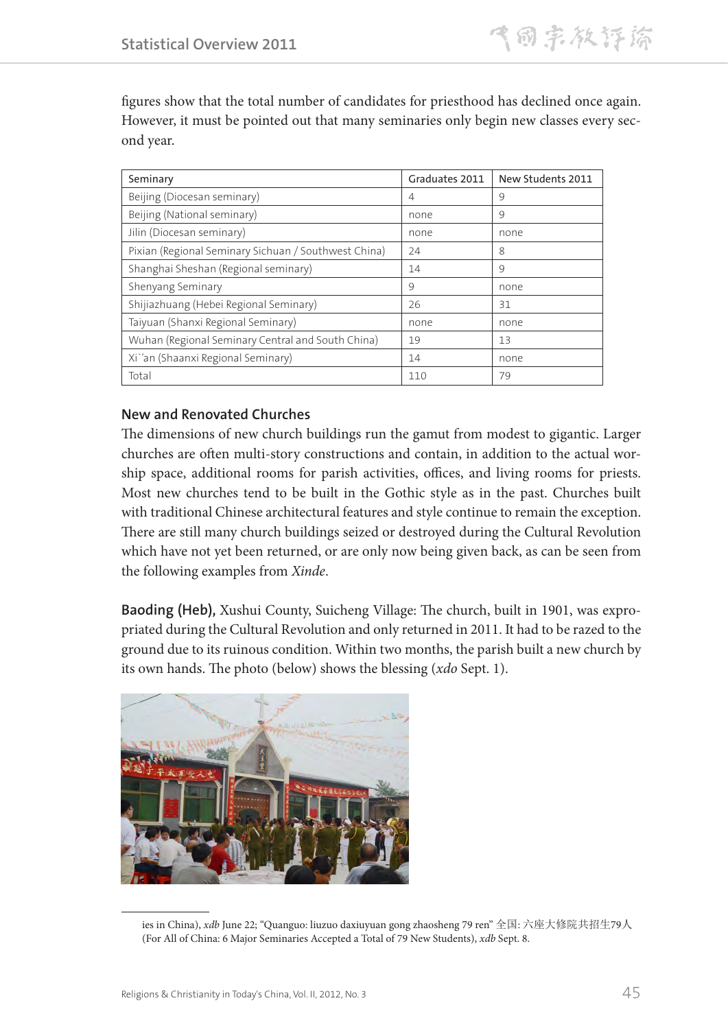figures show that the total number of candidates for priesthood has declined once again. However, it must be pointed out that many seminaries only begin new classes every second year.

| Seminary | Graduates 2011 | New Students 2011 |
|---|---|---|
| Beijing (Diocesan seminary) | 4 | 9 |
| Beijing (National seminary) | none | 9 |
| Jilin (Diocesan seminary) | none | none |
| Pixian (Regional Seminary Sichuan / Southwest China) | 24 | 8 |
| Shanghai Sheshan (Regional seminary) | 14 | 9 |
| Shenyang Seminary | 9 | none |
| Shijiazhuang (Hebei Regional Seminary) | 26 | 31 |
| Taiyuan (Shanxi Regional Seminary) | none | none |
| Wuhan (Regional Seminary Central and South China) | 19 | 13 |
| Xi`'an (Shaanxi Regional Seminary) | 14 | none |
| Total | 110 | 79 |

### New and Renovated Churches

The dimensions of new church buildings run the gamut from modest to gigantic. Larger churches are often multi-story constructions and contain, in addition to the actual worship space, additional rooms for parish activities, offices, and living rooms for priests. Most new churches tend to be built in the Gothic style as in the past. Churches built with traditional Chinese architectural features and style continue to remain the exception. There are still many church buildings seized or destroyed during the Cultural Revolution which have not yet been returned, or are only now being given back, as can be seen from the following examples from *Xinde*.

**Baoding (Heb),** Xushui County, Suicheng Village: The church, built in 1901, was expropriated during the Cultural Revolution and only returned in 2011. It had to be razed to the ground due to its ruinous condition. Within two months, the parish built a new church by its own hands. The photo (below) shows the blessing (*xdo* Sept. 1).

---

ies in China), *xdb* June 22; "Quanguo: liuzuo daxiuyuan gong zhaosheng 79 ren" 全国: 六座大修院共招生79人 (For All of China: 6 Major Seminaries Accepted a Total of 79 New Students), *xdb* Sept. 8.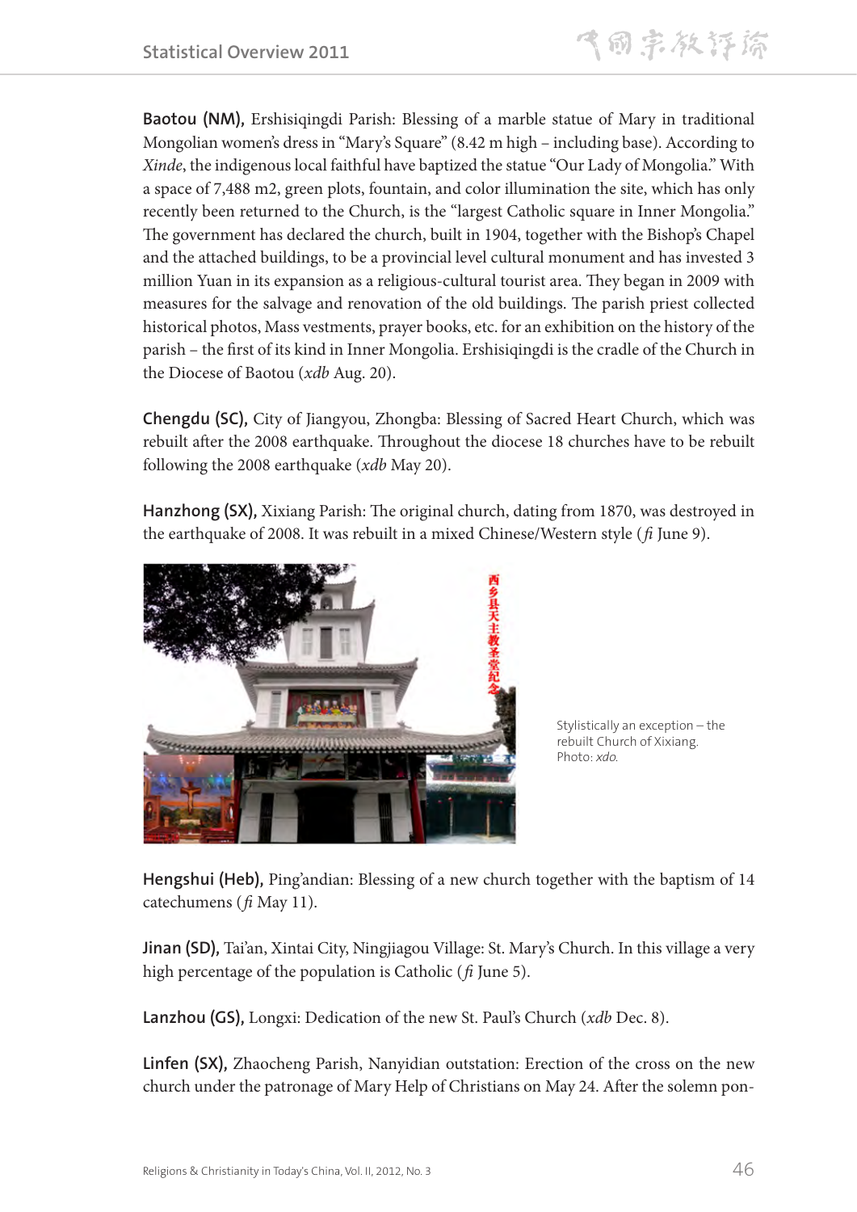**Baotou (NM),** Ershisiqingdi Parish: Blessing of a marble statue of Mary in traditional Mongolian women's dress in "Mary's Square" (8.42 m high – including base). According to *Xinde*, the indigenous local faithful have baptized the statue "Our Lady of Mongolia." With a space of 7,488 m2, green plots, fountain, and color illumination the site, which has only recently been returned to the Church, is the "largest Catholic square in Inner Mongolia." The government has declared the church, built in 1904, together with the Bishop's Chapel and the attached buildings, to be a provincial level cultural monument and has invested 3 million Yuan in its expansion as a religious-cultural tourist area. They began in 2009 with measures for the salvage and renovation of the old buildings. The parish priest collected historical photos, Mass vestments, prayer books, etc. for an exhibition on the history of the parish – the first of its kind in Inner Mongolia. Ershisiqingdi is the cradle of the Church in the Diocese of Baotou (*xdb* Aug. 20).

**Chengdu (SC),** City of Jiangyou, Zhongba: Blessing of Sacred Heart Church, which was rebuilt after the 2008 earthquake. Throughout the diocese 18 churches have to be rebuilt following the 2008 earthquake (*xdb* May 20).

**Hanzhong (SX),** Xixiang Parish: The original church, dating from 1870, was destroyed in the earthquake of 2008. It was rebuilt in a mixed Chinese/Western style (*fi* June 9).

Stylistically an exception – the rebuilt Church of Xixiang. Photo: *xdo.*

**Hengshui (Heb),** Ping'andian: Blessing of a new church together with the baptism of 14 catechumens (*fi* May 11).

**Jinan (SD),** Tai'an, Xintai City, Ningjiagou Village: St. Mary's Church. In this village a very high percentage of the population is Catholic (*fi* June 5).

**Lanzhou (GS),** Longxi: Dedication of the new St. Paul's Church (*xdb* Dec. 8).

**Linfen (SX),** Zhaocheng Parish, Nanyidian outstation: Erection of the cross on the new church under the patronage of Mary Help of Christians on May 24. After the solemn pon-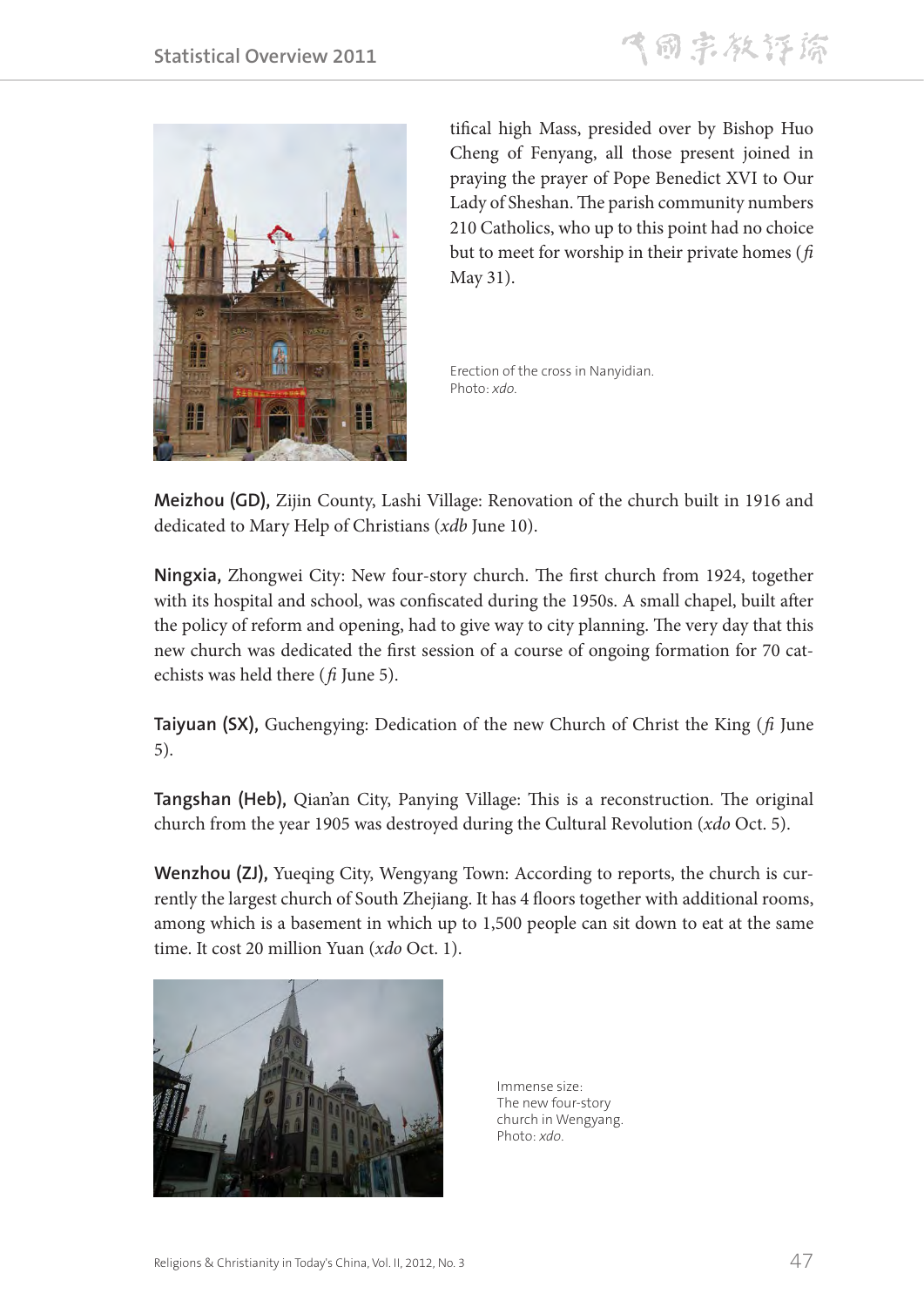tifical high Mass, presided over by Bishop Huo Cheng of Fenyang, all those present joined in praying the prayer of Pope Benedict XVI to Our Lady of Sheshan. The parish community numbers 210 Catholics, who up to this point had no choice but to meet for worship in their private homes (*fi* May 31).

Erection of the cross in Nanyidian. Photo: *xdo*.

**Meizhou (GD),** Zijin County, Lashi Village: Renovation of the church built in 1916 and dedicated to Mary Help of Christians (*xdb* June 10).

**Ningxia,** Zhongwei City: New four-story church. The first church from 1924, together with its hospital and school, was confiscated during the 1950s. A small chapel, built after the policy of reform and opening, had to give way to city planning. The very day that this new church was dedicated the first session of a course of ongoing formation for 70 catechists was held there (*fi* June 5).

**Taiyuan (SX),** Guchengying: Dedication of the new Church of Christ the King (*fi* June 5).

**Tangshan (Heb),** Qian'an City, Panying Village: This is a reconstruction. The original church from the year 1905 was destroyed during the Cultural Revolution (*xdo* Oct. 5).

**Wenzhou (ZJ),** Yueqing City, Wengyang Town: According to reports, the church is currently the largest church of South Zhejiang. It has 4 floors together with additional rooms, among which is a basement in which up to 1,500 people can sit down to eat at the same time. It cost 20 million Yuan (*xdo* Oct. 1).

Immense size: The new four-story church in Wengyang. Photo: *xdo*.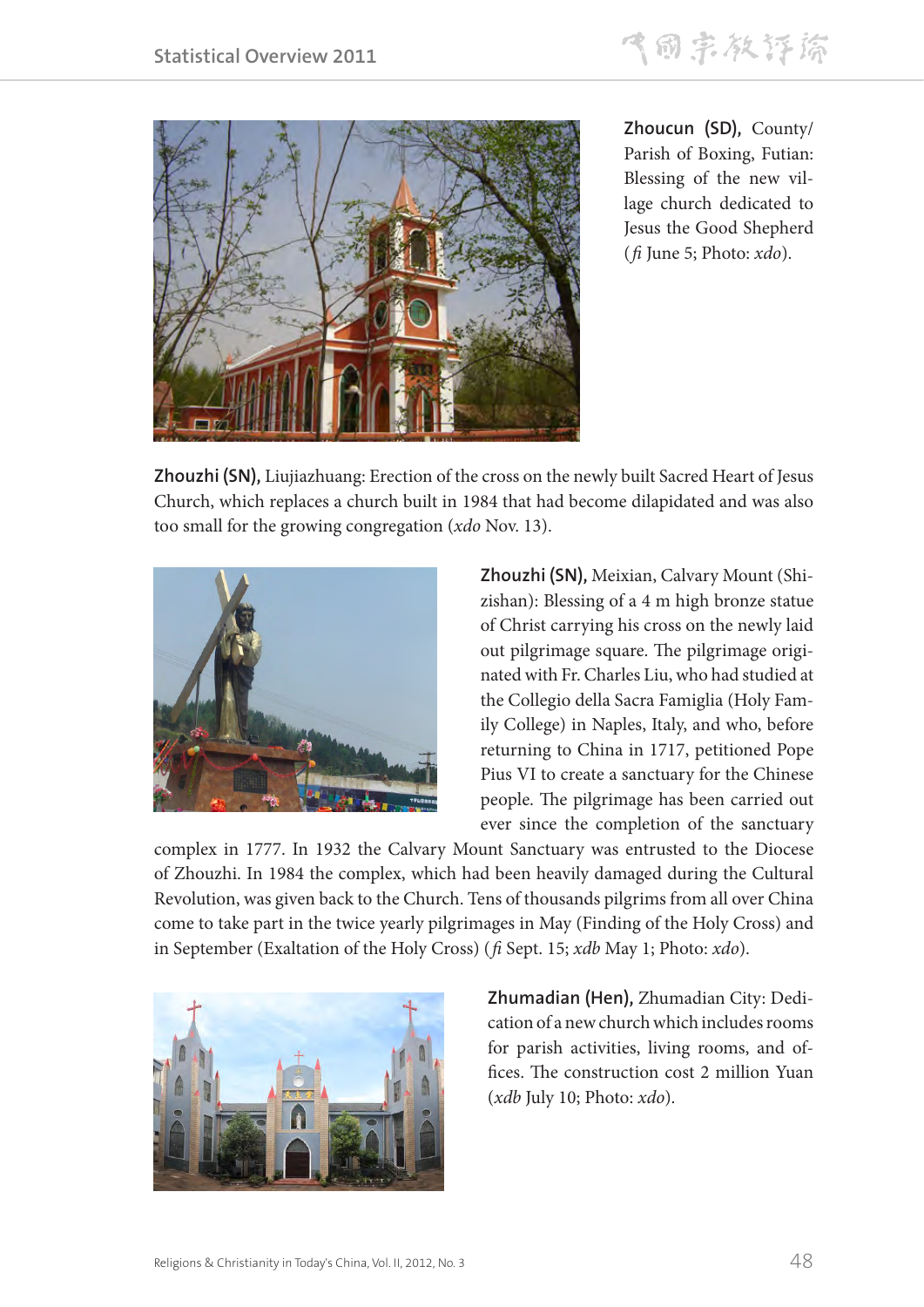**Zhoucun (SD),** County/Parish of Boxing, Futian: Blessing of the new village church dedicated to Jesus the Good Shepherd (*fi* June 5; Photo: *xdo*).

**Zhouzhi (SN),** Liujiazhuang: Erection of the cross on the newly built Sacred Heart of Jesus Church, which replaces a church built in 1984 that had become dilapidated and was also too small for the growing congregation (*xdo* Nov. 13).

**Zhouzhi (SN),** Meixian, Calvary Mount (Shizishan): Blessing of a 4 m high bronze statue of Christ carrying his cross on the newly laid out pilgrimage square. The pilgrimage originated with Fr. Charles Liu, who had studied at the Collegio della Sacra Famiglia (Holy Family College) in Naples, Italy, and who, before returning to China in 1717, petitioned Pope Pius VI to create a sanctuary for the Chinese people. The pilgrimage has been carried out ever since the completion of the sanctuary complex in 1777. In 1932 the Calvary Mount Sanctuary was entrusted to the Diocese of Zhouzhi. In 1984 the complex, which had been heavily damaged during the Cultural Revolution, was given back to the Church. Tens of thousands pilgrims from all over China come to take part in the twice yearly pilgrimages in May (Finding of the Holy Cross) and in September (Exaltation of the Holy Cross) (*fi* Sept. 15; *xdb* May 1; Photo: *xdo*).

**Zhumadian (Hen),** Zhumadian City: Dedication of a new church which includes rooms for parish activities, living rooms, and offices. The construction cost 2 million Yuan (*xdb* July 10; Photo: *xdo*).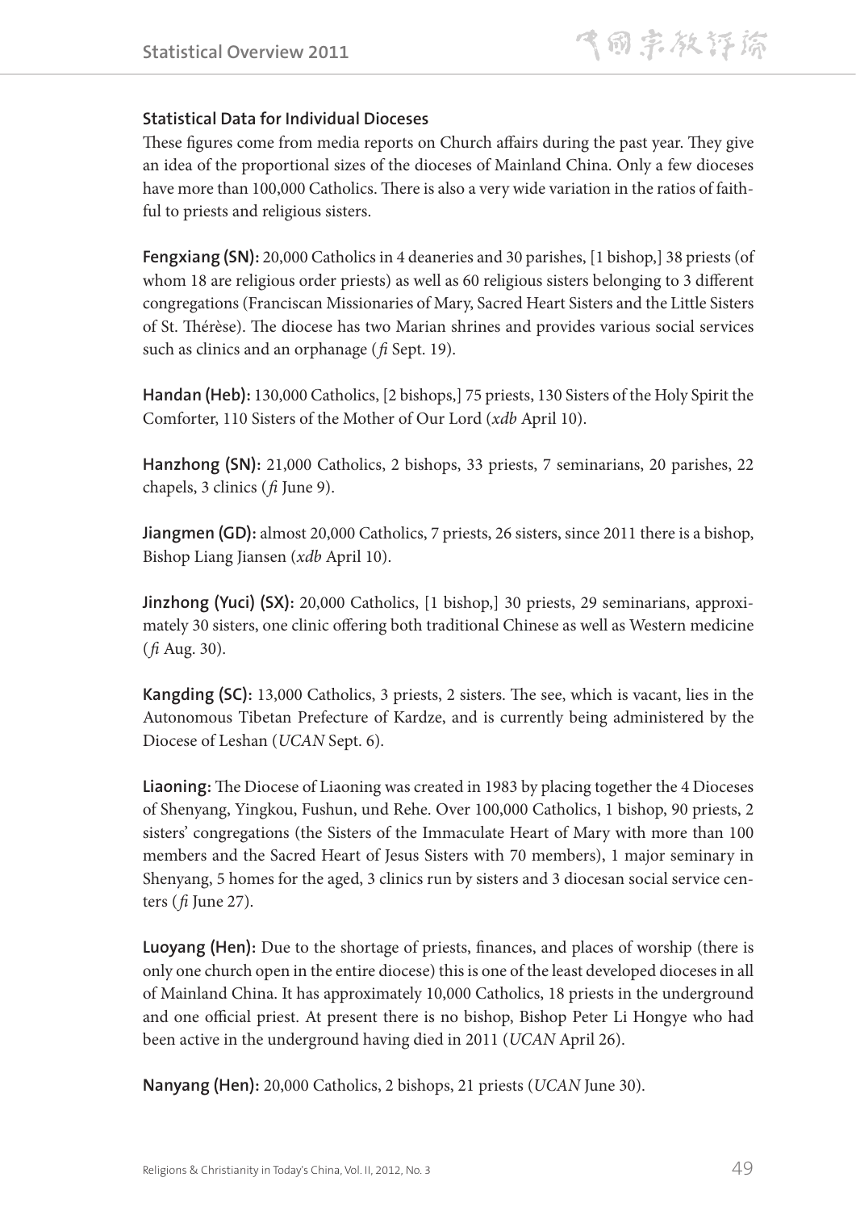### Statistical Data for Individual Dioceses

These figures come from media reports on Church affairs during the past year. They give an idea of the proportional sizes of the dioceses of Mainland China. Only a few dioceses have more than 100,000 Catholics. There is also a very wide variation in the ratios of faithful to priests and religious sisters.

**Fengxiang (SN):** 20,000 Catholics in 4 deaneries and 30 parishes, [1 bishop,] 38 priests (of whom 18 are religious order priests) as well as 60 religious sisters belonging to 3 different congregations (Franciscan Missionaries of Mary, Sacred Heart Sisters and the Little Sisters of St. Thérèse). The diocese has two Marian shrines and provides various social services such as clinics and an orphanage (*fi* Sept. 19).

**Handan (Heb):** 130,000 Catholics, [2 bishops,] 75 priests, 130 Sisters of the Holy Spirit the Comforter, 110 Sisters of the Mother of Our Lord (*xdb* April 10).

**Hanzhong (SN):** 21,000 Catholics, 2 bishops, 33 priests, 7 seminarians, 20 parishes, 22 chapels, 3 clinics (*fi* June 9).

**Jiangmen (GD):** almost 20,000 Catholics, 7 priests, 26 sisters, since 2011 there is a bishop, Bishop Liang Jiansen (*xdb* April 10).

**Jinzhong (Yuci) (SX):** 20,000 Catholics, [1 bishop,] 30 priests, 29 seminarians, approximately 30 sisters, one clinic offering both traditional Chinese as well as Western medicine (*fi* Aug. 30).

**Kangding (SC):** 13,000 Catholics, 3 priests, 2 sisters. The see, which is vacant, lies in the Autonomous Tibetan Prefecture of Kardze, and is currently being administered by the Diocese of Leshan (*UCAN* Sept. 6).

**Liaoning:** The Diocese of Liaoning was created in 1983 by placing together the 4 Dioceses of Shenyang, Yingkou, Fushun, und Rehe. Over 100,000 Catholics, 1 bishop, 90 priests, 2 sisters' congregations (the Sisters of the Immaculate Heart of Mary with more than 100 members and the Sacred Heart of Jesus Sisters with 70 members), 1 major seminary in Shenyang, 5 homes for the aged, 3 clinics run by sisters and 3 diocesan social service centers (*fi* June 27).

**Luoyang (Hen):** Due to the shortage of priests, finances, and places of worship (there is only one church open in the entire diocese) this is one of the least developed dioceses in all of Mainland China. It has approximately 10,000 Catholics, 18 priests in the underground and one official priest. At present there is no bishop, Bishop Peter Li Hongye who had been active in the underground having died in 2011 (*UCAN* April 26).

**Nanyang (Hen):** 20,000 Catholics, 2 bishops, 21 priests (*UCAN* June 30).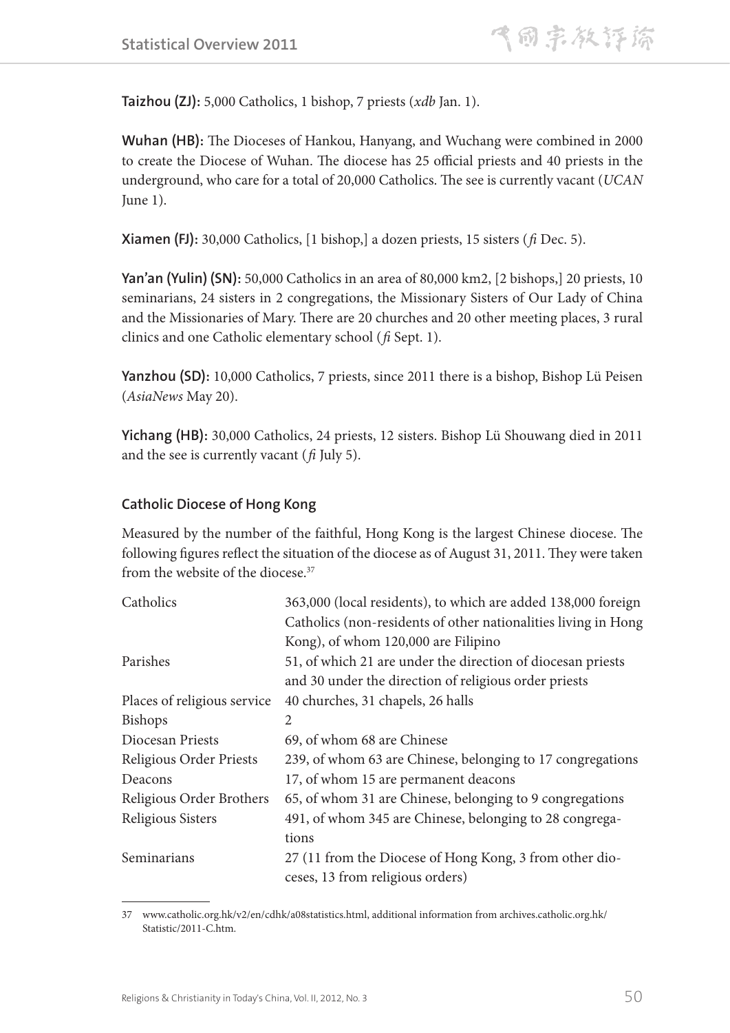**Taizhou (ZJ):** 5,000 Catholics, 1 bishop, 7 priests (*xdb* Jan. 1).

**Wuhan (HB):** The Dioceses of Hankou, Hanyang, and Wuchang were combined in 2000 to create the Diocese of Wuhan. The diocese has 25 official priests and 40 priests in the underground, who care for a total of 20,000 Catholics. The see is currently vacant (*UCAN* June 1).

**Xiamen (FJ):** 30,000 Catholics, [1 bishop,] a dozen priests, 15 sisters (*fi* Dec. 5).

**Yan'an (Yulin) (SN):** 50,000 Catholics in an area of 80,000 km2, [2 bishops,] 20 priests, 10 seminarians, 24 sisters in 2 congregations, the Missionary Sisters of Our Lady of China and the Missionaries of Mary. There are 20 churches and 20 other meeting places, 3 rural clinics and one Catholic elementary school (*fi* Sept. 1).

**Yanzhou (SD):** 10,000 Catholics, 7 priests, since 2011 there is a bishop, Bishop Lü Peisen (*AsiaNews* May 20).

**Yichang (HB):** 30,000 Catholics, 24 priests, 12 sisters. Bishop Lü Shouwang died in 2011 and the see is currently vacant (*fi* July 5).

### Catholic Diocese of Hong Kong

Measured by the number of the faithful, Hong Kong is the largest Chinese diocese. The following figures reflect the situation of the diocese as of August 31, 2011. They were taken from the website of the diocese.[37]

| | |
|---|---|
| Catholics | 363,000 (local residents), to which are added 138,000 foreign Catholics (non-residents of other nationalities living in Hong Kong), of whom 120,000 are Filipino |
| Parishes | 51, of which 21 are under the direction of diocesan priests and 30 under the direction of religious order priests |
| Places of religious service | 40 churches, 31 chapels, 26 halls |
| Bishops | 2 |
| Diocesan Priests | 69, of whom 68 are Chinese |
| Religious Order Priests | 239, of whom 63 are Chinese, belonging to 17 congregations |
| Deacons | 17, of whom 15 are permanent deacons |
| Religious Order Brothers | 65, of whom 31 are Chinese, belonging to 9 congregations |
| Religious Sisters | 491, of whom 345 are Chinese, belonging to 28 congregations |
| Seminarians | 27 (11 from the Diocese of Hong Kong, 3 from other dioceses, 13 from religious orders) |

37 www.catholic.org.hk/v2/en/cdhk/a08statistics.html, additional information from archives.catholic.org.hk/Statistic/2011-C.htm.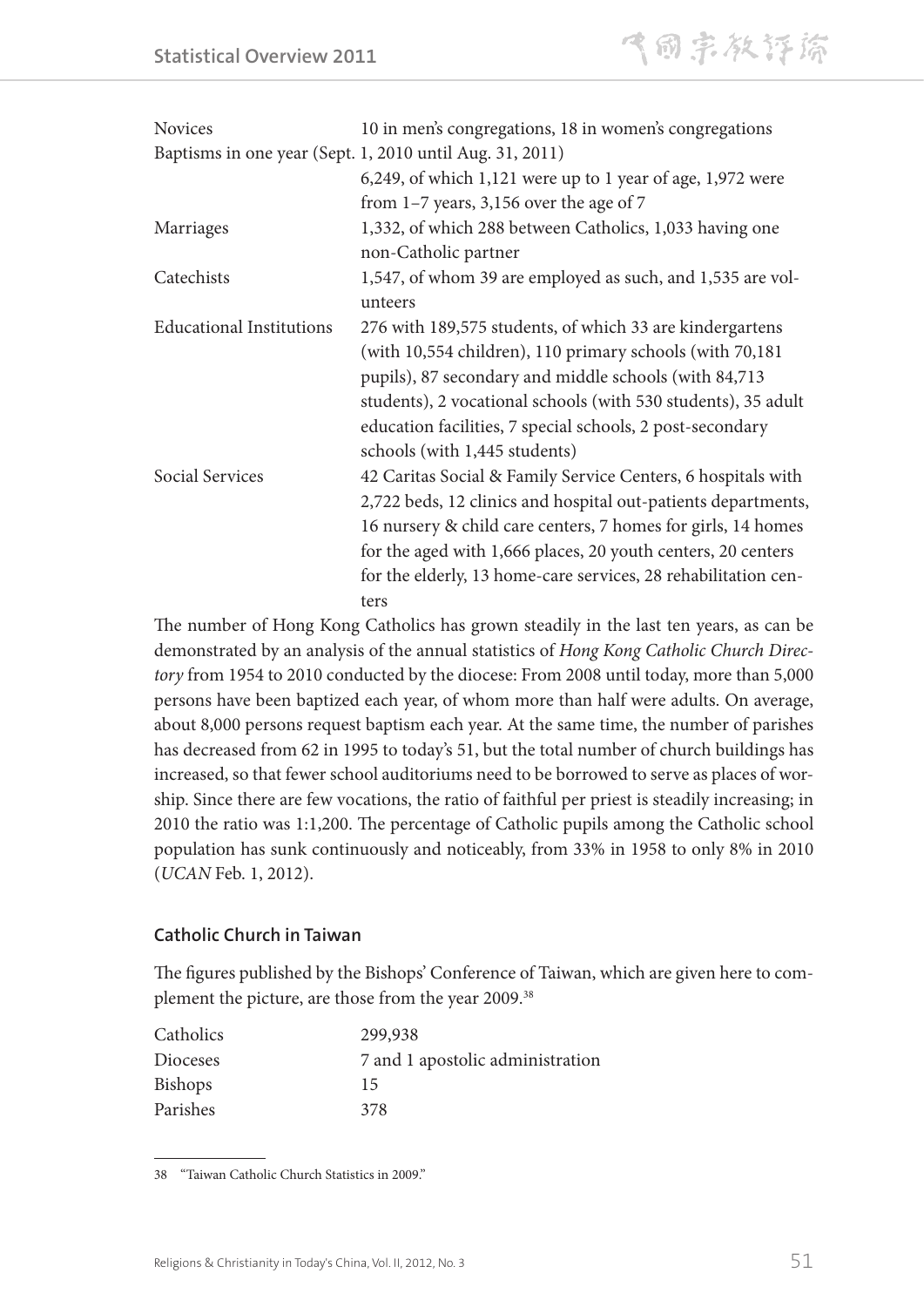| | |
|---|---|
| Novices | 10 in men's congregations, 18 in women's congregations |
| Baptisms in one year (Sept. 1, 2010 until Aug. 31, 2011) | 6,249, of which 1,121 were up to 1 year of age, 1,972 were from 1–7 years, 3,156 over the age of 7 |
| Marriages | 1,332, of which 288 between Catholics, 1,033 having one non-Catholic partner |
| Catechists | 1,547, of whom 39 are employed as such, and 1,535 are volunteers |
| Educational Institutions | 276 with 189,575 students, of which 33 are kindergartens (with 10,554 children), 110 primary schools (with 70,181 pupils), 87 secondary and middle schools (with 84,713 students), 2 vocational schools (with 530 students), 35 adult education facilities, 7 special schools, 2 post-secondary schools (with 1,445 students) |
| Social Services | 42 Caritas Social & Family Service Centers, 6 hospitals with 2,722 beds, 12 clinics and hospital out-patients departments, 16 nursery & child care centers, 7 homes for girls, 14 homes for the aged with 1,666 places, 20 youth centers, 20 centers for the elderly, 13 home-care services, 28 rehabilitation centers |

The number of Hong Kong Catholics has grown steadily in the last ten years, as can be demonstrated by an analysis of the annual statistics of *Hong Kong Catholic Church Directory* from 1954 to 2010 conducted by the diocese: From 2008 until today, more than 5,000 persons have been baptized each year, of whom more than half were adults. On average, about 8,000 persons request baptism each year. At the same time, the number of parishes has decreased from 62 in 1995 to today's 51, but the total number of church buildings has increased, so that fewer school auditoriums need to be borrowed to serve as places of worship. Since there are few vocations, the ratio of faithful per priest is steadily increasing; in 2010 the ratio was 1:1,200. The percentage of Catholic pupils among the Catholic school population has sunk continuously and noticeably, from 33% in 1958 to only 8% in 2010 (*UCAN* Feb. 1, 2012).

### Catholic Church in Taiwan

The figures published by the Bishops' Conference of Taiwan, which are given here to complement the picture, are those from the year 2009.[38]

| | |
|---|---|
| Catholics | 299,938 |
| Dioceses | 7 and 1 apostolic administration |
| Bishops | 15 |
| Parishes | 378 |

38 "Taiwan Catholic Church Statistics in 2009."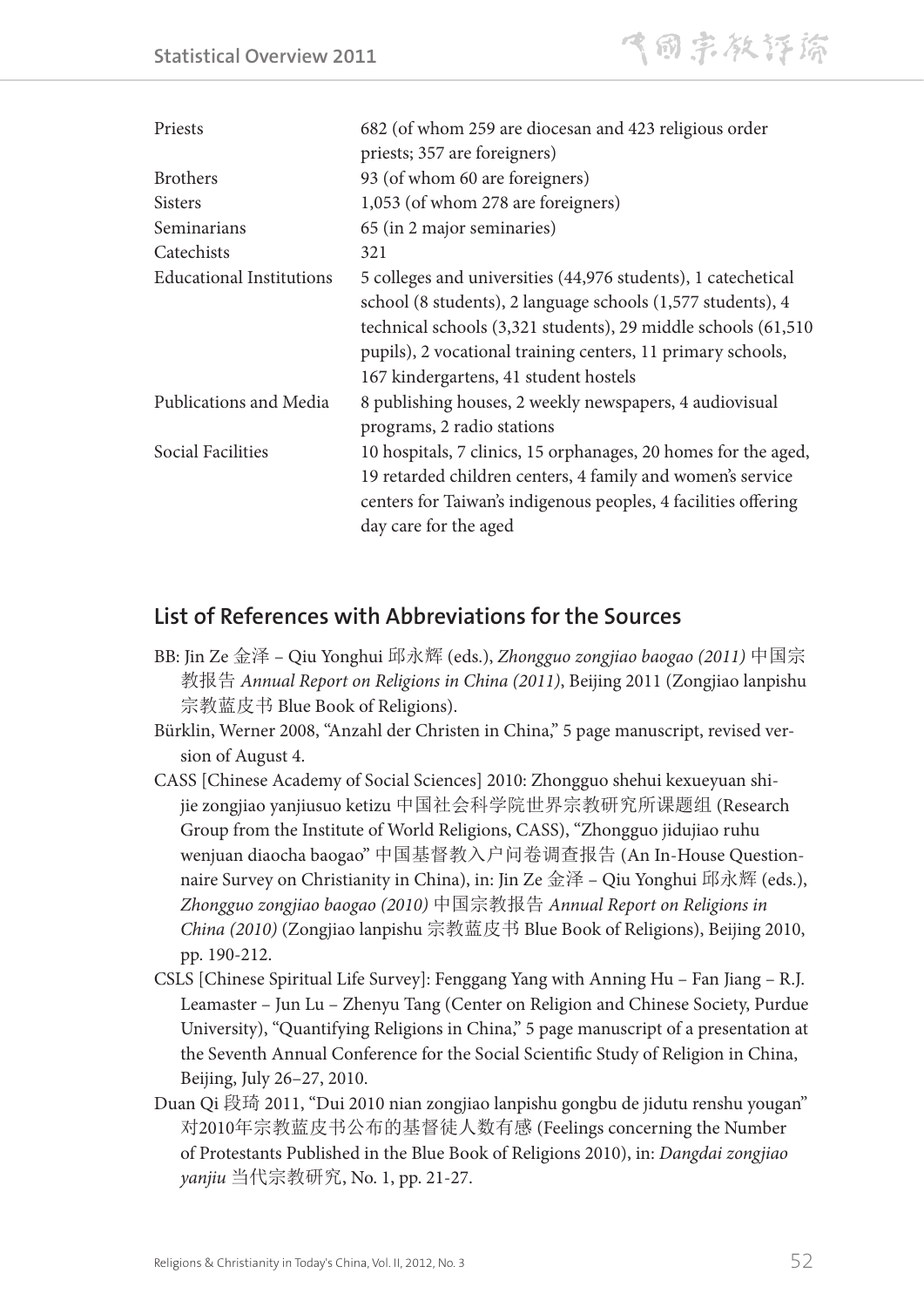| | |
|---|---|
| Priests | 682 (of whom 259 are diocesan and 423 religious order priests; 357 are foreigners) |
| Brothers | 93 (of whom 60 are foreigners) |
| Sisters | 1,053 (of whom 278 are foreigners) |
| Seminarians | 65 (in 2 major seminaries) |
| Catechists | 321 |
| Educational Institutions | 5 colleges and universities (44,976 students), 1 catechetical school (8 students), 2 language schools (1,577 students), 4 technical schools (3,321 students), 29 middle schools (61,510 pupils), 2 vocational training centers, 11 primary schools, 167 kindergartens, 41 student hostels |
| Publications and Media | 8 publishing houses, 2 weekly newspapers, 4 audiovisual programs, 2 radio stations |
| Social Facilities | 10 hospitals, 7 clinics, 15 orphanages, 20 homes for the aged, 19 retarded children centers, 4 family and women's service centers for Taiwan's indigenous peoples, 4 facilities offering day care for the aged |

## List of References with Abbreviations for the Sources

BB: Jin Ze 金泽 – Qiu Yonghui 邱永辉 (eds.), *Zhongguo zongjiao baogao (2011)* 中国宗教报告 *Annual Report on Religions in China (2011)*, Beijing 2011 (Zongjiao lanpishu 宗教蓝皮书 Blue Book of Religions).

Bürklin, Werner 2008, "Anzahl der Christen in China," 5 page manuscript, revised version of August 4.

CASS [Chinese Academy of Social Sciences] 2010: Zhongguo shehui kexueyuan shijie zongjiao yanjiusuo ketizu 中国社会科学院世界宗教研究所课题组 (Research Group from the Institute of World Religions, CASS), "Zhongguo jidujiao ruhu wenjuan diaocha baogao" 中国基督教入户问卷调查报告 (An In-House Questionnaire Survey on Christianity in China), in: Jin Ze 金泽 – Qiu Yonghui 邱永辉 (eds.), *Zhongguo zongjiao baogao (2010)* 中国宗教报告 *Annual Report on Religions in China (2010)* (Zongjiao lanpishu 宗教蓝皮书 Blue Book of Religions), Beijing 2010, pp. 190-212.

CSLS [Chinese Spiritual Life Survey]: Fenggang Yang with Anning Hu – Fan Jiang – R.J. Leamaster – Jun Lu – Zhenyu Tang (Center on Religion and Chinese Society, Purdue University), "Quantifying Religions in China," 5 page manuscript of a presentation at the Seventh Annual Conference for the Social Scientific Study of Religion in China, Beijing, July 26–27, 2010.

Duan Qi 段琦 2011, "Dui 2010 nian zongjiao lanpishu gongbu de jidutu renshu yougan" 对2010年宗教蓝皮书公布的基督徒人数有感 (Feelings concerning the Number of Protestants Published in the Blue Book of Religions 2010), in: *Dangdai zongjiao yanjiu* 当代宗教研究, No. 1, pp. 21-27.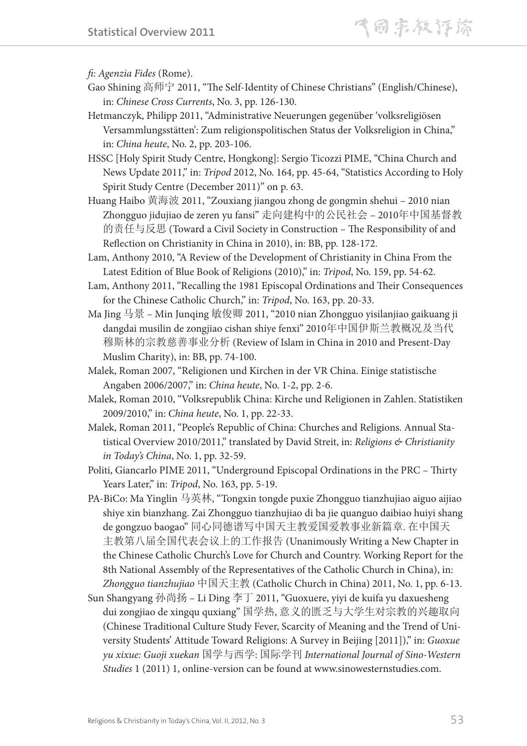*fi*: *Agenzia Fides* (Rome).

Gao Shining 高师宁 2011, "The Self-Identity of Chinese Christians" (English/Chinese), in: *Chinese Cross Currents*, No. 3, pp. 126-130.

Hetmanczyk, Philipp 2011, "Administrative Neuerungen gegenüber 'volksreligiösen Versammlungsstätten': Zum religionspolitischen Status der Volksreligion in China," in: *China heute*, No. 2, pp. 203-106.

HSSC [Holy Spirit Study Centre, Hongkong]: Sergio Ticozzi PIME, "China Church and News Update 2011," in: *Tripod* 2012, No. 164, pp. 45-64, "Statistics According to Holy Spirit Study Centre (December 2011)" on p. 63.

Huang Haibo 黄海波 2011, "Zouxiang jiangou zhong de gongmin shehui – 2010 nian Zhongguo jidujiao de zeren yu fansi" 走向建构中的公民社会 – 2010年中国基督教的责任与反思 (Toward a Civil Society in Construction – The Responsibility of and Reflection on Christianity in China in 2010), in: BB, pp. 128-172.

Lam, Anthony 2010, "A Review of the Development of Christianity in China From the Latest Edition of Blue Book of Religions (2010)," in: *Tripod*, No. 159, pp. 54-62.

Lam, Anthony 2011, "Recalling the 1981 Episcopal Ordinations and Their Consequences for the Chinese Catholic Church," in: *Tripod*, No. 163, pp. 20-33.

Ma Jing 马景 – Min Junqing 敏俊卿 2011, "2010 nian Zhongguo yisilanjiao gaikuang ji dangdai musilin de zongjiao cishan shiye fenxi" 2010年中国伊斯兰教概况及当代穆斯林的宗教慈善事业分析 (Review of Islam in China in 2010 and Present-Day Muslim Charity), in: BB, pp. 74-100.

Malek, Roman 2007, "Religionen und Kirchen in der VR China. Einige statistische Angaben 2006/2007," in: *China heute*, No. 1-2, pp. 2-6.

Malek, Roman 2010, "Volksrepublik China: Kirche und Religionen in Zahlen. Statistiken 2009/2010," in: *China heute*, No. 1, pp. 22-33.

Malek, Roman 2011, "People's Republic of China: Churches and Religions. Annual Statistical Overview 2010/2011," translated by David Streit, in: *Religions & Christianity in Today's China*, No. 1, pp. 32-59.

Politi, Giancarlo PIME 2011, "Underground Episcopal Ordinations in the PRC – Thirty Years Later," in: *Tripod*, No. 163, pp. 5-19.

PA-BiCo: Ma Yinglin 马英林, "Tongxin tongde puxie Zhongguo tianzhujiao aiguo aijiao shiye xin bianzhang. Zai Zhongguo tianzhujiao di ba jie quanguo daibiao huiyi shang de gongzuo baogao" 同心同德谱写中国天主教爱国爱教事业新篇章. 在中国天主教第八届全国代表会议上的工作报告 (Unanimously Writing a New Chapter in the Chinese Catholic Church's Love for Church and Country. Working Report for the 8th National Assembly of the Representatives of the Catholic Church in China), in: *Zhongguo tianzhujiao* 中国天主教 (Catholic Church in China) 2011, No. 1, pp. 6-13.

Sun Shangyang 孙尚扬 – Li Ding 李丁 2011, "Guoxuere, yiyi de kuifa yu daxuesheng dui zongjiao de xingqu quxiang" 国学热, 意义的匮乏与大学生对宗教的兴趣取向 (Chinese Traditional Culture Study Fever, Scarcity of Meaning and the Trend of University Students' Attitude Toward Religions: A Survey in Beijing [2011])," in: *Guoxue yu xixue: Guoji xuekan* 国学与西学: 国际学刊 *International Journal of Sino-Western Studies* 1 (2011) 1, online-version can be found at www.sinowesternstudies.com.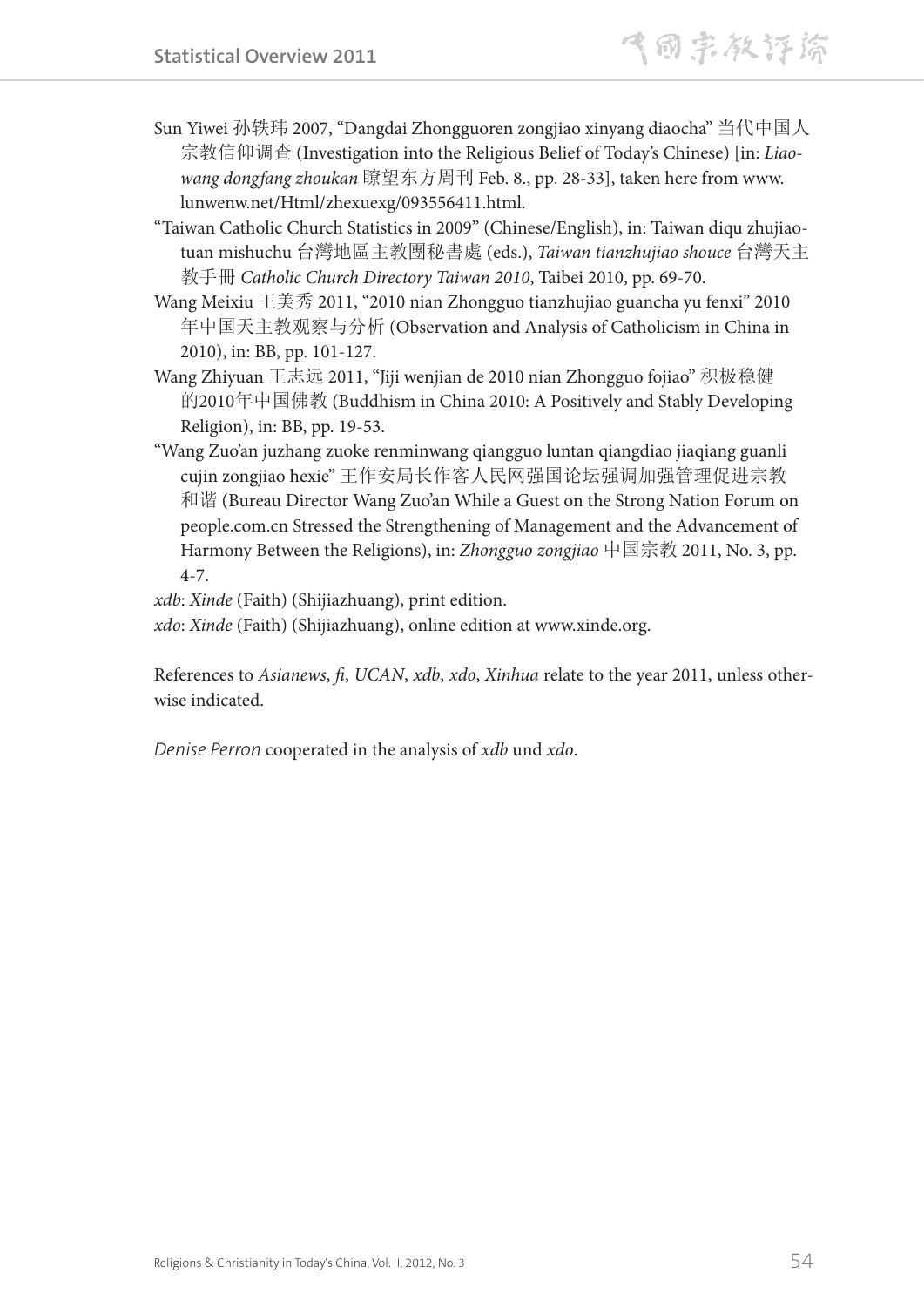Sun Yiwei 孙轶玮 2007, "Dangdai Zhongguoren zongjiao xinyang diaocha" 当代中国人宗教信仰调查 (Investigation into the Religious Belief of Today's Chinese) [in: *Liaowang dongfang zhoukan* 瞭望东方周刊 Feb. 8., pp. 28-33], taken here from www.lunwenw.net/Html/zhexuexg/093556411.html.

"Taiwan Catholic Church Statistics in 2009" (Chinese/English), in: Taiwan diqu zhujiaotuan mishuchu 台灣地區主教團秘書處 (eds.), *Taiwan tianzhujiao shouce* 台灣天主教手冊 *Catholic Church Directory Taiwan 2010*, Taibei 2010, pp. 69-70.

Wang Meixiu 王美秀 2011, "2010 nian Zhongguo tianzhujiao guancha yu fenxi" 2010年中国天主教观察与分析 (Observation and Analysis of Catholicism in China in 2010), in: BB, pp. 101-127.

Wang Zhiyuan 王志远 2011, "Jiji wenjian de 2010 nian Zhongguo fojiao" 积极稳健的2010年中国佛教 (Buddhism in China 2010: A Positively and Stably Developing Religion), in: BB, pp. 19-53.

"Wang Zuo'an juzhang zuoke renminwang qiangguo luntan qiangdiao jiaqiang guanli cujin zongjiao hexie" 王作安局长作客人民网强国论坛强调加强管理促进宗教和谐 (Bureau Director Wang Zuo'an While a Guest on the Strong Nation Forum on people.com.cn Stressed the Strengthening of Management and the Advancement of Harmony Between the Religions), in: *Zhongguo zongjiao* 中国宗教 2011, No. 3, pp. 4-7.

*xdb*: *Xinde* (Faith) (Shijiazhuang), print edition.

*xdo*: *Xinde* (Faith) (Shijiazhuang), online edition at www.xinde.org.

References to *Asianews*, *fi*, *UCAN*, *xdb*, *xdo*, *Xinhua* relate to the year 2011, unless otherwise indicated.

*Denise Perron* cooperated in the analysis of *xdb* und *xdo*.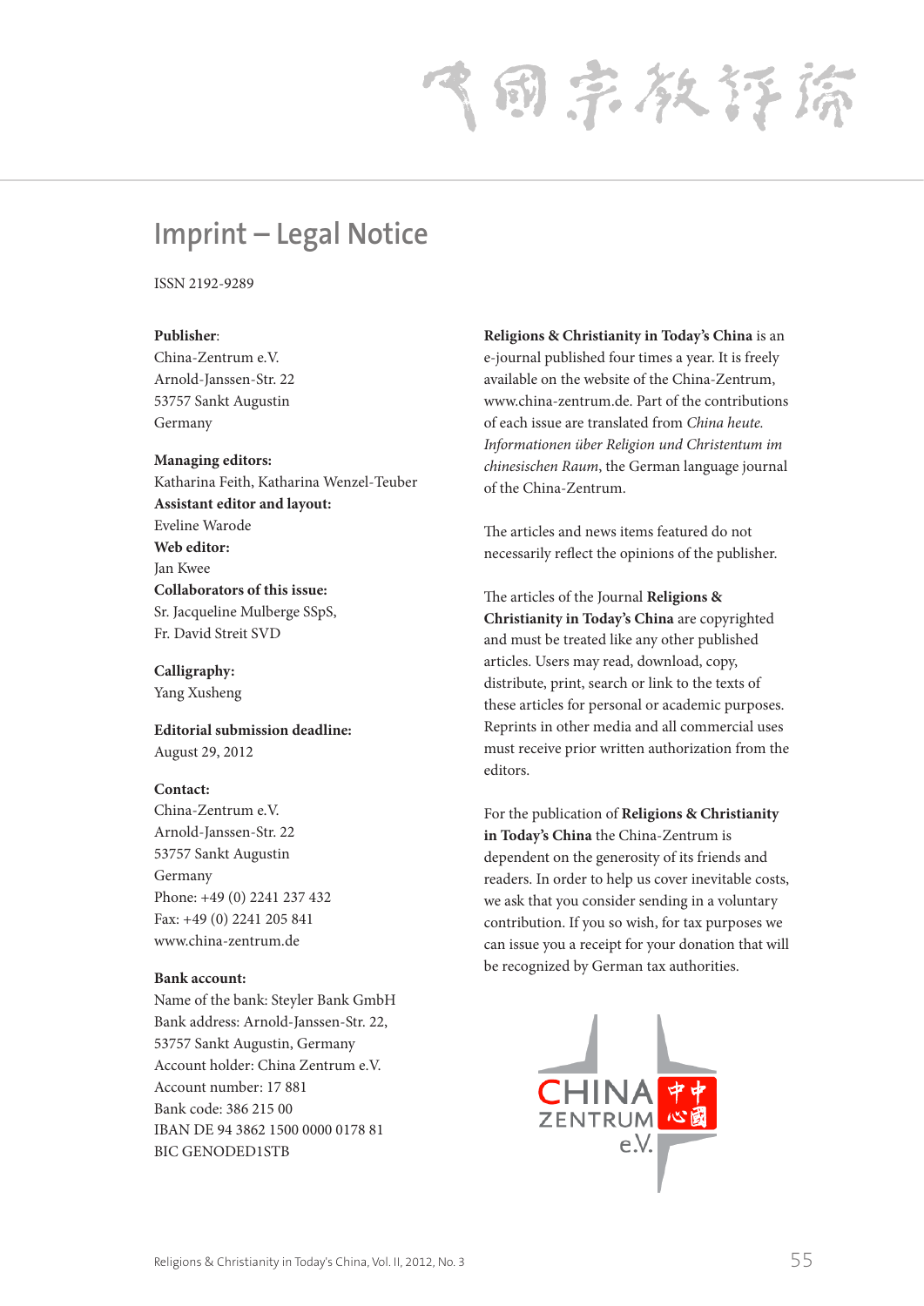# Imprint – Legal Notice

ISSN 2192-9289

**Publisher**:
China-Zentrum e.V.
Arnold-Janssen-Str. 22
53757 Sankt Augustin
Germany

**Managing editors:**
Katharina Feith, Katharina Wenzel-Teuber
**Assistant editor and layout:**
Eveline Warode
**Web editor:**
Jan Kwee
**Collaborators of this issue:**
Sr. Jacqueline Mulberge SSpS,
Fr. David Streit SVD

**Calligraphy:**
Yang Xusheng

**Editorial submission deadline:**
August 29, 2012

**Contact:**
China-Zentrum e.V.
Arnold-Janssen-Str. 22
53757 Sankt Augustin
Germany
Phone: +49 (0) 2241 237 432
Fax: +49 (0) 2241 205 841
www.china-zentrum.de

**Bank account:**
Name of the bank: Steyler Bank GmbH
Bank address: Arnold-Janssen-Str. 22,
53757 Sankt Augustin, Germany
Account holder: China Zentrum e.V.
Account number: 17 881
Bank code: 386 215 00
IBAN DE 94 3862 1500 0000 0178 81
BIC GENODED1STB

**Religions & Christianity in Today's China** is an e-journal published four times a year. It is freely available on the website of the China-Zentrum, www.china-zentrum.de. Part of the contributions of each issue are translated from *China heute. Informationen über Religion und Christentum im chinesischen Raum*, the German language journal of the China-Zentrum.

The articles and news items featured do not necessarily reflect the opinions of the publisher.

The articles of the Journal **Religions & Christianity in Today's China** are copyrighted and must be treated like any other published articles. Users may read, download, copy, distribute, print, search or link to the texts of these articles for personal or academic purposes. Reprints in other media and all commercial uses must receive prior written authorization from the editors.

For the publication of **Religions & Christianity in Today's China** the China-Zentrum is dependent on the generosity of its friends and readers. In order to help us cover inevitable costs, we ask that you consider sending in a voluntary contribution. If you so wish, for tax purposes we can issue you a receipt for your donation that will be recognized by German tax authorities.

CHINA ZENTRUM e.V. 中國中心